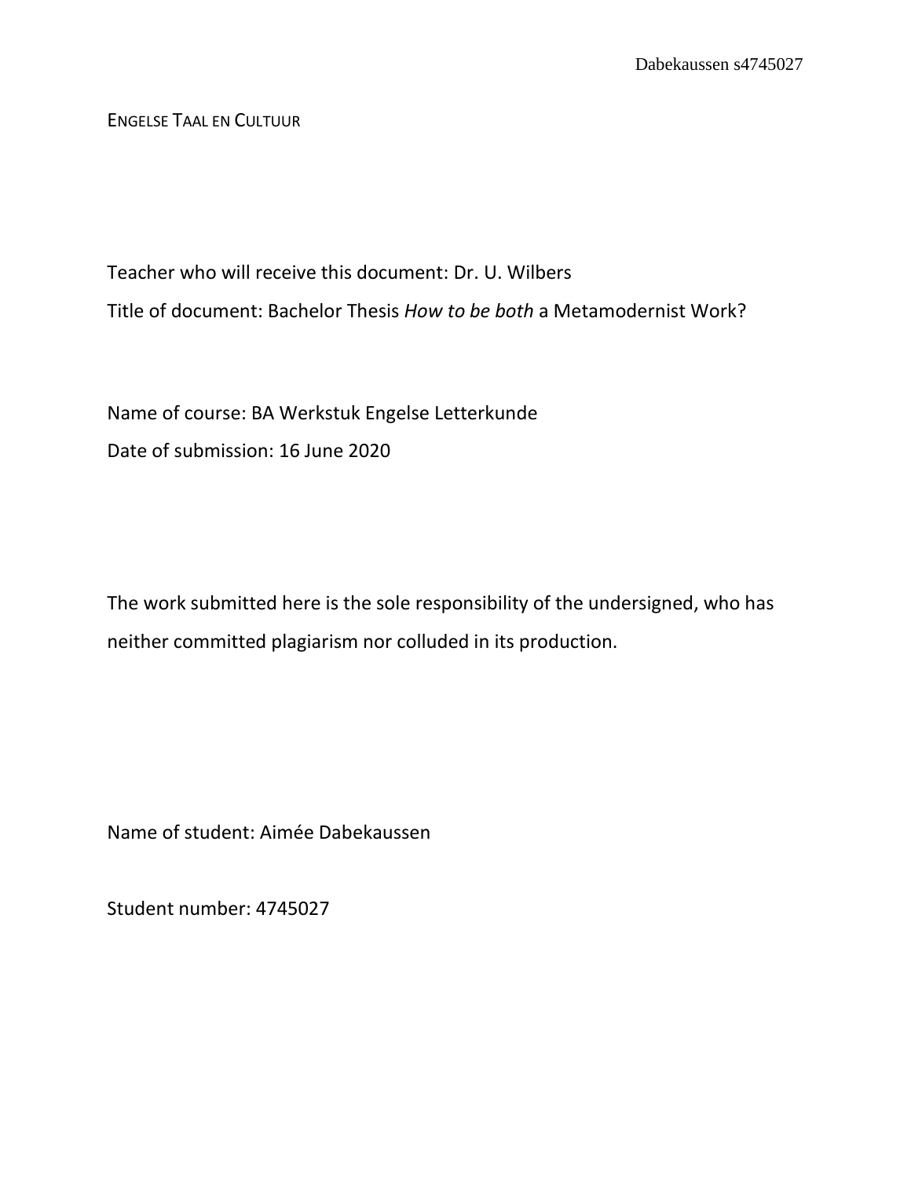ENGELSE TAAL EN CULTUUR

Teacher who will receive this document: Dr. U. Wilbers

Title of document: Bachelor Thesis *How to be both* a Metamodernist Work?

Name of course: BA Werkstuk Engelse Letterkunde

Date of submission: 16 June 2020

The work submitted here is the sole responsibility of the undersigned, who has neither committed plagiarism nor colluded in its production.

Name of student: Aimée Dabekaussen

Student number: 4745027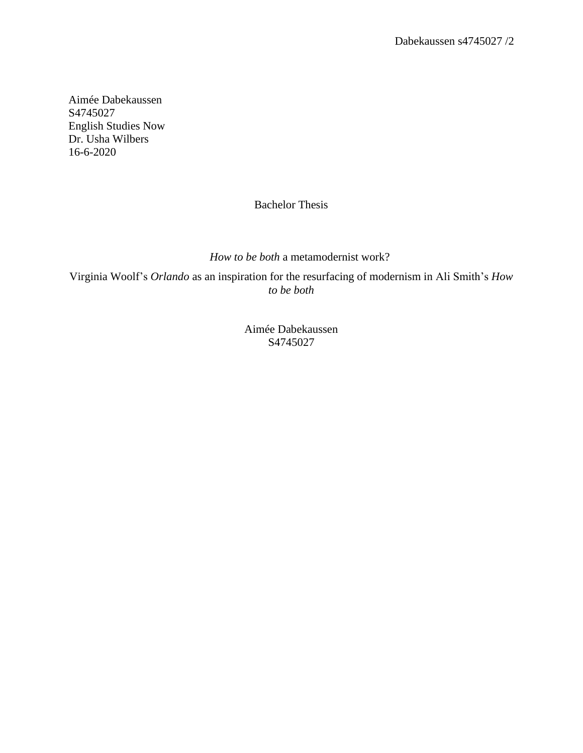Aimée Dabekaussen
S4745027
English Studies Now
Dr. Usha Wilbers
16-6-2020

Bachelor Thesis

# *How to be both* a metamodernist work?

## Virginia Woolf's *Orlando* as an inspiration for the resurfacing of modernism in Ali Smith's *How to be both*

Aimée Dabekaussen
S4745027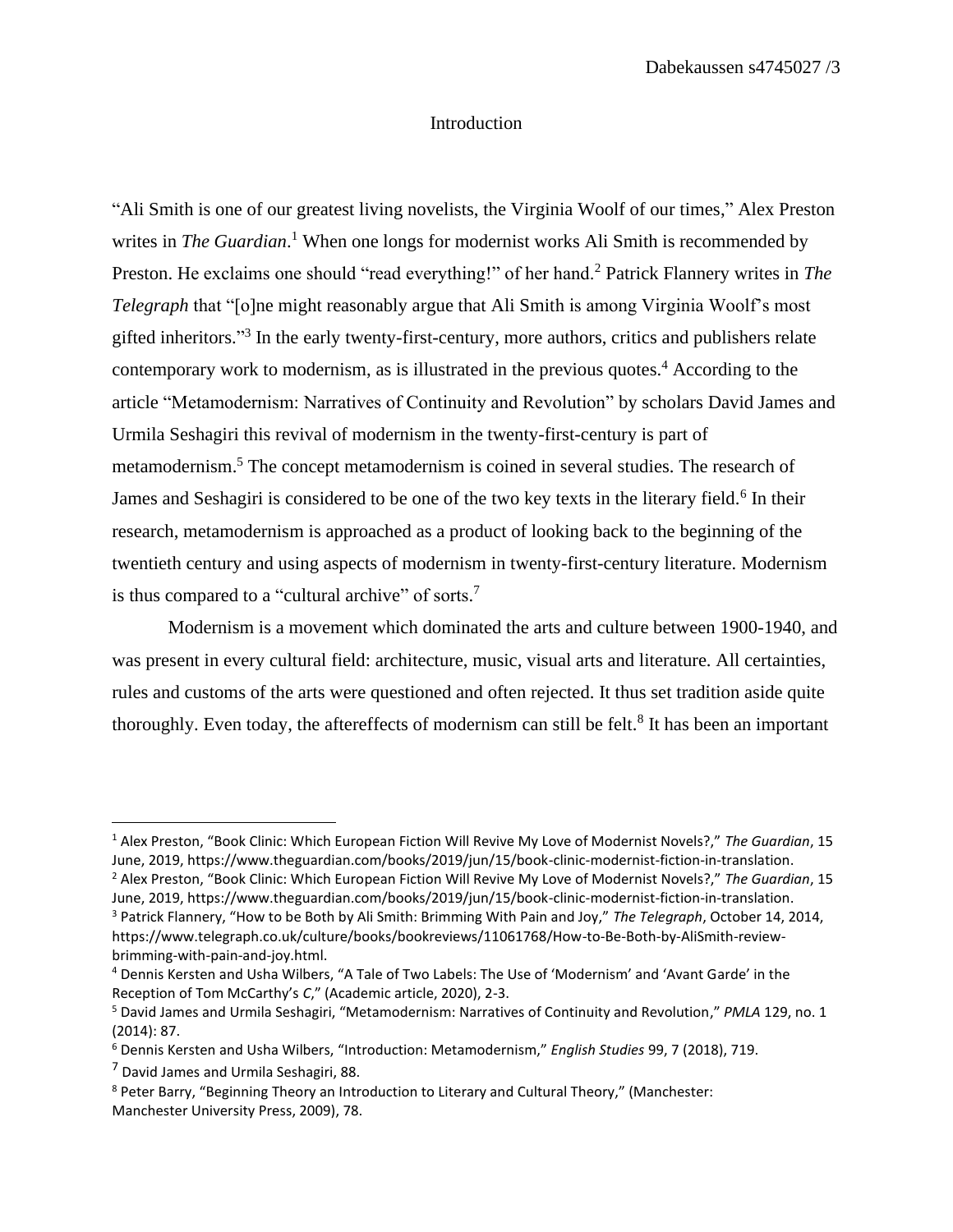# Introduction

"Ali Smith is one of our greatest living novelists, the Virginia Woolf of our times," Alex Preston writes in *The Guardian*.[1] When one longs for modernist works Ali Smith is recommended by Preston. He exclaims one should "read everything!" of her hand.[2] Patrick Flannery writes in *The Telegraph* that "[o]ne might reasonably argue that Ali Smith is among Virginia Woolf's most gifted inheritors."[3] In the early twenty-first-century, more authors, critics and publishers relate contemporary work to modernism, as is illustrated in the previous quotes.[4] According to the article "Metamodernism: Narratives of Continuity and Revolution" by scholars David James and Urmila Seshagiri this revival of modernism in the twenty-first-century is part of metamodernism.[5] The concept metamodernism is coined in several studies. The research of James and Seshagiri is considered to be one of the two key texts in the literary field.[6] In their research, metamodernism is approached as a product of looking back to the beginning of the twentieth century and using aspects of modernism in twenty-first-century literature. Modernism is thus compared to a "cultural archive" of sorts.[7]

Modernism is a movement which dominated the arts and culture between 1900-1940, and was present in every cultural field: architecture, music, visual arts and literature. All certainties, rules and customs of the arts were questioned and often rejected. It thus set tradition aside quite thoroughly. Even today, the aftereffects of modernism can still be felt.[8] It has been an important

---

[1] Alex Preston, "Book Clinic: Which European Fiction Will Revive My Love of Modernist Novels?," *The Guardian*, 15 June, 2019, https://www.theguardian.com/books/2019/jun/15/book-clinic-modernist-fiction-in-translation.

[2] Alex Preston, "Book Clinic: Which European Fiction Will Revive My Love of Modernist Novels?," *The Guardian*, 15 June, 2019, https://www.theguardian.com/books/2019/jun/15/book-clinic-modernist-fiction-in-translation.

[3] Patrick Flannery, "How to be Both by Ali Smith: Brimming With Pain and Joy," *The Telegraph*, October 14, 2014, https://www.telegraph.co.uk/culture/books/bookreviews/11061768/How-to-Be-Both-by-AliSmith-review-brimming-with-pain-and-joy.html.

[4] Dennis Kersten and Usha Wilbers, "A Tale of Two Labels: The Use of 'Modernism' and 'Avant Garde' in the Reception of Tom McCarthy's *C*," (Academic article, 2020), 2-3.

[5] David James and Urmila Seshagiri, "Metamodernism: Narratives of Continuity and Revolution," *PMLA* 129, no. 1 (2014): 87.

[6] Dennis Kersten and Usha Wilbers, "Introduction: Metamodernism," *English Studies* 99, 7 (2018), 719.

[7] David James and Urmila Seshagiri, 88.

[8] Peter Barry, "Beginning Theory an Introduction to Literary and Cultural Theory," (Manchester: Manchester University Press, 2009), 78.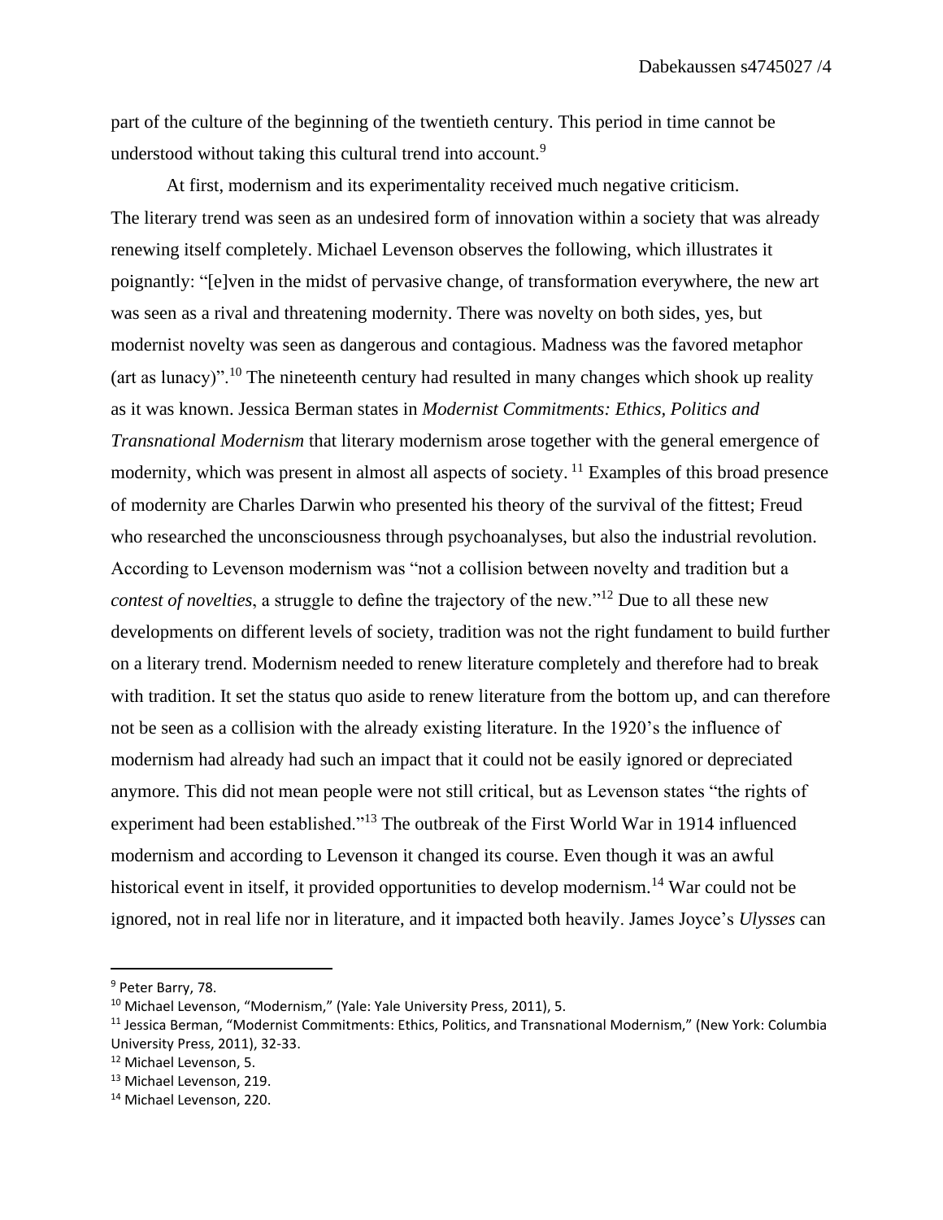part of the culture of the beginning of the twentieth century. This period in time cannot be understood without taking this cultural trend into account.[9]

At first, modernism and its experimentality received much negative criticism. The literary trend was seen as an undesired form of innovation within a society that was already renewing itself completely. Michael Levenson observes the following, which illustrates it poignantly: "[e]ven in the midst of pervasive change, of transformation everywhere, the new art was seen as a rival and threatening modernity. There was novelty on both sides, yes, but modernist novelty was seen as dangerous and contagious. Madness was the favored metaphor (art as lunacy)".[10] The nineteenth century had resulted in many changes which shook up reality as it was known. Jessica Berman states in *Modernist Commitments: Ethics, Politics and Transnational Modernism* that literary modernism arose together with the general emergence of modernity, which was present in almost all aspects of society. [11] Examples of this broad presence of modernity are Charles Darwin who presented his theory of the survival of the fittest; Freud who researched the unconsciousness through psychoanalyses, but also the industrial revolution. According to Levenson modernism was "not a collision between novelty and tradition but a *contest of novelties*, a struggle to define the trajectory of the new."[12] Due to all these new developments on different levels of society, tradition was not the right fundament to build further on a literary trend. Modernism needed to renew literature completely and therefore had to break with tradition. It set the status quo aside to renew literature from the bottom up, and can therefore not be seen as a collision with the already existing literature. In the 1920's the influence of modernism had already had such an impact that it could not be easily ignored or depreciated anymore. This did not mean people were not still critical, but as Levenson states "the rights of experiment had been established."[13] The outbreak of the First World War in 1914 influenced modernism and according to Levenson it changed its course. Even though it was an awful historical event in itself, it provided opportunities to develop modernism.[14] War could not be ignored, not in real life nor in literature, and it impacted both heavily. James Joyce's *Ulysses* can

[9] Peter Barry, 78.

[10] Michael Levenson, "Modernism," (Yale: Yale University Press, 2011), 5.

[11] Jessica Berman, "Modernist Commitments: Ethics, Politics, and Transnational Modernism," (New York: Columbia University Press, 2011), 32-33.

[12] Michael Levenson, 5.

[13] Michael Levenson, 219.

[14] Michael Levenson, 220.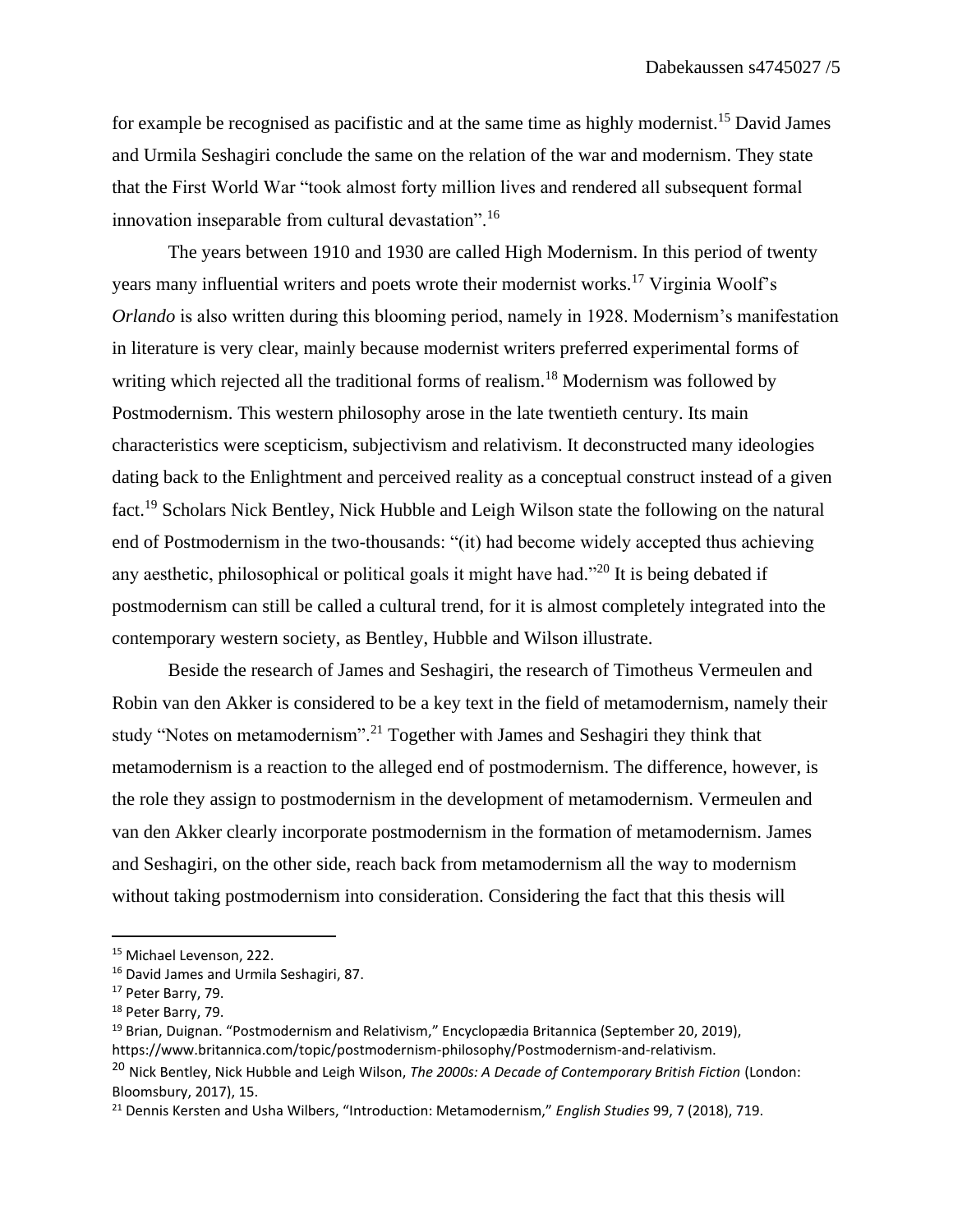for example be recognised as pacifistic and at the same time as highly modernist.[15] David James and Urmila Seshagiri conclude the same on the relation of the war and modernism. They state that the First World War "took almost forty million lives and rendered all subsequent formal innovation inseparable from cultural devastation".[16]

The years between 1910 and 1930 are called High Modernism. In this period of twenty years many influential writers and poets wrote their modernist works.[17] Virginia Woolf's *Orlando* is also written during this blooming period, namely in 1928. Modernism's manifestation in literature is very clear, mainly because modernist writers preferred experimental forms of writing which rejected all the traditional forms of realism.[18] Modernism was followed by Postmodernism. This western philosophy arose in the late twentieth century. Its main characteristics were scepticism, subjectivism and relativism. It deconstructed many ideologies dating back to the Enlightment and perceived reality as a conceptual construct instead of a given fact.[19] Scholars Nick Bentley, Nick Hubble and Leigh Wilson state the following on the natural end of Postmodernism in the two-thousands: "(it) had become widely accepted thus achieving any aesthetic, philosophical or political goals it might have had."[20] It is being debated if postmodernism can still be called a cultural trend, for it is almost completely integrated into the contemporary western society, as Bentley, Hubble and Wilson illustrate.

Beside the research of James and Seshagiri, the research of Timotheus Vermeulen and Robin van den Akker is considered to be a key text in the field of metamodernism, namely their study "Notes on metamodernism".[21] Together with James and Seshagiri they think that metamodernism is a reaction to the alleged end of postmodernism. The difference, however, is the role they assign to postmodernism in the development of metamodernism. Vermeulen and van den Akker clearly incorporate postmodernism in the formation of metamodernism. James and Seshagiri, on the other side, reach back from metamodernism all the way to modernism without taking postmodernism into consideration. Considering the fact that this thesis will

---

[15] Michael Levenson, 222.

[16] David James and Urmila Seshagiri, 87.

[17] Peter Barry, 79.

[18] Peter Barry, 79.

[19] Brian, Duignan. "Postmodernism and Relativism," Encyclopædia Britannica (September 20, 2019), https://www.britannica.com/topic/postmodernism-philosophy/Postmodernism-and-relativism.

[20] Nick Bentley, Nick Hubble and Leigh Wilson, *The 2000s: A Decade of Contemporary British Fiction* (London: Bloomsbury, 2017), 15.

[21] Dennis Kersten and Usha Wilbers, "Introduction: Metamodernism," *English Studies* 99, 7 (2018), 719.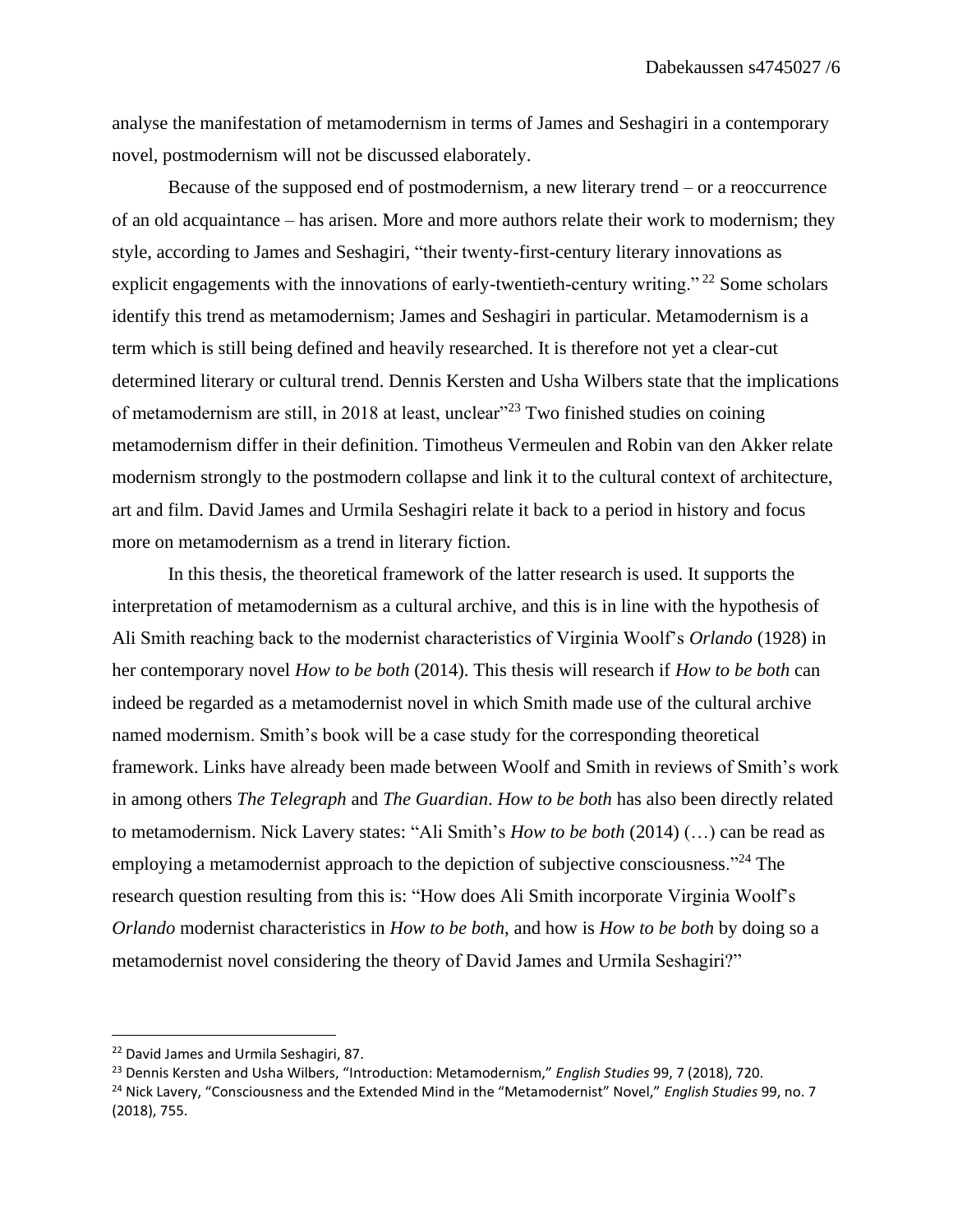analyse the manifestation of metamodernism in terms of James and Seshagiri in a contemporary novel, postmodernism will not be discussed elaborately.

Because of the supposed end of postmodernism, a new literary trend – or a reoccurrence of an old acquaintance – has arisen. More and more authors relate their work to modernism; they style, according to James and Seshagiri, "their twenty-first-century literary innovations as explicit engagements with the innovations of early-twentieth-century writing." [22] Some scholars identify this trend as metamodernism; James and Seshagiri in particular. Metamodernism is a term which is still being defined and heavily researched. It is therefore not yet a clear-cut determined literary or cultural trend. Dennis Kersten and Usha Wilbers state that the implications of metamodernism are still, in 2018 at least, unclear"[23] Two finished studies on coining metamodernism differ in their definition. Timotheus Vermeulen and Robin van den Akker relate modernism strongly to the postmodern collapse and link it to the cultural context of architecture, art and film. David James and Urmila Seshagiri relate it back to a period in history and focus more on metamodernism as a trend in literary fiction.

In this thesis, the theoretical framework of the latter research is used. It supports the interpretation of metamodernism as a cultural archive, and this is in line with the hypothesis of Ali Smith reaching back to the modernist characteristics of Virginia Woolf's *Orlando* (1928) in her contemporary novel *How to be both* (2014). This thesis will research if *How to be both* can indeed be regarded as a metamodernist novel in which Smith made use of the cultural archive named modernism. Smith's book will be a case study for the corresponding theoretical framework. Links have already been made between Woolf and Smith in reviews of Smith's work in among others *The Telegraph* and *The Guardian*. *How to be both* has also been directly related to metamodernism. Nick Lavery states: "Ali Smith's *How to be both* (2014) (…) can be read as employing a metamodernist approach to the depiction of subjective consciousness."[24] The research question resulting from this is: "How does Ali Smith incorporate Virginia Woolf's *Orlando* modernist characteristics in *How to be both*, and how is *How to be both* by doing so a metamodernist novel considering the theory of David James and Urmila Seshagiri?"

---

[22] David James and Urmila Seshagiri, 87.

[23] Dennis Kersten and Usha Wilbers, "Introduction: Metamodernism," *English Studies* 99, 7 (2018), 720.

[24] Nick Lavery, "Consciousness and the Extended Mind in the "Metamodernist" Novel," *English Studies* 99, no. 7 (2018), 755.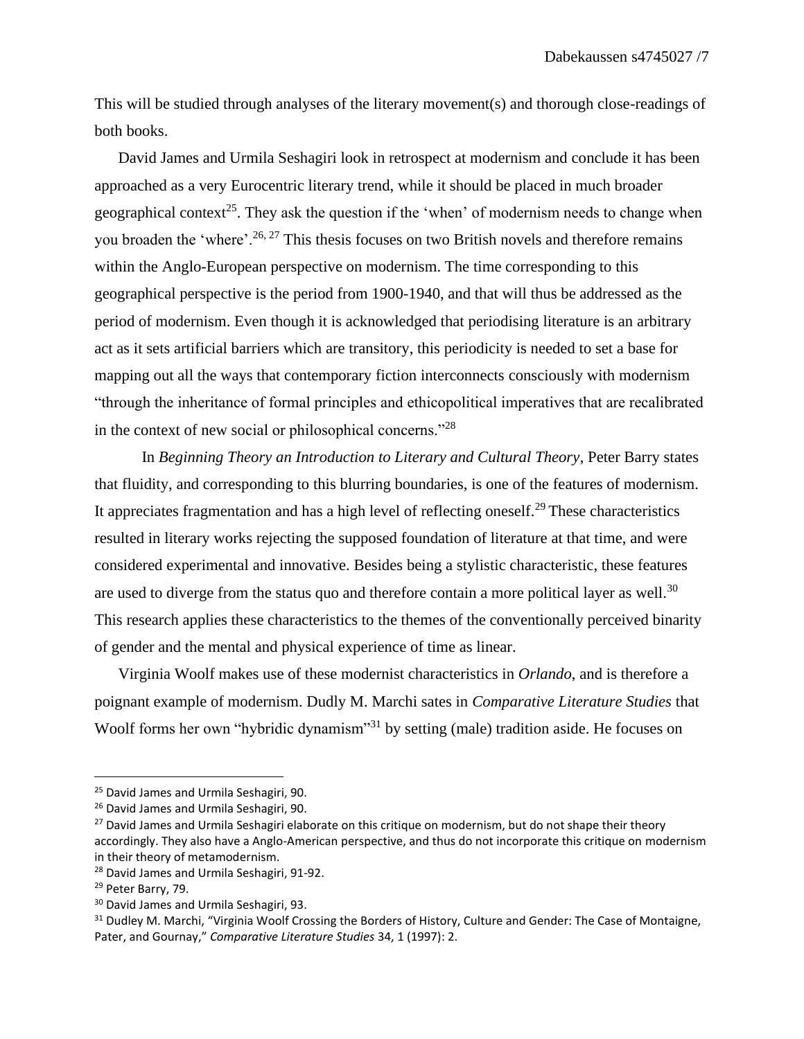This will be studied through analyses of the literary movement(s) and thorough close-readings of both books.

David James and Urmila Seshagiri look in retrospect at modernism and conclude it has been approached as a very Eurocentric literary trend, while it should be placed in much broader geographical context[25]. They ask the question if the 'when' of modernism needs to change when you broaden the 'where'.[26, 27] This thesis focuses on two British novels and therefore remains within the Anglo-European perspective on modernism. The time corresponding to this geographical perspective is the period from 1900-1940, and that will thus be addressed as the period of modernism. Even though it is acknowledged that periodising literature is an arbitrary act as it sets artificial barriers which are transitory, this periodicity is needed to set a base for mapping out all the ways that contemporary fiction interconnects consciously with modernism "through the inheritance of formal principles and ethicopolitical imperatives that are recalibrated in the context of new social or philosophical concerns."[28]

In *Beginning Theory an Introduction to Literary and Cultural Theory*, Peter Barry states that fluidity, and corresponding to this blurring boundaries, is one of the features of modernism. It appreciates fragmentation and has a high level of reflecting oneself.[29] These characteristics resulted in literary works rejecting the supposed foundation of literature at that time, and were considered experimental and innovative. Besides being a stylistic characteristic, these features are used to diverge from the status quo and therefore contain a more political layer as well.[30] This research applies these characteristics to the themes of the conventionally perceived binarity of gender and the mental and physical experience of time as linear.

Virginia Woolf makes use of these modernist characteristics in *Orlando*, and is therefore a poignant example of modernism. Dudly M. Marchi sates in *Comparative Literature Studies* that Woolf forms her own "hybridic dynamism"[31] by setting (male) tradition aside. He focuses on

---

[25] David James and Urmila Seshagiri, 90.

[26] David James and Urmila Seshagiri, 90.

[27] David James and Urmila Seshagiri elaborate on this critique on modernism, but do not shape their theory accordingly. They also have a Anglo-American perspective, and thus do not incorporate this critique on modernism in their theory of metamodernism.

[28] David James and Urmila Seshagiri, 91-92.

[29] Peter Barry, 79.

[30] David James and Urmila Seshagiri, 93.

[31] Dudley M. Marchi, "Virginia Woolf Crossing the Borders of History, Culture and Gender: The Case of Montaigne, Pater, and Gournay," *Comparative Literature Studies* 34, 1 (1997): 2.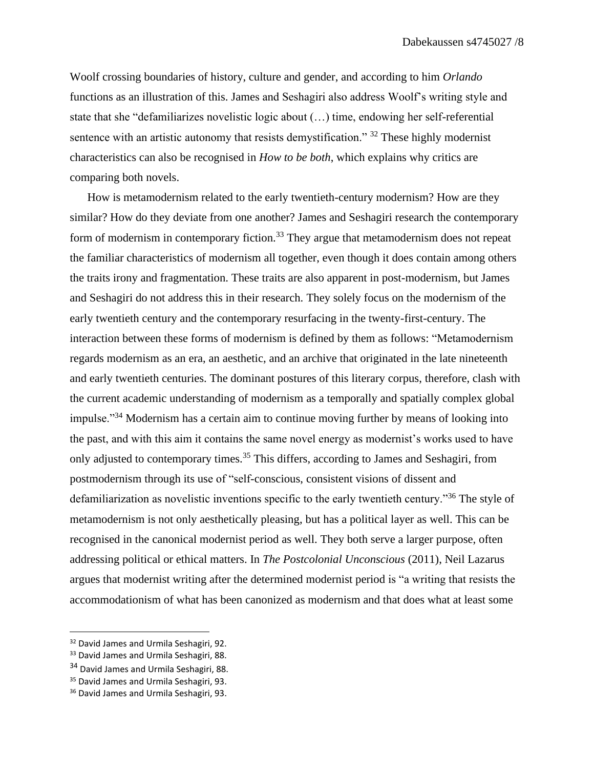Woolf crossing boundaries of history, culture and gender, and according to him *Orlando* functions as an illustration of this. James and Seshagiri also address Woolf's writing style and state that she "defamiliarizes novelistic logic about (…) time, endowing her self-referential sentence with an artistic autonomy that resists demystification." [32] These highly modernist characteristics can also be recognised in *How to be both*, which explains why critics are comparing both novels.

How is metamodernism related to the early twentieth-century modernism? How are they similar? How do they deviate from one another? James and Seshagiri research the contemporary form of modernism in contemporary fiction.[33] They argue that metamodernism does not repeat the familiar characteristics of modernism all together, even though it does contain among others the traits irony and fragmentation. These traits are also apparent in post-modernism, but James and Seshagiri do not address this in their research. They solely focus on the modernism of the early twentieth century and the contemporary resurfacing in the twenty-first-century. The interaction between these forms of modernism is defined by them as follows: "Metamodernism regards modernism as an era, an aesthetic, and an archive that originated in the late nineteenth and early twentieth centuries. The dominant postures of this literary corpus, therefore, clash with the current academic understanding of modernism as a temporally and spatially complex global impulse."[34] Modernism has a certain aim to continue moving further by means of looking into the past, and with this aim it contains the same novel energy as modernist's works used to have only adjusted to contemporary times.[35] This differs, according to James and Seshagiri, from postmodernism through its use of "self-conscious, consistent visions of dissent and defamiliarization as novelistic inventions specific to the early twentieth century."[36] The style of metamodernism is not only aesthetically pleasing, but has a political layer as well. This can be recognised in the canonical modernist period as well. They both serve a larger purpose, often addressing political or ethical matters. In *The Postcolonial Unconscious* (2011), Neil Lazarus argues that modernist writing after the determined modernist period is "a writing that resists the accommodationism of what has been canonized as modernism and that does what at least some

---

[32] David James and Urmila Seshagiri, 92.
[33] David James and Urmila Seshagiri, 88.
[34] David James and Urmila Seshagiri, 88.
[35] David James and Urmila Seshagiri, 93.
[36] David James and Urmila Seshagiri, 93.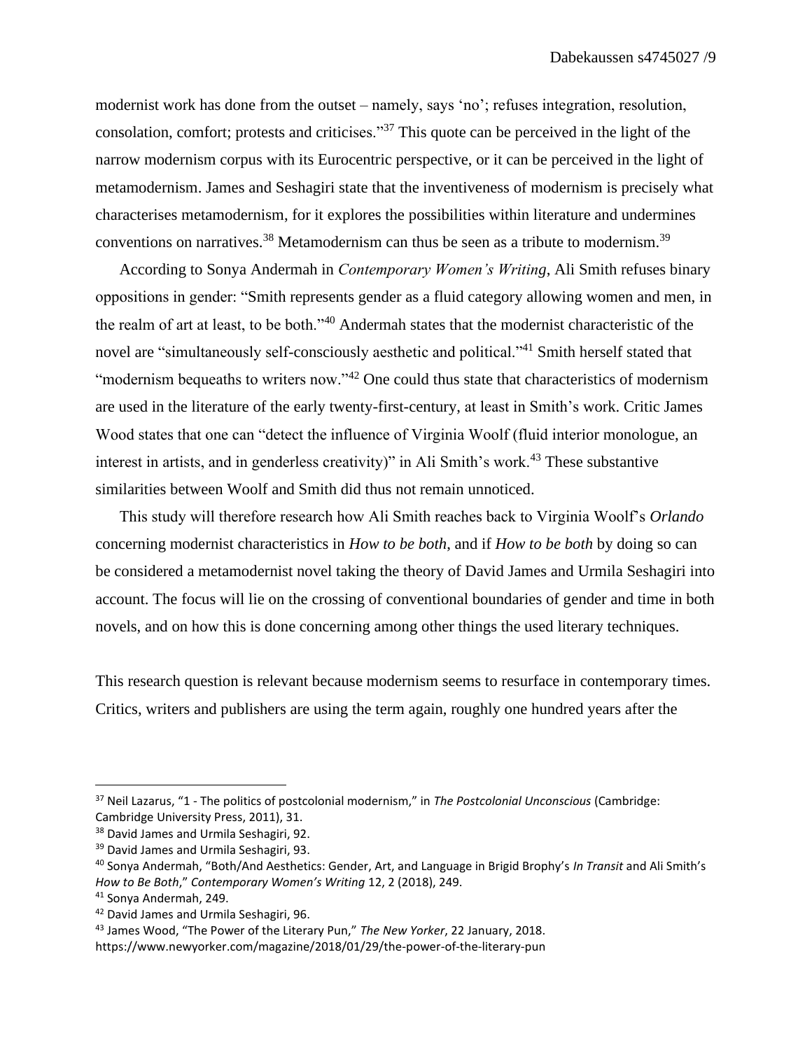modernist work has done from the outset – namely, says 'no'; refuses integration, resolution, consolation, comfort; protests and criticises."[37] This quote can be perceived in the light of the narrow modernism corpus with its Eurocentric perspective, or it can be perceived in the light of metamodernism. James and Seshagiri state that the inventiveness of modernism is precisely what characterises metamodernism, for it explores the possibilities within literature and undermines conventions on narratives.[38] Metamodernism can thus be seen as a tribute to modernism.[39]

According to Sonya Andermah in *Contemporary Women's Writing*, Ali Smith refuses binary oppositions in gender: "Smith represents gender as a fluid category allowing women and men, in the realm of art at least, to be both."[40] Andermah states that the modernist characteristic of the novel are "simultaneously self-consciously aesthetic and political."[41] Smith herself stated that "modernism bequeaths to writers now."[42] One could thus state that characteristics of modernism are used in the literature of the early twenty-first-century, at least in Smith's work. Critic James Wood states that one can "detect the influence of Virginia Woolf (fluid interior monologue, an interest in artists, and in genderless creativity)" in Ali Smith's work.[43] These substantive similarities between Woolf and Smith did thus not remain unnoticed.

This study will therefore research how Ali Smith reaches back to Virginia Woolf's *Orlando* concerning modernist characteristics in *How to be both*, and if *How to be both* by doing so can be considered a metamodernist novel taking the theory of David James and Urmila Seshagiri into account. The focus will lie on the crossing of conventional boundaries of gender and time in both novels, and on how this is done concerning among other things the used literary techniques.

This research question is relevant because modernism seems to resurface in contemporary times. Critics, writers and publishers are using the term again, roughly one hundred years after the

---

[37] Neil Lazarus, "1 - The politics of postcolonial modernism," in *The Postcolonial Unconscious* (Cambridge: Cambridge University Press, 2011), 31.

[38] David James and Urmila Seshagiri, 92.

[39] David James and Urmila Seshagiri, 93.

[40] Sonya Andermah, "Both/And Aesthetics: Gender, Art, and Language in Brigid Brophy's *In Transit* and Ali Smith's *How to Be Both*," *Contemporary Women's Writing* 12, 2 (2018), 249.

[41] Sonya Andermah, 249.

[42] David James and Urmila Seshagiri, 96.

[43] James Wood, "The Power of the Literary Pun," *The New Yorker*, 22 January, 2018. https://www.newyorker.com/magazine/2018/01/29/the-power-of-the-literary-pun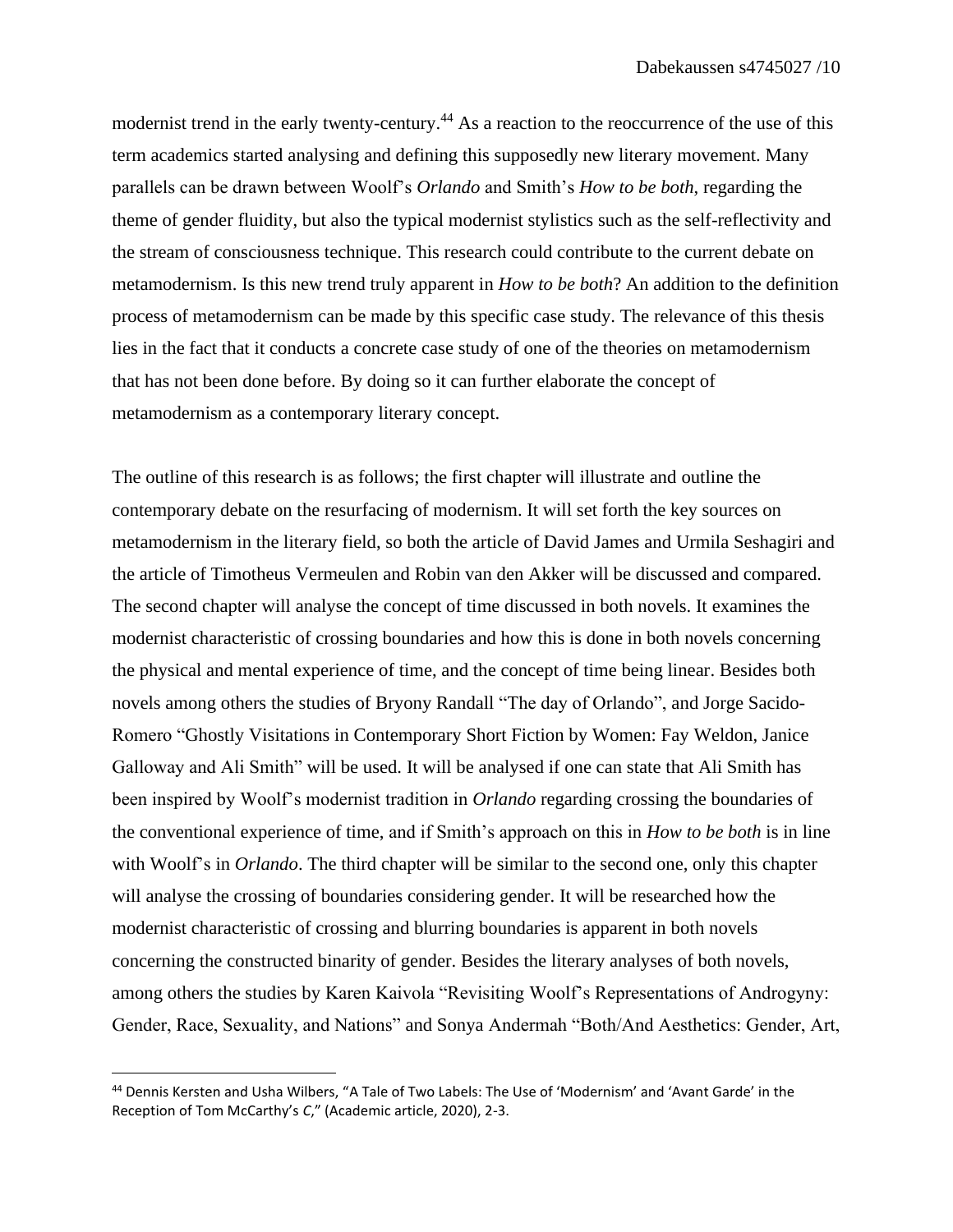modernist trend in the early twenty-century.[44] As a reaction to the reoccurrence of the use of this term academics started analysing and defining this supposedly new literary movement. Many parallels can be drawn between Woolf's *Orlando* and Smith's *How to be both*, regarding the theme of gender fluidity, but also the typical modernist stylistics such as the self-reflectivity and the stream of consciousness technique. This research could contribute to the current debate on metamodernism. Is this new trend truly apparent in *How to be both*? An addition to the definition process of metamodernism can be made by this specific case study. The relevance of this thesis lies in the fact that it conducts a concrete case study of one of the theories on metamodernism that has not been done before. By doing so it can further elaborate the concept of metamodernism as a contemporary literary concept.

The outline of this research is as follows; the first chapter will illustrate and outline the contemporary debate on the resurfacing of modernism. It will set forth the key sources on metamodernism in the literary field, so both the article of David James and Urmila Seshagiri and the article of Timotheus Vermeulen and Robin van den Akker will be discussed and compared. The second chapter will analyse the concept of time discussed in both novels. It examines the modernist characteristic of crossing boundaries and how this is done in both novels concerning the physical and mental experience of time, and the concept of time being linear. Besides both novels among others the studies of Bryony Randall "The day of Orlando", and Jorge Sacido-Romero "Ghostly Visitations in Contemporary Short Fiction by Women: Fay Weldon, Janice Galloway and Ali Smith" will be used. It will be analysed if one can state that Ali Smith has been inspired by Woolf's modernist tradition in *Orlando* regarding crossing the boundaries of the conventional experience of time, and if Smith's approach on this in *How to be both* is in line with Woolf's in *Orlando*. The third chapter will be similar to the second one, only this chapter will analyse the crossing of boundaries considering gender. It will be researched how the modernist characteristic of crossing and blurring boundaries is apparent in both novels concerning the constructed binarity of gender. Besides the literary analyses of both novels, among others the studies by Karen Kaivola "Revisiting Woolf's Representations of Androgyny: Gender, Race, Sexuality, and Nations" and Sonya Andermah "Both/And Aesthetics: Gender, Art,

[44] Dennis Kersten and Usha Wilbers, "A Tale of Two Labels: The Use of 'Modernism' and 'Avant Garde' in the Reception of Tom McCarthy's *C*," (Academic article, 2020), 2-3.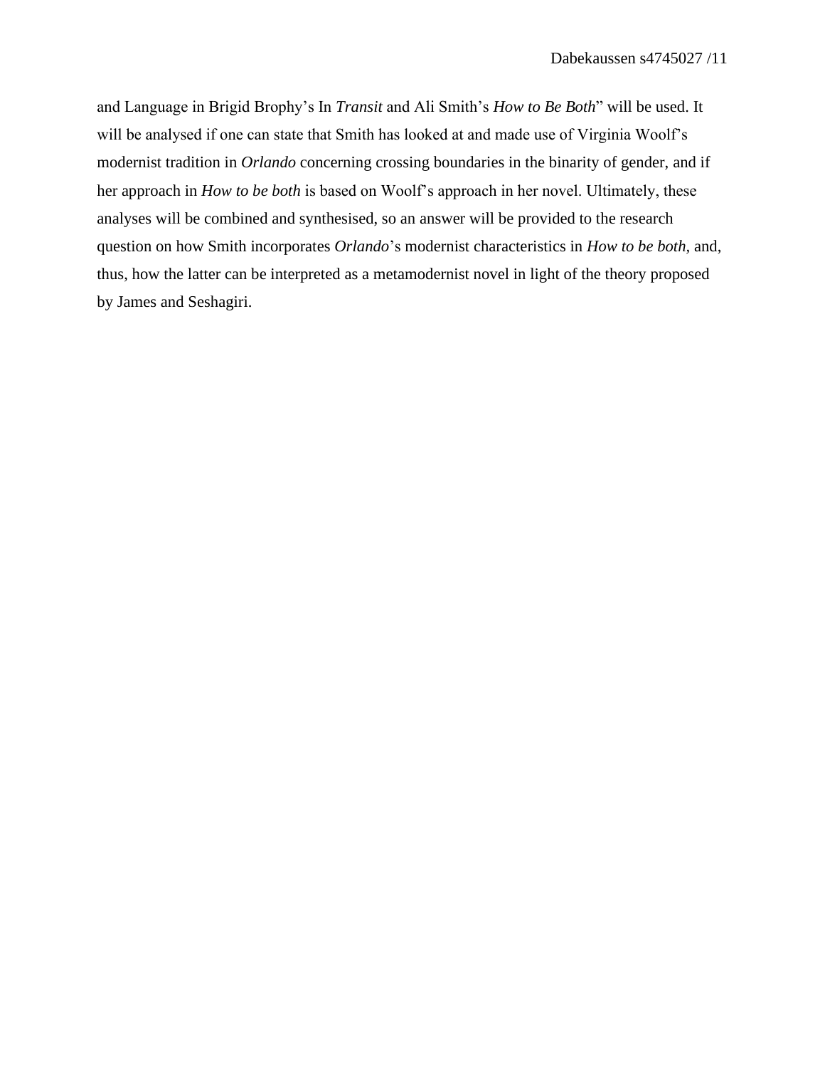and Language in Brigid Brophy's In *Transit* and Ali Smith's *How to Be Both*" will be used. It will be analysed if one can state that Smith has looked at and made use of Virginia Woolf's modernist tradition in *Orlando* concerning crossing boundaries in the binarity of gender, and if her approach in *How to be both* is based on Woolf's approach in her novel. Ultimately, these analyses will be combined and synthesised, so an answer will be provided to the research question on how Smith incorporates *Orlando*'s modernist characteristics in *How to be both*, and, thus, how the latter can be interpreted as a metamodernist novel in light of the theory proposed by James and Seshagiri.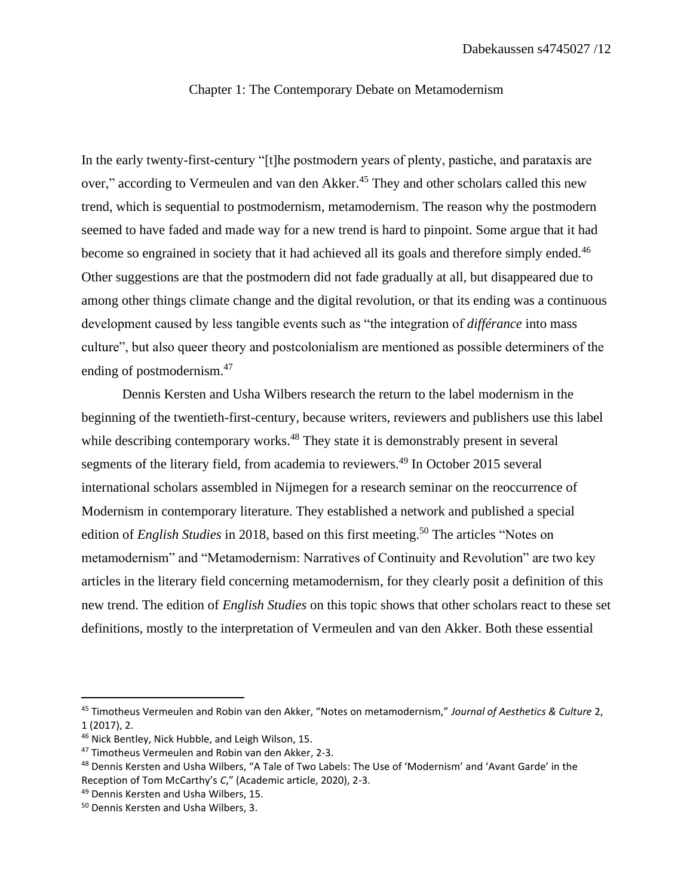## Chapter 1: The Contemporary Debate on Metamodernism

In the early twenty-first-century "[t]he postmodern years of plenty, pastiche, and parataxis are over," according to Vermeulen and van den Akker.[45] They and other scholars called this new trend, which is sequential to postmodernism, metamodernism. The reason why the postmodern seemed to have faded and made way for a new trend is hard to pinpoint. Some argue that it had become so engrained in society that it had achieved all its goals and therefore simply ended.[46] Other suggestions are that the postmodern did not fade gradually at all, but disappeared due to among other things climate change and the digital revolution, or that its ending was a continuous development caused by less tangible events such as "the integration of *différance* into mass culture", but also queer theory and postcolonialism are mentioned as possible determiners of the ending of postmodernism.[47]

Dennis Kersten and Usha Wilbers research the return to the label modernism in the beginning of the twentieth-first-century, because writers, reviewers and publishers use this label while describing contemporary works.[48] They state it is demonstrably present in several segments of the literary field, from academia to reviewers.[49] In October 2015 several international scholars assembled in Nijmegen for a research seminar on the reoccurrence of Modernism in contemporary literature. They established a network and published a special edition of *English Studies* in 2018, based on this first meeting.[50] The articles "Notes on metamodernism" and "Metamodernism: Narratives of Continuity and Revolution" are two key articles in the literary field concerning metamodernism, for they clearly posit a definition of this new trend. The edition of *English Studies* on this topic shows that other scholars react to these set definitions, mostly to the interpretation of Vermeulen and van den Akker. Both these essential

---

[45] Timotheus Vermeulen and Robin van den Akker, "Notes on metamodernism," *Journal of Aesthetics & Culture* 2, 1 (2017), 2.

[46] Nick Bentley, Nick Hubble, and Leigh Wilson, 15.

[47] Timotheus Vermeulen and Robin van den Akker, 2-3.

[48] Dennis Kersten and Usha Wilbers, "A Tale of Two Labels: The Use of 'Modernism' and 'Avant Garde' in the Reception of Tom McCarthy's *C*," (Academic article, 2020), 2-3.

[49] Dennis Kersten and Usha Wilbers, 15.

[50] Dennis Kersten and Usha Wilbers, 3.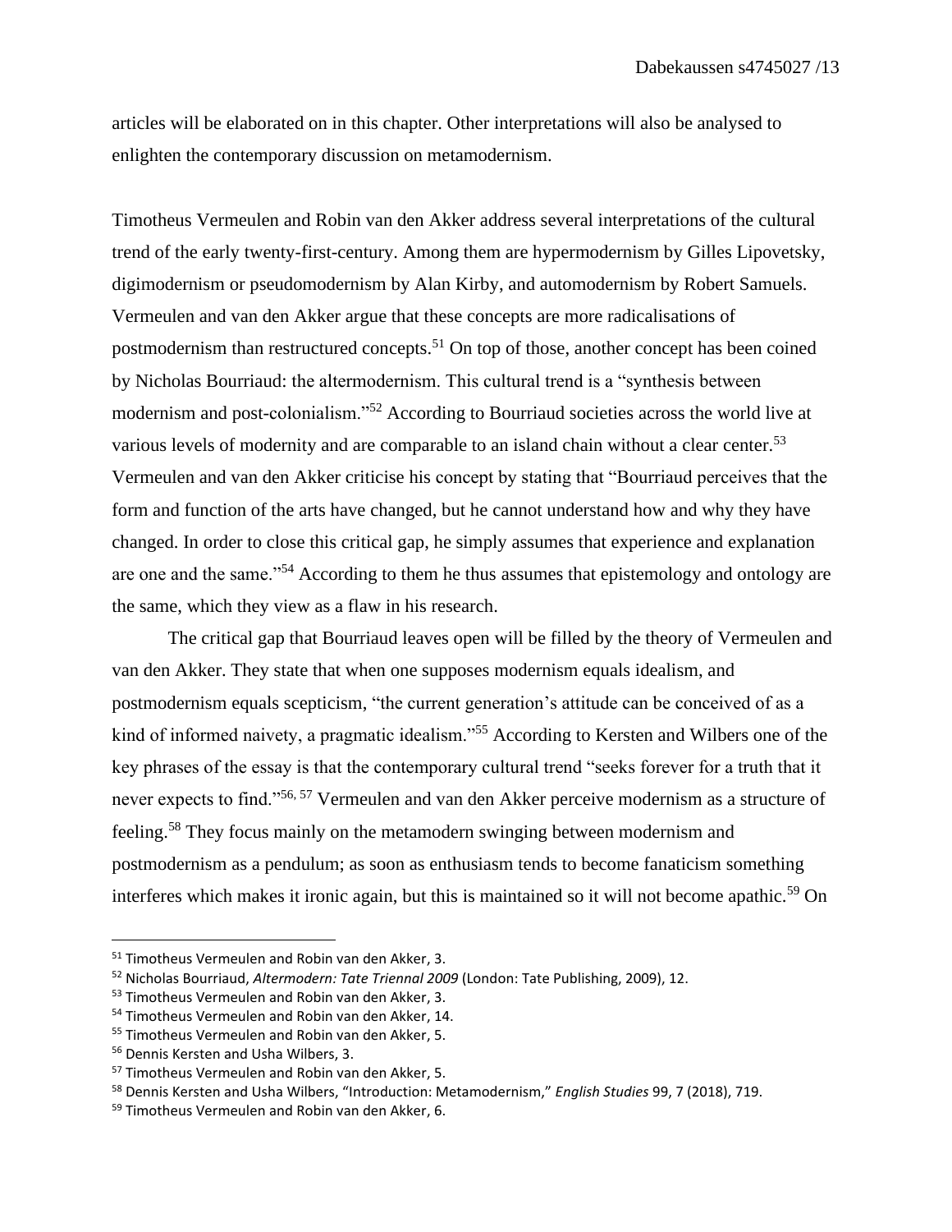articles will be elaborated on in this chapter. Other interpretations will also be analysed to enlighten the contemporary discussion on metamodernism.

Timotheus Vermeulen and Robin van den Akker address several interpretations of the cultural trend of the early twenty-first-century. Among them are hypermodernism by Gilles Lipovetsky, digimodernism or pseudomodernism by Alan Kirby, and automodernism by Robert Samuels. Vermeulen and van den Akker argue that these concepts are more radicalisations of postmodernism than restructured concepts.[51] On top of those, another concept has been coined by Nicholas Bourriaud: the altermodernism. This cultural trend is a "synthesis between modernism and post-colonialism."[52] According to Bourriaud societies across the world live at various levels of modernity and are comparable to an island chain without a clear center.[53] Vermeulen and van den Akker criticise his concept by stating that "Bourriaud perceives that the form and function of the arts have changed, but he cannot understand how and why they have changed. In order to close this critical gap, he simply assumes that experience and explanation are one and the same."[54] According to them he thus assumes that epistemology and ontology are the same, which they view as a flaw in his research.

The critical gap that Bourriaud leaves open will be filled by the theory of Vermeulen and van den Akker. They state that when one supposes modernism equals idealism, and postmodernism equals scepticism, "the current generation's attitude can be conceived of as a kind of informed naivety, a pragmatic idealism."[55] According to Kersten and Wilbers one of the key phrases of the essay is that the contemporary cultural trend "seeks forever for a truth that it never expects to find."[56, 57] Vermeulen and van den Akker perceive modernism as a structure of feeling.[58] They focus mainly on the metamodern swinging between modernism and postmodernism as a pendulum; as soon as enthusiasm tends to become fanaticism something interferes which makes it ironic again, but this is maintained so it will not become apathic.[59] On

---

[51] Timotheus Vermeulen and Robin van den Akker, 3.

[52] Nicholas Bourriaud, *Altermodern: Tate Triennal 2009* (London: Tate Publishing, 2009), 12.

[53] Timotheus Vermeulen and Robin van den Akker, 3.

[54] Timotheus Vermeulen and Robin van den Akker, 14.

[55] Timotheus Vermeulen and Robin van den Akker, 5.

[56] Dennis Kersten and Usha Wilbers, 3.

[57] Timotheus Vermeulen and Robin van den Akker, 5.

[58] Dennis Kersten and Usha Wilbers, "Introduction: Metamodernism," *English Studies* 99, 7 (2018), 719.

[59] Timotheus Vermeulen and Robin van den Akker, 6.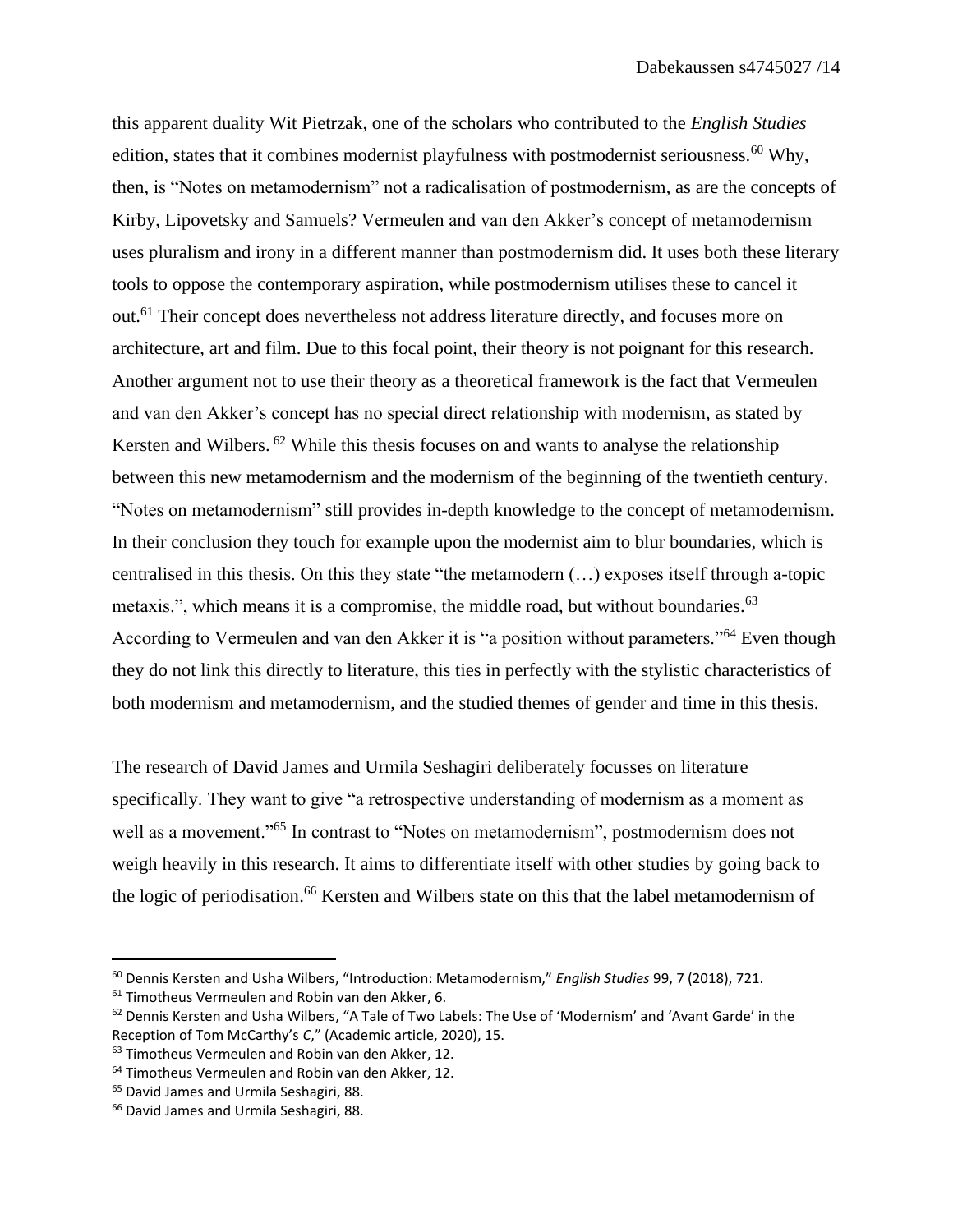this apparent duality Wit Pietrzak, one of the scholars who contributed to the *English Studies* edition, states that it combines modernist playfulness with postmodernist seriousness.[60] Why, then, is "Notes on metamodernism" not a radicalisation of postmodernism, as are the concepts of Kirby, Lipovetsky and Samuels? Vermeulen and van den Akker's concept of metamodernism uses pluralism and irony in a different manner than postmodernism did. It uses both these literary tools to oppose the contemporary aspiration, while postmodernism utilises these to cancel it out.[61] Their concept does nevertheless not address literature directly, and focuses more on architecture, art and film. Due to this focal point, their theory is not poignant for this research. Another argument not to use their theory as a theoretical framework is the fact that Vermeulen and van den Akker's concept has no special direct relationship with modernism, as stated by Kersten and Wilbers. [62] While this thesis focuses on and wants to analyse the relationship between this new metamodernism and the modernism of the beginning of the twentieth century. "Notes on metamodernism" still provides in-depth knowledge to the concept of metamodernism. In their conclusion they touch for example upon the modernist aim to blur boundaries, which is centralised in this thesis. On this they state "the metamodern (…) exposes itself through a-topic metaxis.", which means it is a compromise, the middle road, but without boundaries.[63] According to Vermeulen and van den Akker it is "a position without parameters."[64] Even though they do not link this directly to literature, this ties in perfectly with the stylistic characteristics of both modernism and metamodernism, and the studied themes of gender and time in this thesis.

The research of David James and Urmila Seshagiri deliberately focusses on literature specifically. They want to give "a retrospective understanding of modernism as a moment as well as a movement."[65] In contrast to "Notes on metamodernism", postmodernism does not weigh heavily in this research. It aims to differentiate itself with other studies by going back to the logic of periodisation.[66] Kersten and Wilbers state on this that the label metamodernism of

---

[60] Dennis Kersten and Usha Wilbers, "Introduction: Metamodernism," *English Studies* 99, 7 (2018), 721.

[61] Timotheus Vermeulen and Robin van den Akker, 6.

[62] Dennis Kersten and Usha Wilbers, "A Tale of Two Labels: The Use of 'Modernism' and 'Avant Garde' in the Reception of Tom McCarthy's *C*," (Academic article, 2020), 15.

[63] Timotheus Vermeulen and Robin van den Akker, 12.

[64] Timotheus Vermeulen and Robin van den Akker, 12.

[65] David James and Urmila Seshagiri, 88.

[66] David James and Urmila Seshagiri, 88.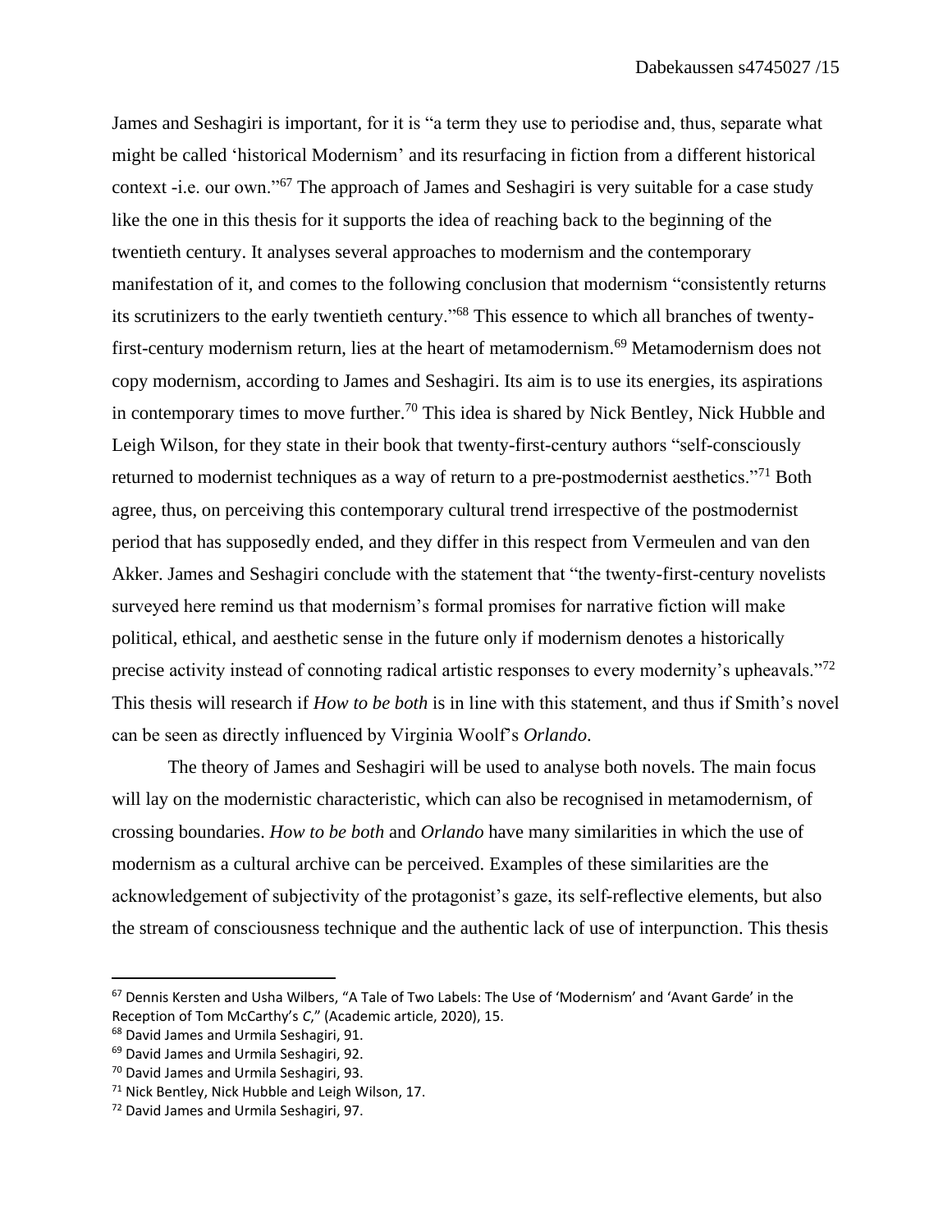James and Seshagiri is important, for it is "a term they use to periodise and, thus, separate what might be called 'historical Modernism' and its resurfacing in fiction from a different historical context -i.e. our own."[67] The approach of James and Seshagiri is very suitable for a case study like the one in this thesis for it supports the idea of reaching back to the beginning of the twentieth century. It analyses several approaches to modernism and the contemporary manifestation of it, and comes to the following conclusion that modernism "consistently returns its scrutinizers to the early twentieth century."[68] This essence to which all branches of twenty-first-century modernism return, lies at the heart of metamodernism.[69] Metamodernism does not copy modernism, according to James and Seshagiri. Its aim is to use its energies, its aspirations in contemporary times to move further.[70] This idea is shared by Nick Bentley, Nick Hubble and Leigh Wilson, for they state in their book that twenty-first-century authors "self-consciously returned to modernist techniques as a way of return to a pre-postmodernist aesthetics."[71] Both agree, thus, on perceiving this contemporary cultural trend irrespective of the postmodernist period that has supposedly ended, and they differ in this respect from Vermeulen and van den Akker. James and Seshagiri conclude with the statement that "the twenty-first-century novelists surveyed here remind us that modernism's formal promises for narrative fiction will make political, ethical, and aesthetic sense in the future only if modernism denotes a historically precise activity instead of connoting radical artistic responses to every modernity's upheavals."[72] This thesis will research if *How to be both* is in line with this statement, and thus if Smith's novel can be seen as directly influenced by Virginia Woolf's *Orlando*.

The theory of James and Seshagiri will be used to analyse both novels. The main focus will lay on the modernistic characteristic, which can also be recognised in metamodernism, of crossing boundaries. *How to be both* and *Orlando* have many similarities in which the use of modernism as a cultural archive can be perceived. Examples of these similarities are the acknowledgement of subjectivity of the protagonist's gaze, its self-reflective elements, but also the stream of consciousness technique and the authentic lack of use of interpunction. This thesis

---

[67] Dennis Kersten and Usha Wilbers, "A Tale of Two Labels: The Use of 'Modernism' and 'Avant Garde' in the Reception of Tom McCarthy's *C*," (Academic article, 2020), 15.

[68] David James and Urmila Seshagiri, 91.

[69] David James and Urmila Seshagiri, 92.

[70] David James and Urmila Seshagiri, 93.

[71] Nick Bentley, Nick Hubble and Leigh Wilson, 17.

[72] David James and Urmila Seshagiri, 97.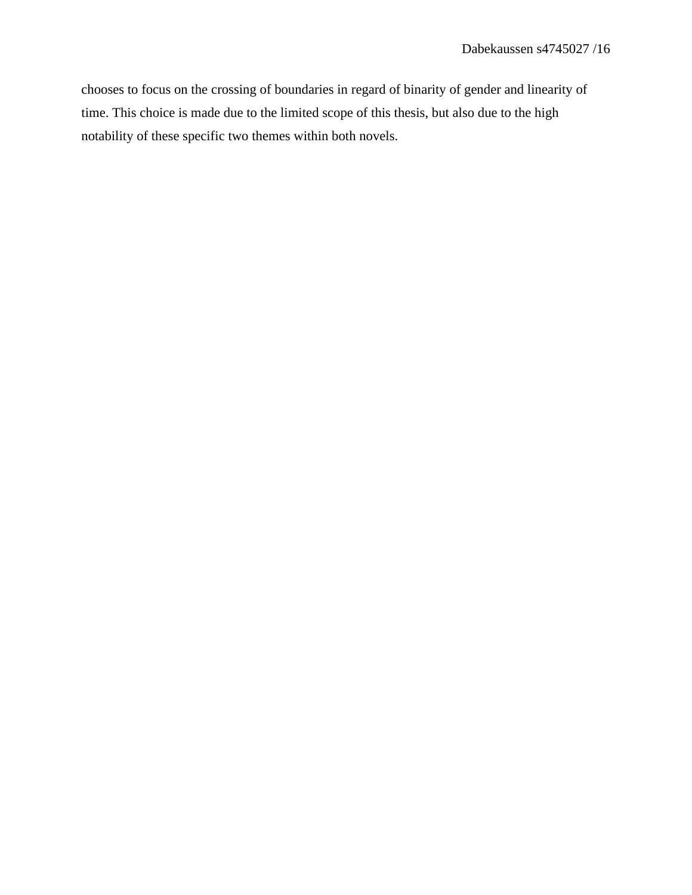chooses to focus on the crossing of boundaries in regard of binarity of gender and linearity of time. This choice is made due to the limited scope of this thesis, but also due to the high notability of these specific two themes within both novels.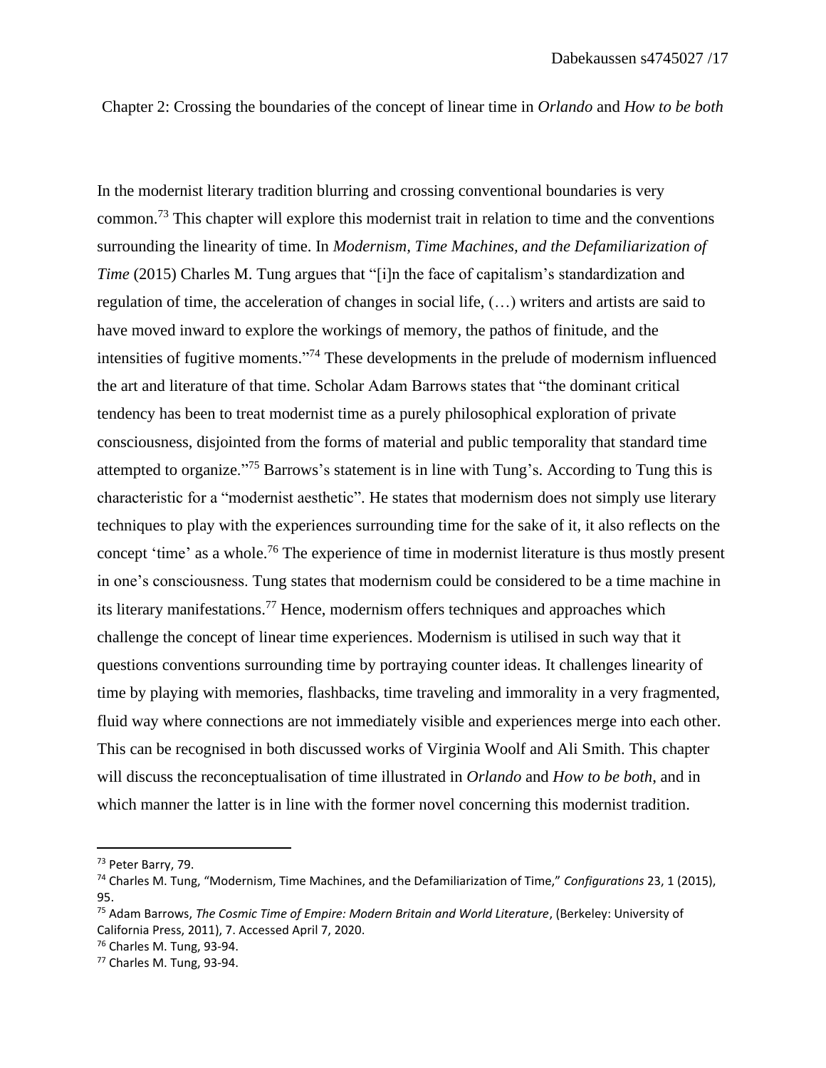## Chapter 2: Crossing the boundaries of the concept of linear time in *Orlando* and *How to be both*

In the modernist literary tradition blurring and crossing conventional boundaries is very common.[73] This chapter will explore this modernist trait in relation to time and the conventions surrounding the linearity of time. In *Modernism, Time Machines, and the Defamiliarization of Time* (2015) Charles M. Tung argues that "[i]n the face of capitalism's standardization and regulation of time, the acceleration of changes in social life, (…) writers and artists are said to have moved inward to explore the workings of memory, the pathos of finitude, and the intensities of fugitive moments."[74] These developments in the prelude of modernism influenced the art and literature of that time. Scholar Adam Barrows states that "the dominant critical tendency has been to treat modernist time as a purely philosophical exploration of private consciousness, disjointed from the forms of material and public temporality that standard time attempted to organize."[75] Barrows's statement is in line with Tung's. According to Tung this is characteristic for a "modernist aesthetic". He states that modernism does not simply use literary techniques to play with the experiences surrounding time for the sake of it, it also reflects on the concept 'time' as a whole.[76] The experience of time in modernist literature is thus mostly present in one's consciousness. Tung states that modernism could be considered to be a time machine in its literary manifestations.[77] Hence, modernism offers techniques and approaches which challenge the concept of linear time experiences. Modernism is utilised in such way that it questions conventions surrounding time by portraying counter ideas. It challenges linearity of time by playing with memories, flashbacks, time traveling and immorality in a very fragmented, fluid way where connections are not immediately visible and experiences merge into each other. This can be recognised in both discussed works of Virginia Woolf and Ali Smith. This chapter will discuss the reconceptualisation of time illustrated in *Orlando* and *How to be both*, and in which manner the latter is in line with the former novel concerning this modernist tradition.

---

[73] Peter Barry, 79.

[74] Charles M. Tung, "Modernism, Time Machines, and the Defamiliarization of Time," *Configurations* 23, 1 (2015), 95.

[75] Adam Barrows, *The Cosmic Time of Empire: Modern Britain and World Literature*, (Berkeley: University of California Press, 2011), 7. Accessed April 7, 2020.

[76] Charles M. Tung, 93-94.

[77] Charles M. Tung, 93-94.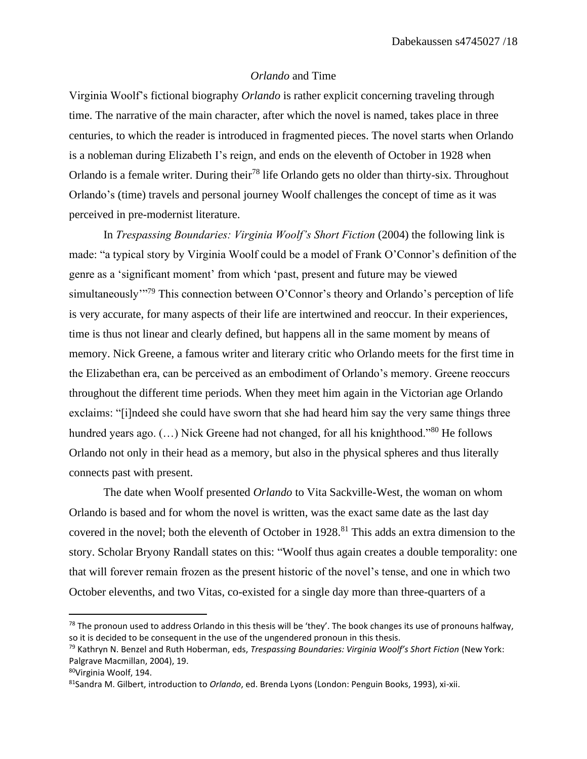## *Orlando* and Time

Virginia Woolf's fictional biography *Orlando* is rather explicit concerning traveling through time. The narrative of the main character, after which the novel is named, takes place in three centuries, to which the reader is introduced in fragmented pieces. The novel starts when Orlando is a nobleman during Elizabeth I's reign, and ends on the eleventh of October in 1928 when Orlando is a female writer. During their[78] life Orlando gets no older than thirty-six. Throughout Orlando's (time) travels and personal journey Woolf challenges the concept of time as it was perceived in pre-modernist literature.

In *Trespassing Boundaries: Virginia Woolf's Short Fiction* (2004) the following link is made: "a typical story by Virginia Woolf could be a model of Frank O'Connor's definition of the genre as a 'significant moment' from which 'past, present and future may be viewed simultaneously'"[79] This connection between O'Connor's theory and Orlando's perception of life is very accurate, for many aspects of their life are intertwined and reoccur. In their experiences, time is thus not linear and clearly defined, but happens all in the same moment by means of memory. Nick Greene, a famous writer and literary critic who Orlando meets for the first time in the Elizabethan era, can be perceived as an embodiment of Orlando's memory. Greene reoccurs throughout the different time periods. When they meet him again in the Victorian age Orlando exclaims: "[i]ndeed she could have sworn that she had heard him say the very same things three hundred years ago. (…) Nick Greene had not changed, for all his knighthood."[80] He follows Orlando not only in their head as a memory, but also in the physical spheres and thus literally connects past with present.

The date when Woolf presented *Orlando* to Vita Sackville-West, the woman on whom Orlando is based and for whom the novel is written, was the exact same date as the last day covered in the novel; both the eleventh of October in 1928.[81] This adds an extra dimension to the story. Scholar Bryony Randall states on this: "Woolf thus again creates a double temporality: one that will forever remain frozen as the present historic of the novel's tense, and one in which two October elevenths, and two Vitas, co-existed for a single day more than three-quarters of a

---

[78] The pronoun used to address Orlando in this thesis will be 'they'. The book changes its use of pronouns halfway, so it is decided to be consequent in the use of the ungendered pronoun in this thesis.

[79] Kathryn N. Benzel and Ruth Hoberman, eds, *Trespassing Boundaries: Virginia Woolf's Short Fiction* (New York: Palgrave Macmillan, 2004), 19.

[80] Virginia Woolf, 194.

[81] Sandra M. Gilbert, introduction to *Orlando*, ed. Brenda Lyons (London: Penguin Books, 1993), xi-xii.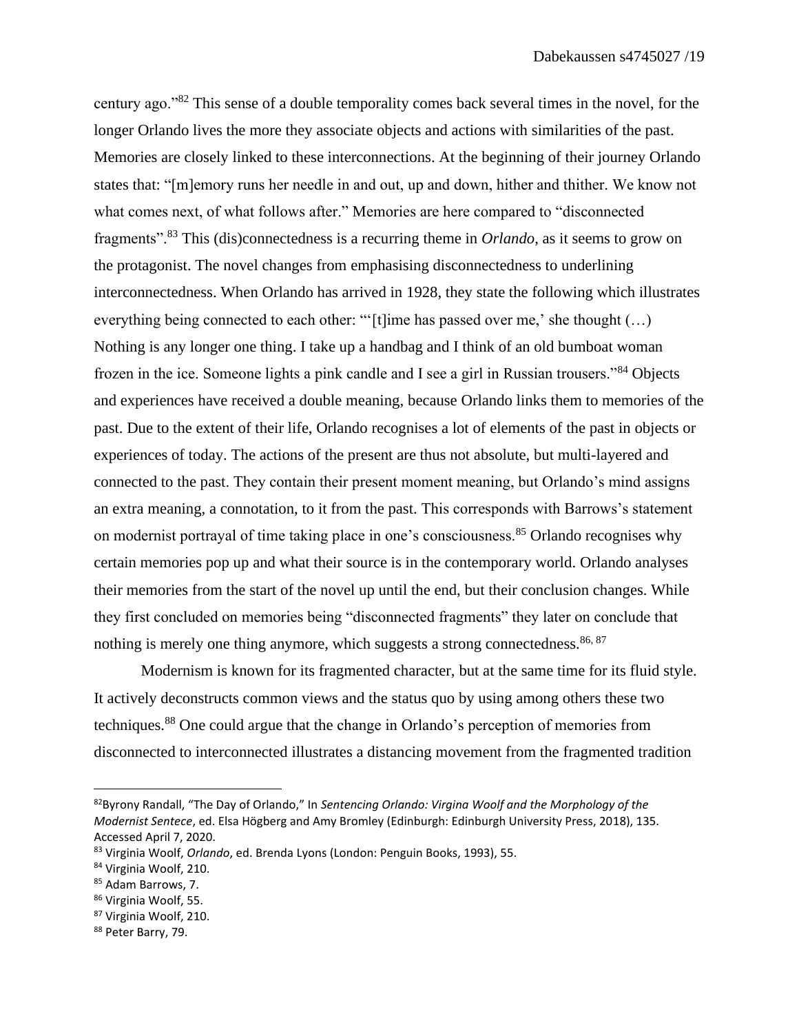century ago."[82] This sense of a double temporality comes back several times in the novel, for the longer Orlando lives the more they associate objects and actions with similarities of the past. Memories are closely linked to these interconnections. At the beginning of their journey Orlando states that: "[m]emory runs her needle in and out, up and down, hither and thither. We know not what comes next, of what follows after." Memories are here compared to "disconnected fragments".[83] This (dis)connectedness is a recurring theme in *Orlando*, as it seems to grow on the protagonist. The novel changes from emphasising disconnectedness to underlining interconnectedness. When Orlando has arrived in 1928, they state the following which illustrates everything being connected to each other: "'[t]ime has passed over me,' she thought (…) Nothing is any longer one thing. I take up a handbag and I think of an old bumboat woman frozen in the ice. Someone lights a pink candle and I see a girl in Russian trousers."[84] Objects and experiences have received a double meaning, because Orlando links them to memories of the past. Due to the extent of their life, Orlando recognises a lot of elements of the past in objects or experiences of today. The actions of the present are thus not absolute, but multi-layered and connected to the past. They contain their present moment meaning, but Orlando's mind assigns an extra meaning, a connotation, to it from the past. This corresponds with Barrows's statement on modernist portrayal of time taking place in one's consciousness.[85] Orlando recognises why certain memories pop up and what their source is in the contemporary world. Orlando analyses their memories from the start of the novel up until the end, but their conclusion changes. While they first concluded on memories being "disconnected fragments" they later on conclude that nothing is merely one thing anymore, which suggests a strong connectedness.[86, 87]

Modernism is known for its fragmented character, but at the same time for its fluid style. It actively deconstructs common views and the status quo by using among others these two techniques.[88] One could argue that the change in Orlando's perception of memories from disconnected to interconnected illustrates a distancing movement from the fragmented tradition

---

[82] Byrony Randall, "The Day of Orlando," In *Sentencing Orlando: Virgina Woolf and the Morphology of the Modernist Sentece*, ed. Elsa Högberg and Amy Bromley (Edinburgh: Edinburgh University Press, 2018), 135. Accessed April 7, 2020.

[83] Virginia Woolf, *Orlando*, ed. Brenda Lyons (London: Penguin Books, 1993), 55.

[84] Virginia Woolf, 210.

[85] Adam Barrows, 7.

[86] Virginia Woolf, 55.

[87] Virginia Woolf, 210.

[88] Peter Barry, 79.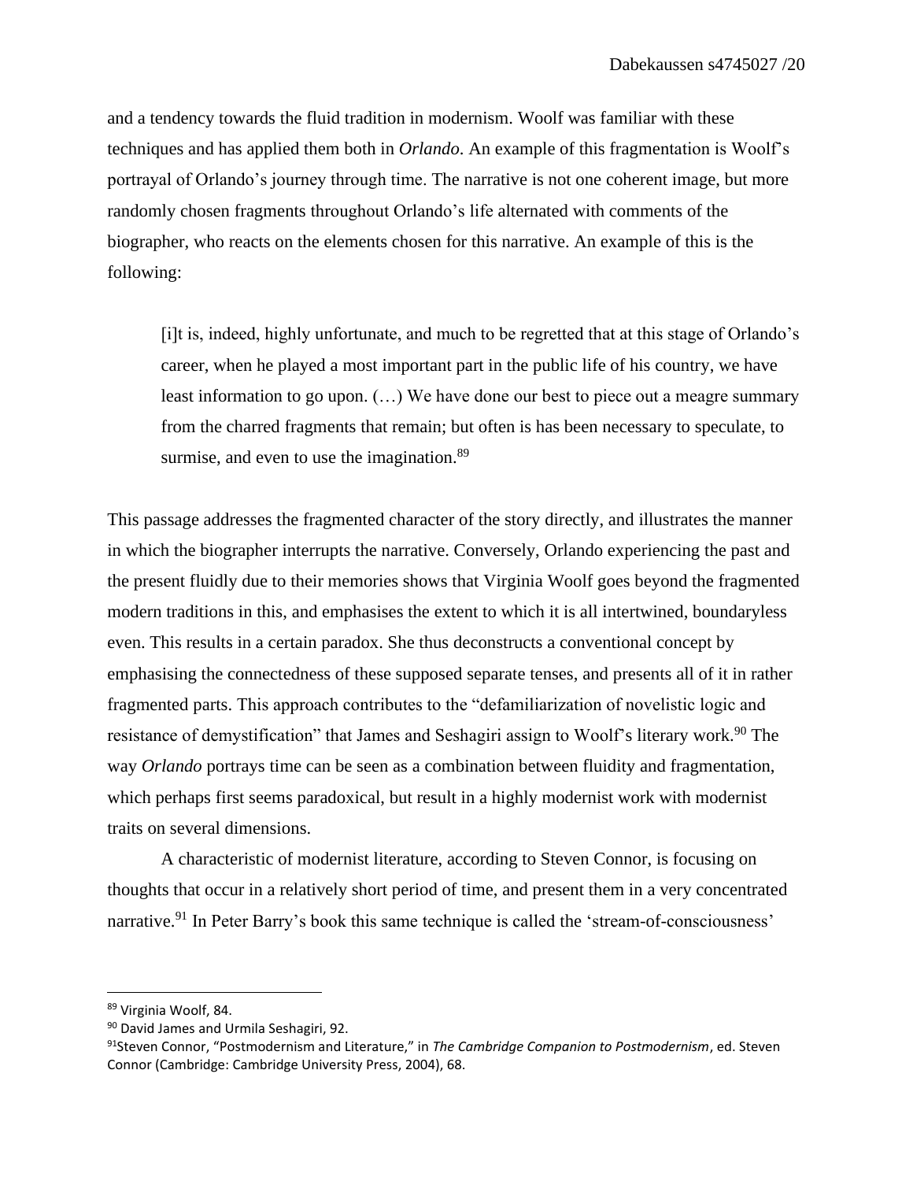and a tendency towards the fluid tradition in modernism. Woolf was familiar with these techniques and has applied them both in *Orlando*. An example of this fragmentation is Woolf's portrayal of Orlando's journey through time. The narrative is not one coherent image, but more randomly chosen fragments throughout Orlando's life alternated with comments of the biographer, who reacts on the elements chosen for this narrative. An example of this is the following:

> [i]t is, indeed, highly unfortunate, and much to be regretted that at this stage of Orlando's career, when he played a most important part in the public life of his country, we have least information to go upon. (…) We have done our best to piece out a meagre summary from the charred fragments that remain; but often is has been necessary to speculate, to surmise, and even to use the imagination.[89]

This passage addresses the fragmented character of the story directly, and illustrates the manner in which the biographer interrupts the narrative. Conversely, Orlando experiencing the past and the present fluidly due to their memories shows that Virginia Woolf goes beyond the fragmented modern traditions in this, and emphasises the extent to which it is all intertwined, boundaryless even. This results in a certain paradox. She thus deconstructs a conventional concept by emphasising the connectedness of these supposed separate tenses, and presents all of it in rather fragmented parts. This approach contributes to the "defamiliarization of novelistic logic and resistance of demystification" that James and Seshagiri assign to Woolf's literary work.[90] The way *Orlando* portrays time can be seen as a combination between fluidity and fragmentation, which perhaps first seems paradoxical, but result in a highly modernist work with modernist traits on several dimensions.

A characteristic of modernist literature, according to Steven Connor, is focusing on thoughts that occur in a relatively short period of time, and present them in a very concentrated narrative.[91] In Peter Barry's book this same technique is called the 'stream-of-consciousness'

---

[89] Virginia Woolf, 84.

[90] David James and Urmila Seshagiri, 92.

[91] Steven Connor, "Postmodernism and Literature," in *The Cambridge Companion to Postmodernism*, ed. Steven Connor (Cambridge: Cambridge University Press, 2004), 68.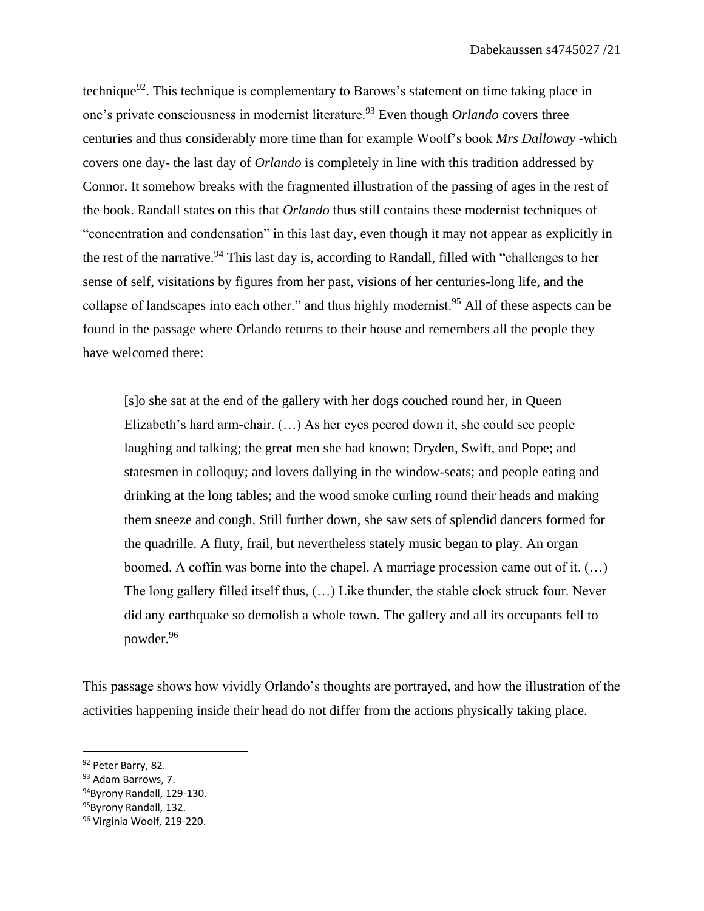technique[92]. This technique is complementary to Barows's statement on time taking place in one's private consciousness in modernist literature.[93] Even though *Orlando* covers three centuries and thus considerably more time than for example Woolf's book *Mrs Dalloway* -which covers one day- the last day of *Orlando* is completely in line with this tradition addressed by Connor. It somehow breaks with the fragmented illustration of the passing of ages in the rest of the book. Randall states on this that *Orlando* thus still contains these modernist techniques of "concentration and condensation" in this last day, even though it may not appear as explicitly in the rest of the narrative.[94] This last day is, according to Randall, filled with "challenges to her sense of self, visitations by figures from her past, visions of her centuries-long life, and the collapse of landscapes into each other." and thus highly modernist.[95] All of these aspects can be found in the passage where Orlando returns to their house and remembers all the people they have welcomed there:

> [s]o she sat at the end of the gallery with her dogs couched round her, in Queen Elizabeth's hard arm-chair. (…) As her eyes peered down it, she could see people laughing and talking; the great men she had known; Dryden, Swift, and Pope; and statesmen in colloquy; and lovers dallying in the window-seats; and people eating and drinking at the long tables; and the wood smoke curling round their heads and making them sneeze and cough. Still further down, she saw sets of splendid dancers formed for the quadrille. A fluty, frail, but nevertheless stately music began to play. An organ boomed. A coffin was borne into the chapel. A marriage procession came out of it. (…) The long gallery filled itself thus, (…) Like thunder, the stable clock struck four. Never did any earthquake so demolish a whole town. The gallery and all its occupants fell to powder.[96]

This passage shows how vividly Orlando's thoughts are portrayed, and how the illustration of the activities happening inside their head do not differ from the actions physically taking place.

---

[92] Peter Barry, 82.

[93] Adam Barrows, 7.

[94] Byrony Randall, 129-130.

[95] Byrony Randall, 132.

[96] Virginia Woolf, 219-220.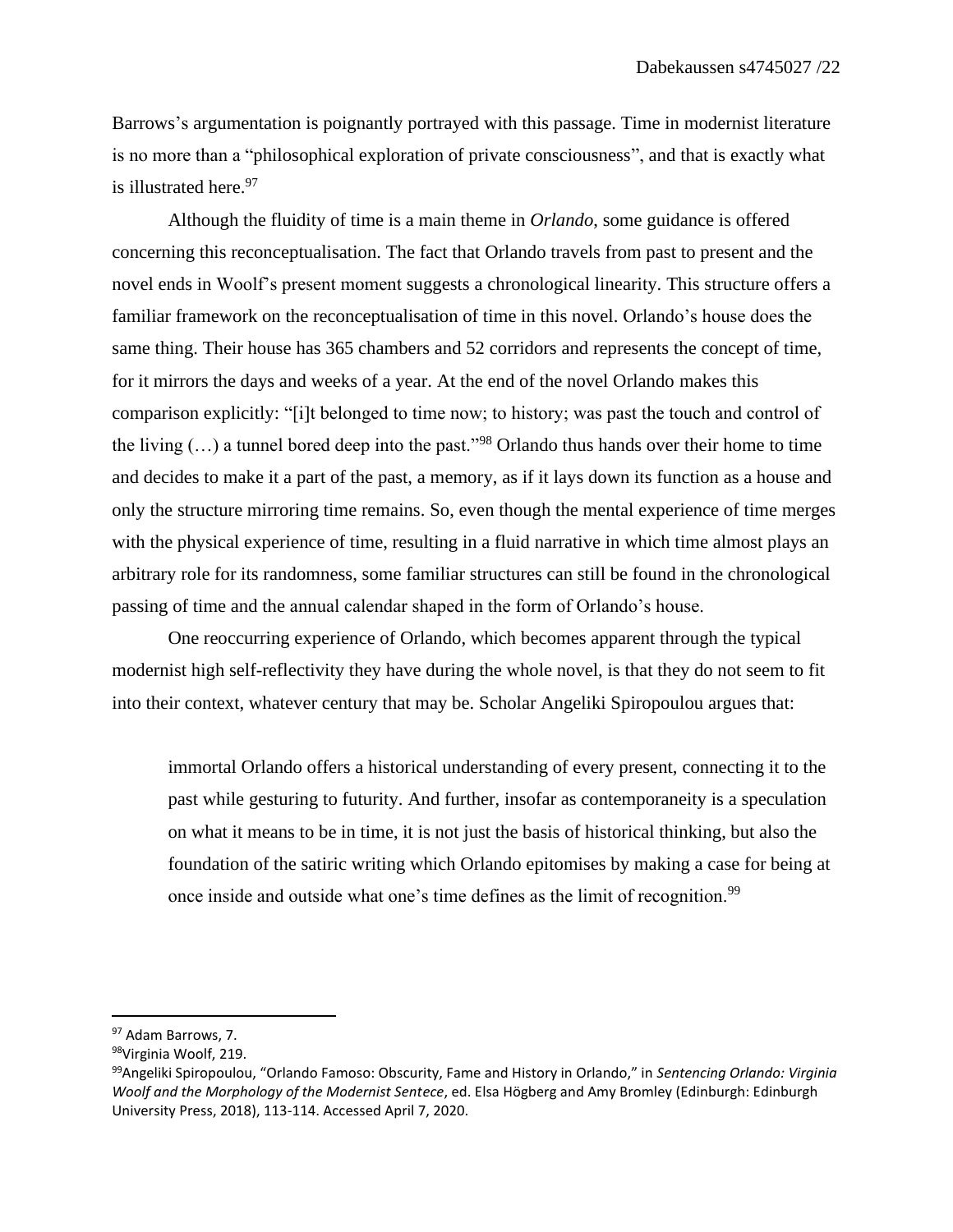Barrows's argumentation is poignantly portrayed with this passage. Time in modernist literature is no more than a "philosophical exploration of private consciousness", and that is exactly what is illustrated here.[97]

Although the fluidity of time is a main theme in *Orlando*, some guidance is offered concerning this reconceptualisation. The fact that Orlando travels from past to present and the novel ends in Woolf's present moment suggests a chronological linearity. This structure offers a familiar framework on the reconceptualisation of time in this novel. Orlando's house does the same thing. Their house has 365 chambers and 52 corridors and represents the concept of time, for it mirrors the days and weeks of a year. At the end of the novel Orlando makes this comparison explicitly: "[i]t belonged to time now; to history; was past the touch and control of the living (…) a tunnel bored deep into the past."[98] Orlando thus hands over their home to time and decides to make it a part of the past, a memory, as if it lays down its function as a house and only the structure mirroring time remains. So, even though the mental experience of time merges with the physical experience of time, resulting in a fluid narrative in which time almost plays an arbitrary role for its randomness, some familiar structures can still be found in the chronological passing of time and the annual calendar shaped in the form of Orlando's house.

One reoccurring experience of Orlando, which becomes apparent through the typical modernist high self-reflectivity they have during the whole novel, is that they do not seem to fit into their context, whatever century that may be. Scholar Angeliki Spiropoulou argues that:

> immortal Orlando offers a historical understanding of every present, connecting it to the past while gesturing to futurity. And further, insofar as contemporaneity is a speculation on what it means to be in time, it is not just the basis of historical thinking, but also the foundation of the satiric writing which Orlando epitomises by making a case for being at once inside and outside what one's time defines as the limit of recognition.[99]

---

[97] Adam Barrows, 7.

[98] Virginia Woolf, 219.

[99] Angeliki Spiropoulou, "Orlando Famoso: Obscurity, Fame and History in Orlando," in *Sentencing Orlando: Virginia Woolf and the Morphology of the Modernist Sentece*, ed. Elsa Högberg and Amy Bromley (Edinburgh: Edinburgh University Press, 2018), 113-114. Accessed April 7, 2020.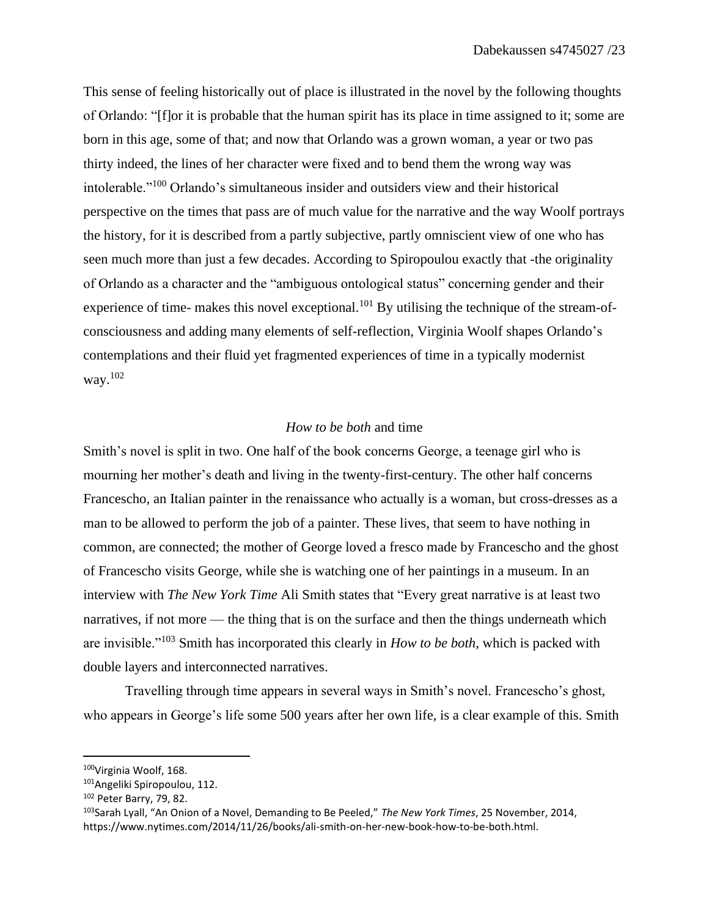This sense of feeling historically out of place is illustrated in the novel by the following thoughts of Orlando: "[f]or it is probable that the human spirit has its place in time assigned to it; some are born in this age, some of that; and now that Orlando was a grown woman, a year or two pas thirty indeed, the lines of her character were fixed and to bend them the wrong way was intolerable."[100] Orlando's simultaneous insider and outsiders view and their historical perspective on the times that pass are of much value for the narrative and the way Woolf portrays the history, for it is described from a partly subjective, partly omniscient view of one who has seen much more than just a few decades. According to Spiropoulou exactly that -the originality of Orlando as a character and the "ambiguous ontological status" concerning gender and their experience of time- makes this novel exceptional.[101] By utilising the technique of the stream-of-consciousness and adding many elements of self-reflection, Virginia Woolf shapes Orlando's contemplations and their fluid yet fragmented experiences of time in a typically modernist way.[102]

### *How to be both* and time

Smith's novel is split in two. One half of the book concerns George, a teenage girl who is mourning her mother's death and living in the twenty-first-century. The other half concerns Francescho, an Italian painter in the renaissance who actually is a woman, but cross-dresses as a man to be allowed to perform the job of a painter. These lives, that seem to have nothing in common, are connected; the mother of George loved a fresco made by Francescho and the ghost of Francescho visits George, while she is watching one of her paintings in a museum. In an interview with *The New York Time* Ali Smith states that "Every great narrative is at least two narratives, if not more — the thing that is on the surface and then the things underneath which are invisible."[103] Smith has incorporated this clearly in *How to be both*, which is packed with double layers and interconnected narratives.

Travelling through time appears in several ways in Smith's novel. Francescho's ghost, who appears in George's life some 500 years after her own life, is a clear example of this. Smith

---

[100] Virginia Woolf, 168.
[101] Angeliki Spiropoulou, 112.
[102] Peter Barry, 79, 82.
[103] Sarah Lyall, "An Onion of a Novel, Demanding to Be Peeled," *The New York Times*, 25 November, 2014, https://www.nytimes.com/2014/11/26/books/ali-smith-on-her-new-book-how-to-be-both.html.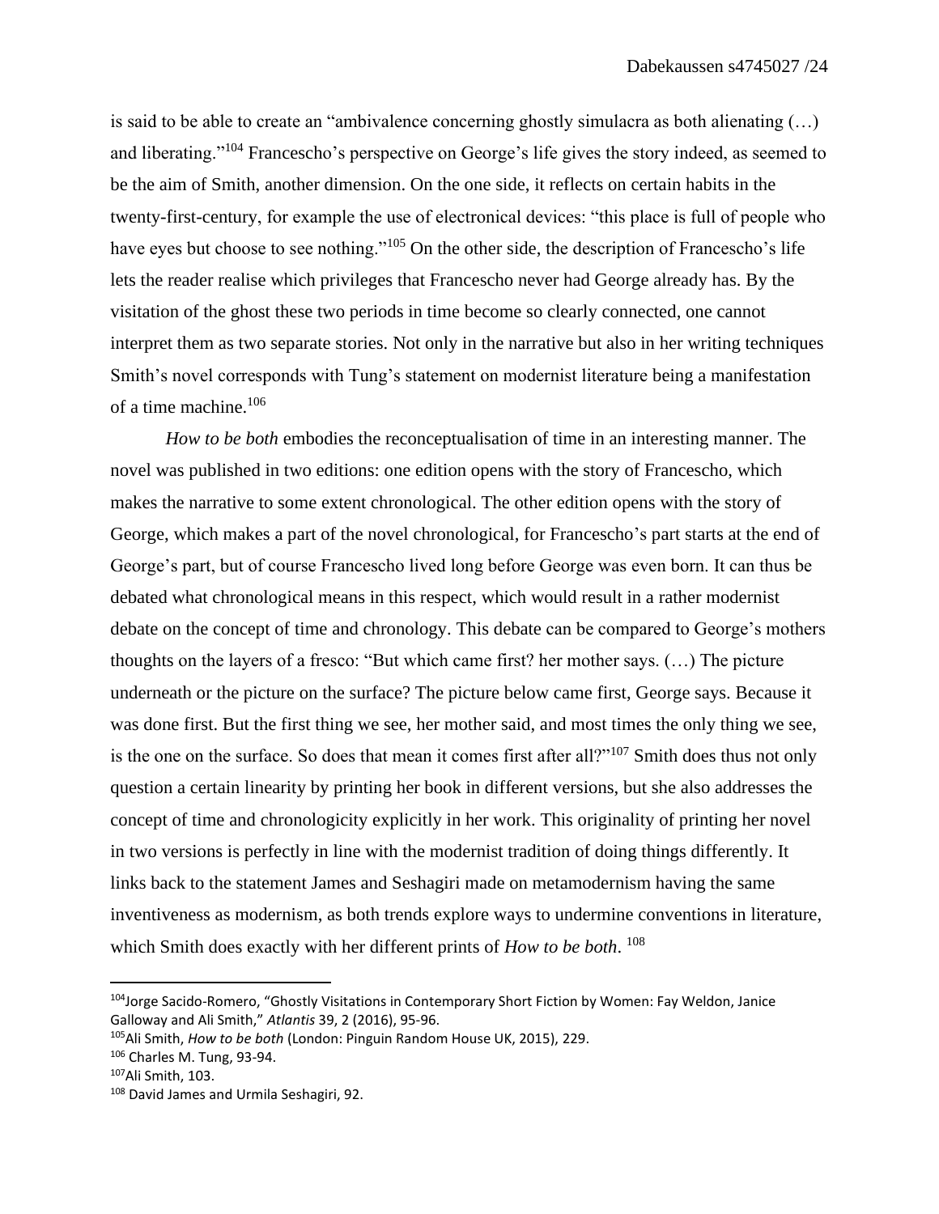is said to be able to create an "ambivalence concerning ghostly simulacra as both alienating (…) and liberating."[104] Francescho's perspective on George's life gives the story indeed, as seemed to be the aim of Smith, another dimension. On the one side, it reflects on certain habits in the twenty-first-century, for example the use of electronical devices: "this place is full of people who have eyes but choose to see nothing."[105] On the other side, the description of Francescho's life lets the reader realise which privileges that Francescho never had George already has. By the visitation of the ghost these two periods in time become so clearly connected, one cannot interpret them as two separate stories. Not only in the narrative but also in her writing techniques Smith's novel corresponds with Tung's statement on modernist literature being a manifestation of a time machine.[106]

*How to be both* embodies the reconceptualisation of time in an interesting manner. The novel was published in two editions: one edition opens with the story of Francescho, which makes the narrative to some extent chronological. The other edition opens with the story of George, which makes a part of the novel chronological, for Francescho's part starts at the end of George's part, but of course Francescho lived long before George was even born. It can thus be debated what chronological means in this respect, which would result in a rather modernist debate on the concept of time and chronology. This debate can be compared to George's mothers thoughts on the layers of a fresco: "But which came first? her mother says. (…) The picture underneath or the picture on the surface? The picture below came first, George says. Because it was done first. But the first thing we see, her mother said, and most times the only thing we see, is the one on the surface. So does that mean it comes first after all?"[107] Smith does thus not only question a certain linearity by printing her book in different versions, but she also addresses the concept of time and chronologicity explicitly in her work. This originality of printing her novel in two versions is perfectly in line with the modernist tradition of doing things differently. It links back to the statement James and Seshagiri made on metamodernism having the same inventiveness as modernism, as both trends explore ways to undermine conventions in literature, which Smith does exactly with her different prints of *How to be both*. [108]

---

[104] Jorge Sacido-Romero, "Ghostly Visitations in Contemporary Short Fiction by Women: Fay Weldon, Janice Galloway and Ali Smith," *Atlantis* 39, 2 (2016), 95-96.

[105] Ali Smith, *How to be both* (London: Pinguin Random House UK, 2015), 229.

[106] Charles M. Tung, 93-94.

[107] Ali Smith, 103.

[108] David James and Urmila Seshagiri, 92.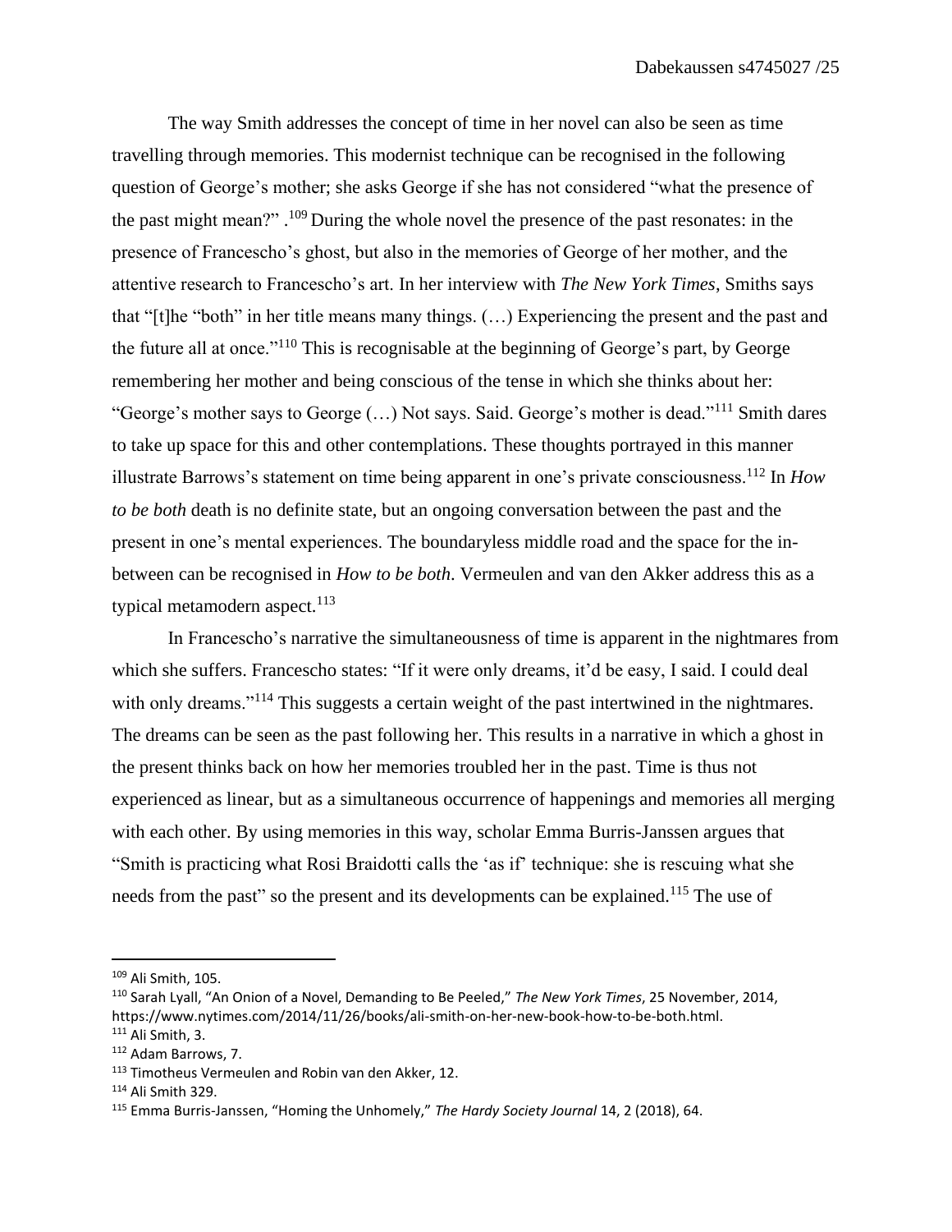The way Smith addresses the concept of time in her novel can also be seen as time travelling through memories. This modernist technique can be recognised in the following question of George's mother; she asks George if she has not considered "what the presence of the past might mean?" .[109] During the whole novel the presence of the past resonates: in the presence of Francescho's ghost, but also in the memories of George of her mother, and the attentive research to Francescho's art. In her interview with *The New York Times*, Smiths says that "[t]he "both" in her title means many things. (…) Experiencing the present and the past and the future all at once."[110] This is recognisable at the beginning of George's part, by George remembering her mother and being conscious of the tense in which she thinks about her: "George's mother says to George (…) Not says. Said. George's mother is dead."[111] Smith dares to take up space for this and other contemplations. These thoughts portrayed in this manner illustrate Barrows's statement on time being apparent in one's private consciousness.[112] In *How to be both* death is no definite state, but an ongoing conversation between the past and the present in one's mental experiences. The boundaryless middle road and the space for the in-between can be recognised in *How to be both.* Vermeulen and van den Akker address this as a typical metamodern aspect.[113]

In Francescho's narrative the simultaneousness of time is apparent in the nightmares from which she suffers. Francescho states: "If it were only dreams, it'd be easy, I said. I could deal with only dreams."[114] This suggests a certain weight of the past intertwined in the nightmares. The dreams can be seen as the past following her. This results in a narrative in which a ghost in the present thinks back on how her memories troubled her in the past. Time is thus not experienced as linear, but as a simultaneous occurrence of happenings and memories all merging with each other. By using memories in this way, scholar Emma Burris-Janssen argues that "Smith is practicing what Rosi Braidotti calls the 'as if' technique: she is rescuing what she needs from the past" so the present and its developments can be explained.[115] The use of

---

[109] Ali Smith, 105.

[110] Sarah Lyall, "An Onion of a Novel, Demanding to Be Peeled," *The New York Times*, 25 November, 2014, https://www.nytimes.com/2014/11/26/books/ali-smith-on-her-new-book-how-to-be-both.html.

[111] Ali Smith, 3.

[112] Adam Barrows, 7.

[113] Timotheus Vermeulen and Robin van den Akker, 12.

[114] Ali Smith 329.

[115] Emma Burris-Janssen, "Homing the Unhomely," *The Hardy Society Journal* 14, 2 (2018), 64.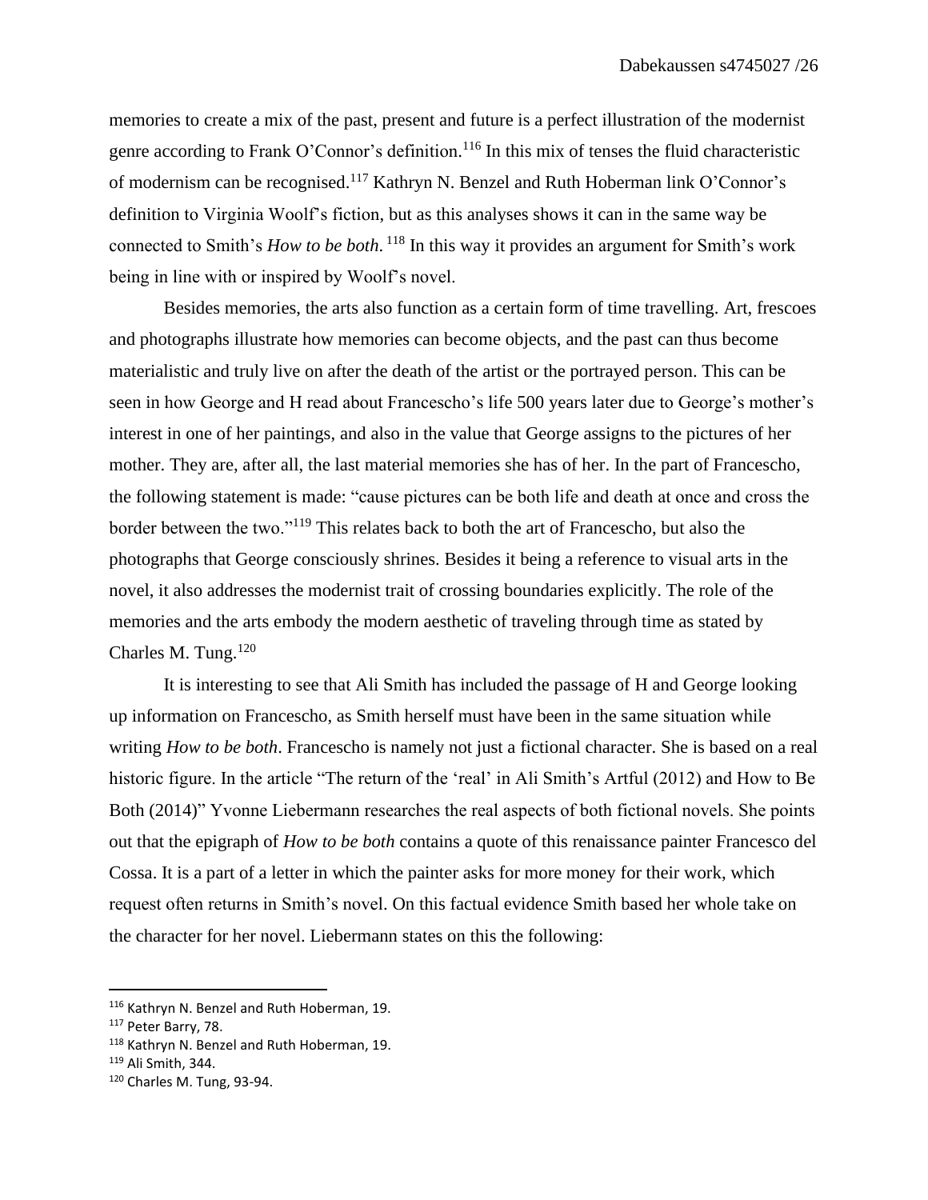memories to create a mix of the past, present and future is a perfect illustration of the modernist genre according to Frank O'Connor's definition.[116] In this mix of tenses the fluid characteristic of modernism can be recognised.[117] Kathryn N. Benzel and Ruth Hoberman link O'Connor's definition to Virginia Woolf's fiction, but as this analyses shows it can in the same way be connected to Smith's *How to be both*. [118] In this way it provides an argument for Smith's work being in line with or inspired by Woolf's novel.

Besides memories, the arts also function as a certain form of time travelling. Art, frescoes and photographs illustrate how memories can become objects, and the past can thus become materialistic and truly live on after the death of the artist or the portrayed person. This can be seen in how George and H read about Francescho's life 500 years later due to George's mother's interest in one of her paintings, and also in the value that George assigns to the pictures of her mother. They are, after all, the last material memories she has of her. In the part of Francescho, the following statement is made: "cause pictures can be both life and death at once and cross the border between the two."[119] This relates back to both the art of Francescho, but also the photographs that George consciously shrines. Besides it being a reference to visual arts in the novel, it also addresses the modernist trait of crossing boundaries explicitly. The role of the memories and the arts embody the modern aesthetic of traveling through time as stated by Charles M. Tung.[120]

It is interesting to see that Ali Smith has included the passage of H and George looking up information on Francescho, as Smith herself must have been in the same situation while writing *How to be both*. Francescho is namely not just a fictional character. She is based on a real historic figure. In the article "The return of the 'real' in Ali Smith's Artful (2012) and How to Be Both (2014)" Yvonne Liebermann researches the real aspects of both fictional novels. She points out that the epigraph of *How to be both* contains a quote of this renaissance painter Francesco del Cossa. It is a part of a letter in which the painter asks for more money for their work, which request often returns in Smith's novel. On this factual evidence Smith based her whole take on the character for her novel. Liebermann states on this the following:

---

[116] Kathryn N. Benzel and Ruth Hoberman, 19.
[117] Peter Barry, 78.
[118] Kathryn N. Benzel and Ruth Hoberman, 19.
[119] Ali Smith, 344.
[120] Charles M. Tung, 93-94.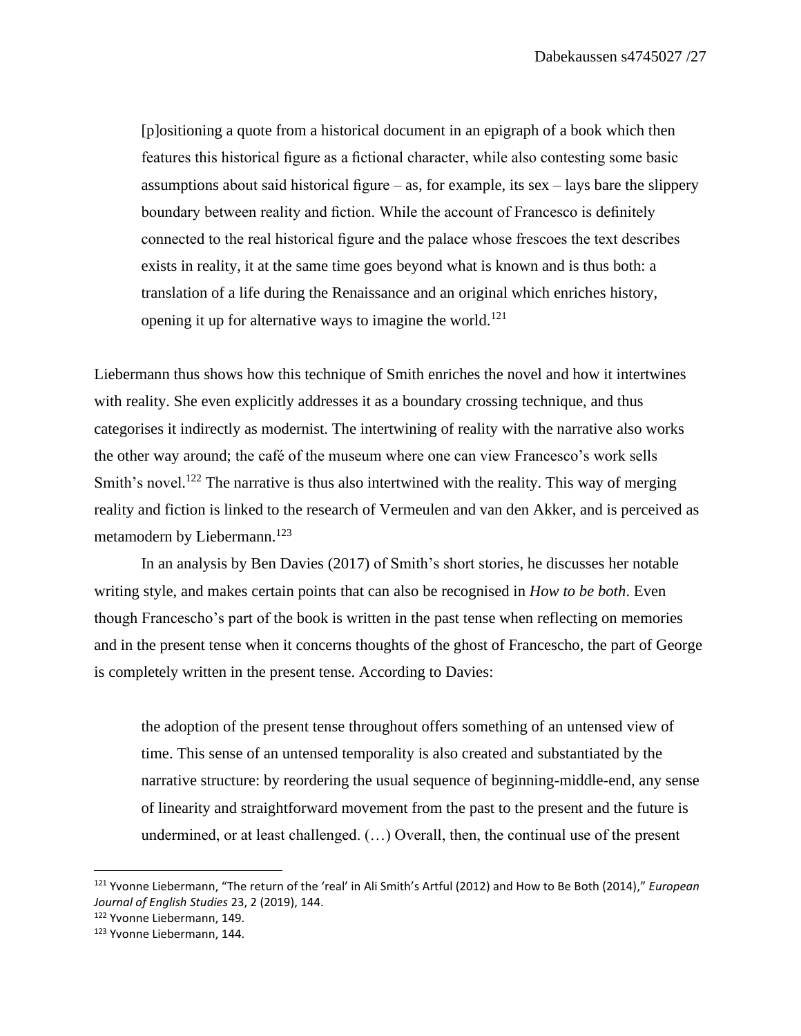> [p]ositioning a quote from a historical document in an epigraph of a book which then features this historical figure as a fictional character, while also contesting some basic assumptions about said historical figure – as, for example, its sex – lays bare the slippery boundary between reality and fiction. While the account of Francesco is definitely connected to the real historical figure and the palace whose frescoes the text describes exists in reality, it at the same time goes beyond what is known and is thus both: a translation of a life during the Renaissance and an original which enriches history, opening it up for alternative ways to imagine the world.[121]

Liebermann thus shows how this technique of Smith enriches the novel and how it intertwines with reality. She even explicitly addresses it as a boundary crossing technique, and thus categorises it indirectly as modernist. The intertwining of reality with the narrative also works the other way around; the café of the museum where one can view Francesco's work sells Smith's novel.[122] The narrative is thus also intertwined with the reality. This way of merging reality and fiction is linked to the research of Vermeulen and van den Akker, and is perceived as metamodern by Liebermann.[123]

In an analysis by Ben Davies (2017) of Smith's short stories, he discusses her notable writing style, and makes certain points that can also be recognised in *How to be both*. Even though Francescho's part of the book is written in the past tense when reflecting on memories and in the present tense when it concerns thoughts of the ghost of Francescho, the part of George is completely written in the present tense. According to Davies:

> the adoption of the present tense throughout offers something of an untensed view of time. This sense of an untensed temporality is also created and substantiated by the narrative structure: by reordering the usual sequence of beginning-middle-end, any sense of linearity and straightforward movement from the past to the present and the future is undermined, or at least challenged. (…) Overall, then, the continual use of the present

---

[121] Yvonne Liebermann, "The return of the 'real' in Ali Smith's Artful (2012) and How to Be Both (2014)," *European Journal of English Studies* 23, 2 (2019), 144.

[122] Yvonne Liebermann, 149.

[123] Yvonne Liebermann, 144.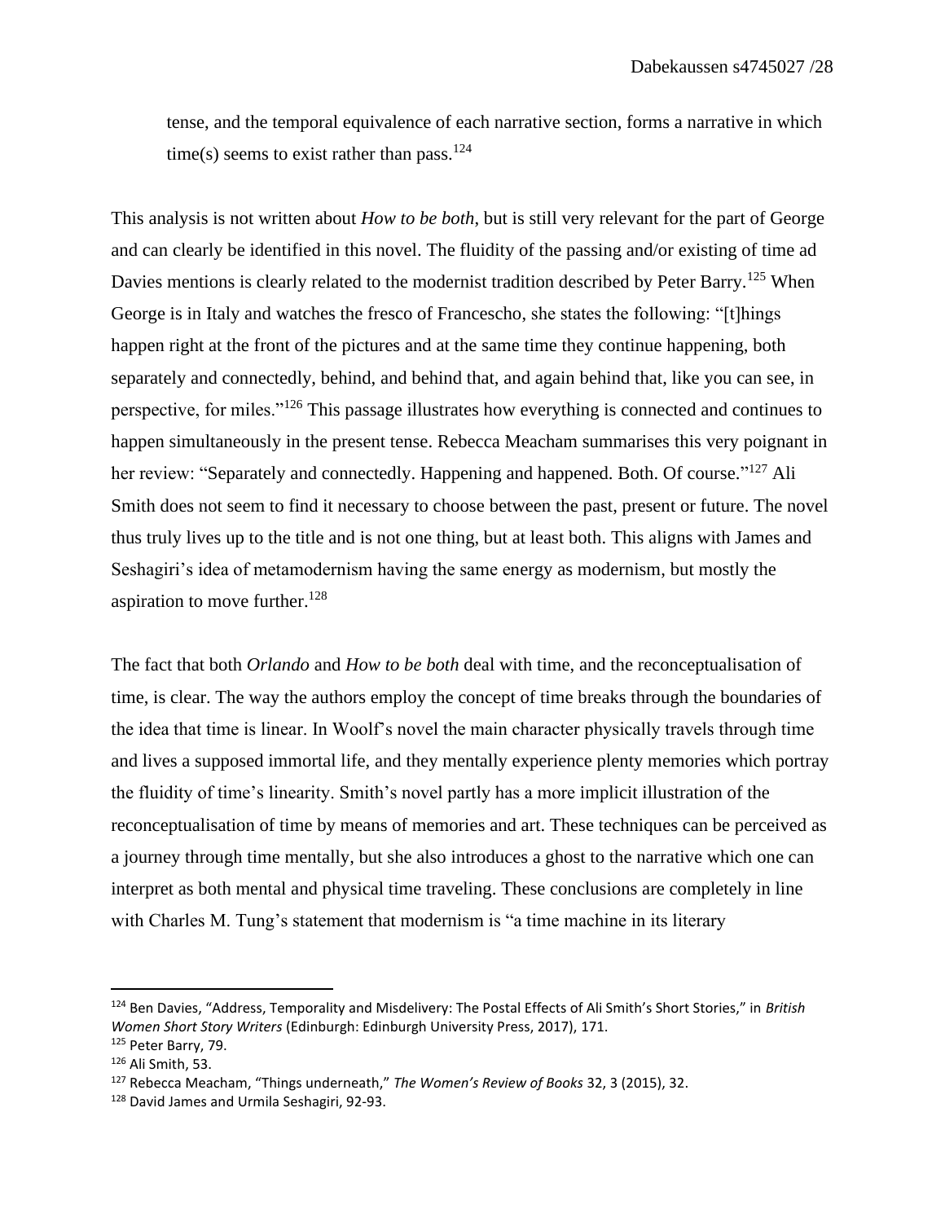tense, and the temporal equivalence of each narrative section, forms a narrative in which time(s) seems to exist rather than pass.[124]

This analysis is not written about *How to be both*, but is still very relevant for the part of George and can clearly be identified in this novel. The fluidity of the passing and/or existing of time ad Davies mentions is clearly related to the modernist tradition described by Peter Barry.[125] When George is in Italy and watches the fresco of Francescho, she states the following: "[t]hings happen right at the front of the pictures and at the same time they continue happening, both separately and connectedly, behind, and behind that, and again behind that, like you can see, in perspective, for miles."[126] This passage illustrates how everything is connected and continues to happen simultaneously in the present tense. Rebecca Meacham summarises this very poignant in her review: "Separately and connectedly. Happening and happened. Both. Of course."[127] Ali Smith does not seem to find it necessary to choose between the past, present or future. The novel thus truly lives up to the title and is not one thing, but at least both. This aligns with James and Seshagiri's idea of metamodernism having the same energy as modernism, but mostly the aspiration to move further.[128]

The fact that both *Orlando* and *How to be both* deal with time, and the reconceptualisation of time, is clear. The way the authors employ the concept of time breaks through the boundaries of the idea that time is linear. In Woolf's novel the main character physically travels through time and lives a supposed immortal life, and they mentally experience plenty memories which portray the fluidity of time's linearity. Smith's novel partly has a more implicit illustration of the reconceptualisation of time by means of memories and art. These techniques can be perceived as a journey through time mentally, but she also introduces a ghost to the narrative which one can interpret as both mental and physical time traveling. These conclusions are completely in line with Charles M. Tung's statement that modernism is "a time machine in its literary

---

[124] Ben Davies, "Address, Temporality and Misdelivery: The Postal Effects of Ali Smith's Short Stories," in *British Women Short Story Writers* (Edinburgh: Edinburgh University Press, 2017), 171.

[125] Peter Barry, 79.

[126] Ali Smith, 53.

[127] Rebecca Meacham, "Things underneath," *The Women's Review of Books* 32, 3 (2015), 32.

[128] David James and Urmila Seshagiri, 92-93.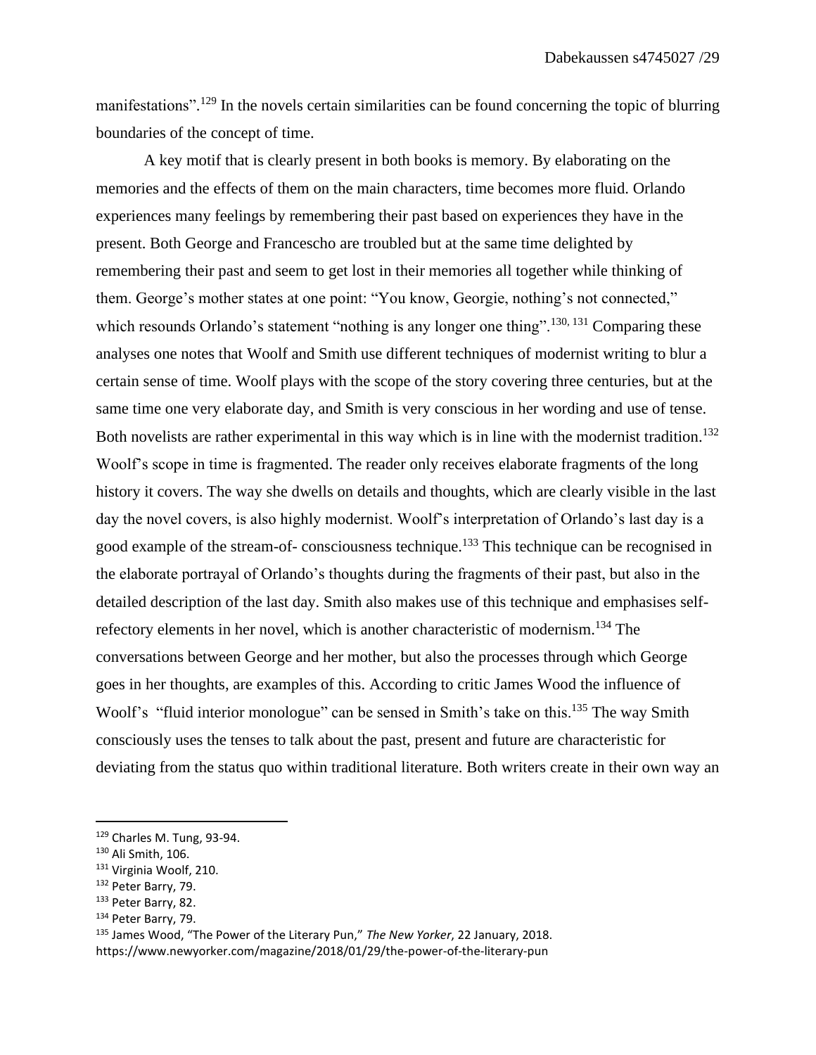manifestations".[129] In the novels certain similarities can be found concerning the topic of blurring boundaries of the concept of time.

A key motif that is clearly present in both books is memory. By elaborating on the memories and the effects of them on the main characters, time becomes more fluid. Orlando experiences many feelings by remembering their past based on experiences they have in the present. Both George and Francescho are troubled but at the same time delighted by remembering their past and seem to get lost in their memories all together while thinking of them. George's mother states at one point: "You know, Georgie, nothing's not connected," which resounds Orlando's statement "nothing is any longer one thing".[130, 131] Comparing these analyses one notes that Woolf and Smith use different techniques of modernist writing to blur a certain sense of time. Woolf plays with the scope of the story covering three centuries, but at the same time one very elaborate day, and Smith is very conscious in her wording and use of tense. Both novelists are rather experimental in this way which is in line with the modernist tradition.[132] Woolf's scope in time is fragmented. The reader only receives elaborate fragments of the long history it covers. The way she dwells on details and thoughts, which are clearly visible in the last day the novel covers, is also highly modernist. Woolf's interpretation of Orlando's last day is a good example of the stream-of- consciousness technique.[133] This technique can be recognised in the elaborate portrayal of Orlando's thoughts during the fragments of their past, but also in the detailed description of the last day. Smith also makes use of this technique and emphasises self-refectory elements in her novel, which is another characteristic of modernism.[134] The conversations between George and her mother, but also the processes through which George goes in her thoughts, are examples of this. According to critic James Wood the influence of Woolf's "fluid interior monologue" can be sensed in Smith's take on this.[135] The way Smith consciously uses the tenses to talk about the past, present and future are characteristic for deviating from the status quo within traditional literature. Both writers create in their own way an

---

[129] Charles M. Tung, 93-94.

[130] Ali Smith, 106.

[131] Virginia Woolf, 210.

[132] Peter Barry, 79.

[133] Peter Barry, 82.

[134] Peter Barry, 79.

[135] James Wood, "The Power of the Literary Pun," *The New Yorker*, 22 January, 2018. https://www.newyorker.com/magazine/2018/01/29/the-power-of-the-literary-pun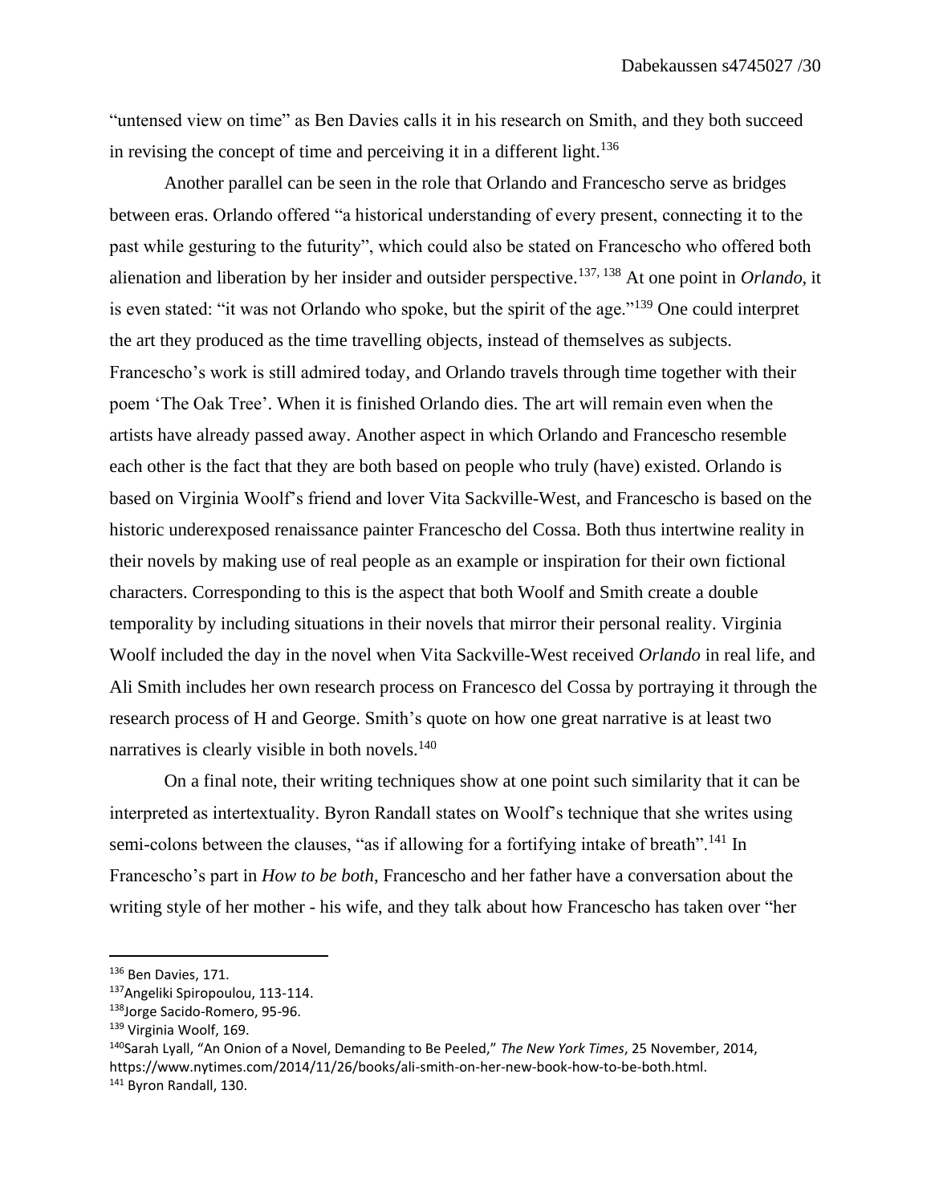"untensed view on time" as Ben Davies calls it in his research on Smith, and they both succeed in revising the concept of time and perceiving it in a different light.[136]

Another parallel can be seen in the role that Orlando and Francescho serve as bridges between eras. Orlando offered "a historical understanding of every present, connecting it to the past while gesturing to the futurity", which could also be stated on Francescho who offered both alienation and liberation by her insider and outsider perspective.[137, 138] At one point in *Orlando*, it is even stated: "it was not Orlando who spoke, but the spirit of the age."[139] One could interpret the art they produced as the time travelling objects, instead of themselves as subjects. Francescho's work is still admired today, and Orlando travels through time together with their poem 'The Oak Tree'. When it is finished Orlando dies. The art will remain even when the artists have already passed away. Another aspect in which Orlando and Francescho resemble each other is the fact that they are both based on people who truly (have) existed. Orlando is based on Virginia Woolf's friend and lover Vita Sackville-West, and Francescho is based on the historic underexposed renaissance painter Francescho del Cossa. Both thus intertwine reality in their novels by making use of real people as an example or inspiration for their own fictional characters. Corresponding to this is the aspect that both Woolf and Smith create a double temporality by including situations in their novels that mirror their personal reality. Virginia Woolf included the day in the novel when Vita Sackville-West received *Orlando* in real life, and Ali Smith includes her own research process on Francesco del Cossa by portraying it through the research process of H and George. Smith's quote on how one great narrative is at least two narratives is clearly visible in both novels.[140]

On a final note, their writing techniques show at one point such similarity that it can be interpreted as intertextuality. Byron Randall states on Woolf's technique that she writes using semi-colons between the clauses, "as if allowing for a fortifying intake of breath".[141] In Francescho's part in *How to be both*, Francescho and her father have a conversation about the writing style of her mother - his wife, and they talk about how Francescho has taken over "her

---

[136] Ben Davies, 171.

[137] Angeliki Spiropoulou, 113-114.

[138] Jorge Sacido-Romero, 95-96.

[139] Virginia Woolf, 169.

[140] Sarah Lyall, "An Onion of a Novel, Demanding to Be Peeled," *The New York Times*, 25 November, 2014, https://www.nytimes.com/2014/11/26/books/ali-smith-on-her-new-book-how-to-be-both.html.

[141] Byron Randall, 130.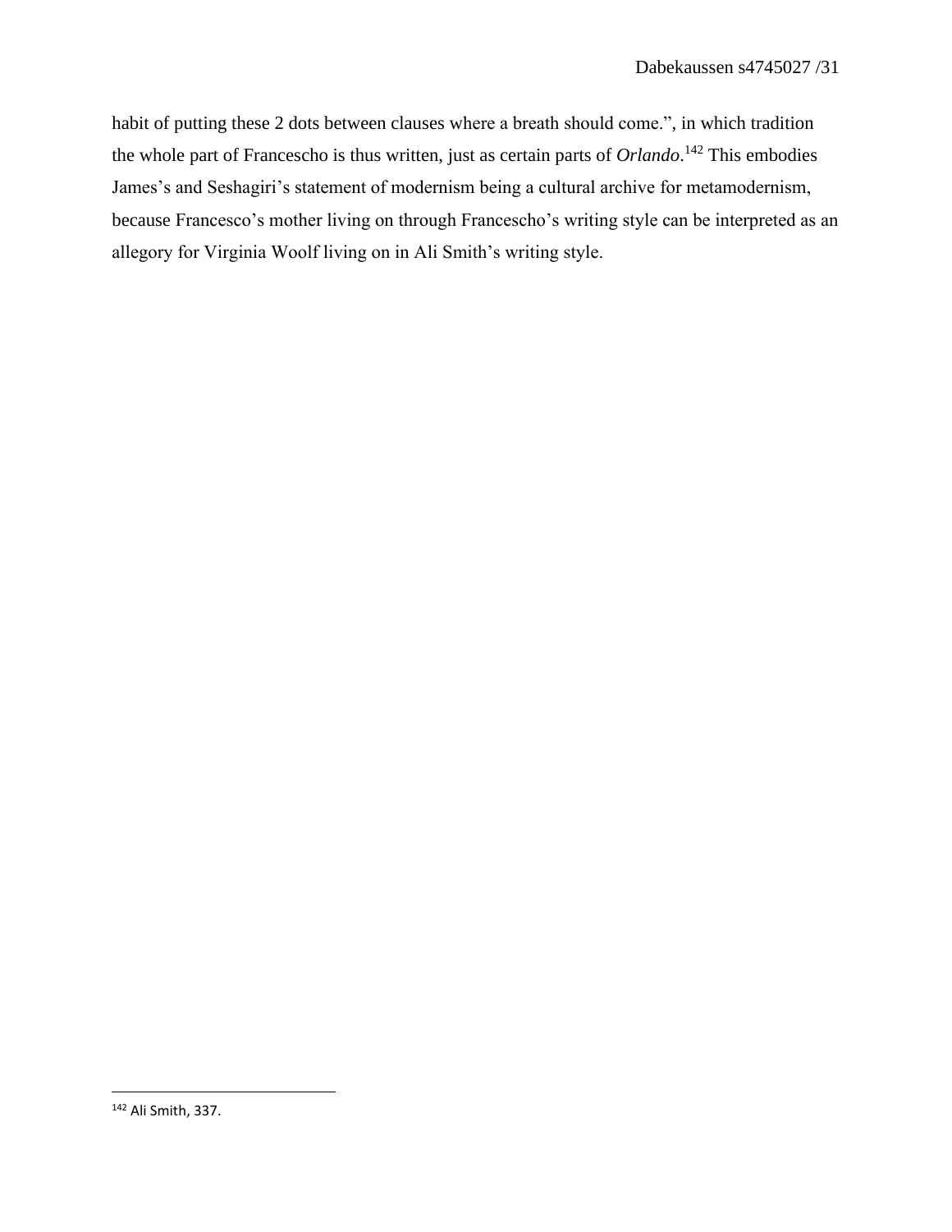habit of putting these 2 dots between clauses where a breath should come.", in which tradition the whole part of Francescho is thus written, just as certain parts of *Orlando*.[142] This embodies James's and Seshagiri's statement of modernism being a cultural archive for metamodernism, because Francesco's mother living on through Francescho's writing style can be interpreted as an allegory for Virginia Woolf living on in Ali Smith's writing style.

---

[142] Ali Smith, 337.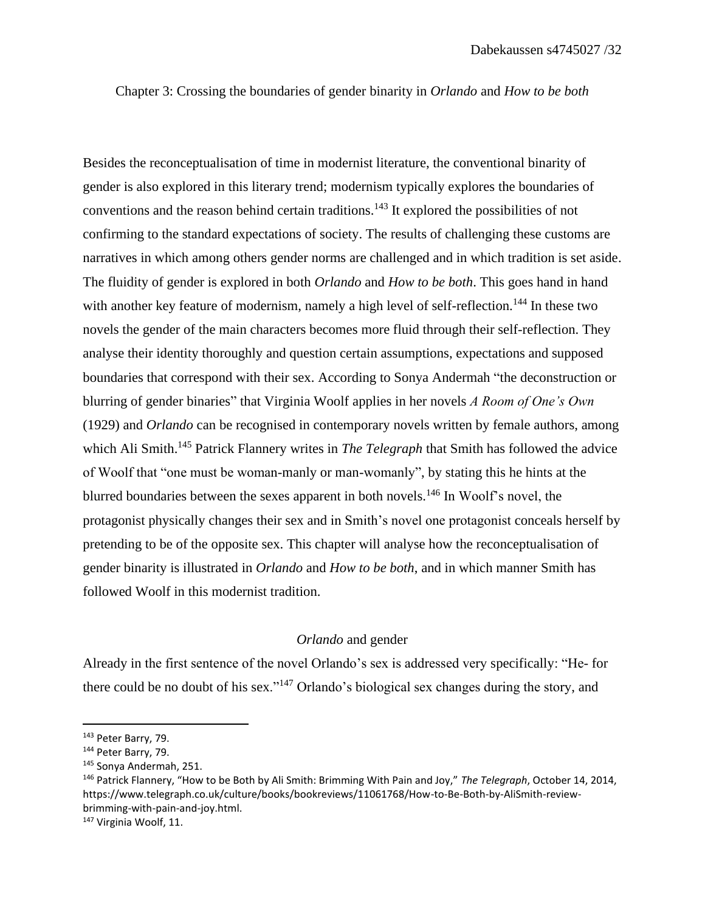## Chapter 3: Crossing the boundaries of gender binarity in *Orlando* and *How to be both*

Besides the reconceptualisation of time in modernist literature, the conventional binarity of gender is also explored in this literary trend; modernism typically explores the boundaries of conventions and the reason behind certain traditions.[143] It explored the possibilities of not confirming to the standard expectations of society. The results of challenging these customs are narratives in which among others gender norms are challenged and in which tradition is set aside. The fluidity of gender is explored in both *Orlando* and *How to be both*. This goes hand in hand with another key feature of modernism, namely a high level of self-reflection.[144] In these two novels the gender of the main characters becomes more fluid through their self-reflection. They analyse their identity thoroughly and question certain assumptions, expectations and supposed boundaries that correspond with their sex. According to Sonya Andermah "the deconstruction or blurring of gender binaries" that Virginia Woolf applies in her novels *A Room of One's Own* (1929) and *Orlando* can be recognised in contemporary novels written by female authors, among which Ali Smith.[145] Patrick Flannery writes in *The Telegraph* that Smith has followed the advice of Woolf that "one must be woman-manly or man-womanly", by stating this he hints at the blurred boundaries between the sexes apparent in both novels.[146] In Woolf's novel, the protagonist physically changes their sex and in Smith's novel one protagonist conceals herself by pretending to be of the opposite sex. This chapter will analyse how the reconceptualisation of gender binarity is illustrated in *Orlando* and *How to be both*, and in which manner Smith has followed Woolf in this modernist tradition.

### *Orlando* and gender

Already in the first sentence of the novel Orlando's sex is addressed very specifically: "He- for there could be no doubt of his sex."[147] Orlando's biological sex changes during the story, and

---

[143] Peter Barry, 79.

[144] Peter Barry, 79.

[145] Sonya Andermah, 251.

[146] Patrick Flannery, "How to be Both by Ali Smith: Brimming With Pain and Joy," *The Telegraph*, October 14, 2014, https://www.telegraph.co.uk/culture/books/bookreviews/11061768/How-to-Be-Both-by-AliSmith-review-brimming-with-pain-and-joy.html.

[147] Virginia Woolf, 11.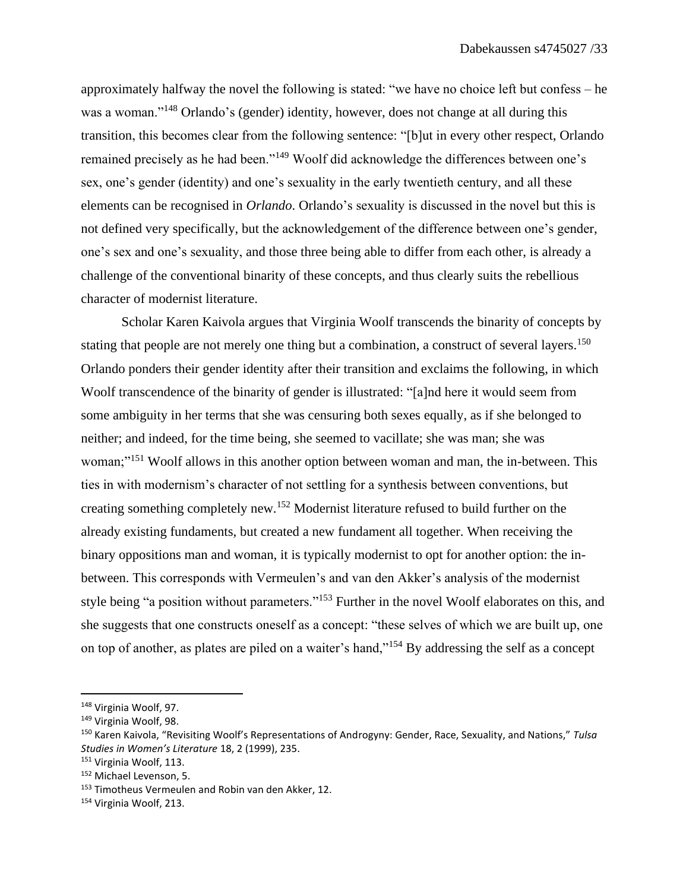approximately halfway the novel the following is stated: "we have no choice left but confess – he was a woman."[148] Orlando's (gender) identity, however, does not change at all during this transition, this becomes clear from the following sentence: "[b]ut in every other respect, Orlando remained precisely as he had been."[149] Woolf did acknowledge the differences between one's sex, one's gender (identity) and one's sexuality in the early twentieth century, and all these elements can be recognised in *Orlando*. Orlando's sexuality is discussed in the novel but this is not defined very specifically, but the acknowledgement of the difference between one's gender, one's sex and one's sexuality, and those three being able to differ from each other, is already a challenge of the conventional binarity of these concepts, and thus clearly suits the rebellious character of modernist literature.

Scholar Karen Kaivola argues that Virginia Woolf transcends the binarity of concepts by stating that people are not merely one thing but a combination, a construct of several layers.[150] Orlando ponders their gender identity after their transition and exclaims the following, in which Woolf transcendence of the binarity of gender is illustrated: "[a]nd here it would seem from some ambiguity in her terms that she was censuring both sexes equally, as if she belonged to neither; and indeed, for the time being, she seemed to vacillate; she was man; she was woman;"[151] Woolf allows in this another option between woman and man, the in-between. This ties in with modernism's character of not settling for a synthesis between conventions, but creating something completely new.[152] Modernist literature refused to build further on the already existing fundaments, but created a new fundament all together. When receiving the binary oppositions man and woman, it is typically modernist to opt for another option: the in-between. This corresponds with Vermeulen's and van den Akker's analysis of the modernist style being "a position without parameters."[153] Further in the novel Woolf elaborates on this, and she suggests that one constructs oneself as a concept: "these selves of which we are built up, one on top of another, as plates are piled on a waiter's hand,"[154] By addressing the self as a concept

---

[148] Virginia Woolf, 97.

[149] Virginia Woolf, 98.

[150] Karen Kaivola, "Revisiting Woolf's Representations of Androgyny: Gender, Race, Sexuality, and Nations," *Tulsa Studies in Women's Literature* 18, 2 (1999), 235.

[151] Virginia Woolf, 113.

[152] Michael Levenson, 5.

[153] Timotheus Vermeulen and Robin van den Akker, 12.

[154] Virginia Woolf, 213.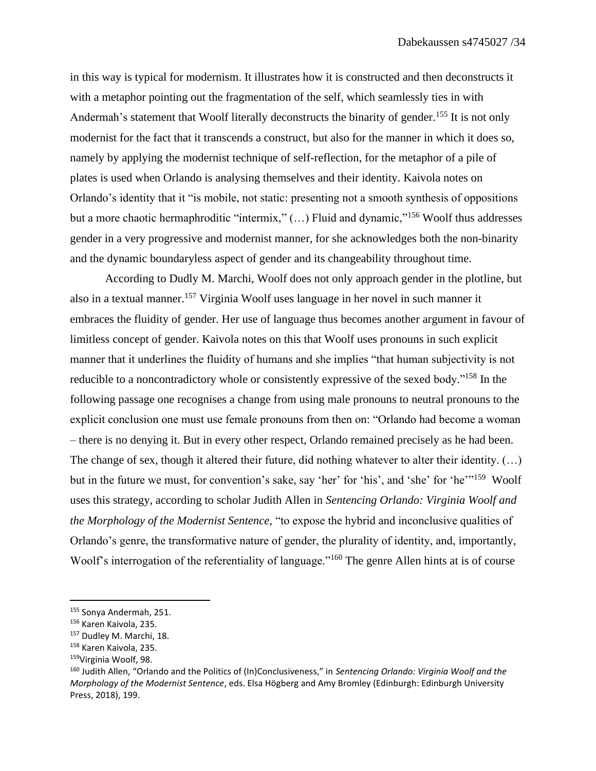in this way is typical for modernism. It illustrates how it is constructed and then deconstructs it with a metaphor pointing out the fragmentation of the self, which seamlessly ties in with Andermah's statement that Woolf literally deconstructs the binarity of gender.[155] It is not only modernist for the fact that it transcends a construct, but also for the manner in which it does so, namely by applying the modernist technique of self-reflection, for the metaphor of a pile of plates is used when Orlando is analysing themselves and their identity. Kaivola notes on Orlando's identity that it "is mobile, not static: presenting not a smooth synthesis of oppositions but a more chaotic hermaphroditic "intermix," (…) Fluid and dynamic,"[156] Woolf thus addresses gender in a very progressive and modernist manner, for she acknowledges both the non-binarity and the dynamic boundaryless aspect of gender and its changeability throughout time.

According to Dudly M. Marchi, Woolf does not only approach gender in the plotline, but also in a textual manner.[157] Virginia Woolf uses language in her novel in such manner it embraces the fluidity of gender. Her use of language thus becomes another argument in favour of limitless concept of gender. Kaivola notes on this that Woolf uses pronouns in such explicit manner that it underlines the fluidity of humans and she implies "that human subjectivity is not reducible to a noncontradictory whole or consistently expressive of the sexed body."[158] In the following passage one recognises a change from using male pronouns to neutral pronouns to the explicit conclusion one must use female pronouns from then on: "Orlando had become a woman – there is no denying it. But in every other respect, Orlando remained precisely as he had been. The change of sex, though it altered their future, did nothing whatever to alter their identity. (…) but in the future we must, for convention's sake, say 'her' for 'his', and 'she' for 'he'"[159] Woolf uses this strategy, according to scholar Judith Allen in *Sentencing Orlando: Virginia Woolf and the Morphology of the Modernist Sentence*, "to expose the hybrid and inconclusive qualities of Orlando's genre, the transformative nature of gender, the plurality of identity, and, importantly, Woolf's interrogation of the referentiality of language."[160] The genre Allen hints at is of course

---

[155] Sonya Andermah, 251.

[156] Karen Kaivola, 235.

[157] Dudley M. Marchi, 18.

[158] Karen Kaivola, 235.

[159] Virginia Woolf, 98.

[160] Judith Allen, "Orlando and the Politics of (In)Conclusiveness," in *Sentencing Orlando: Virginia Woolf and the Morphology of the Modernist Sentence*, eds. Elsa Högberg and Amy Bromley (Edinburgh: Edinburgh University Press, 2018), 199.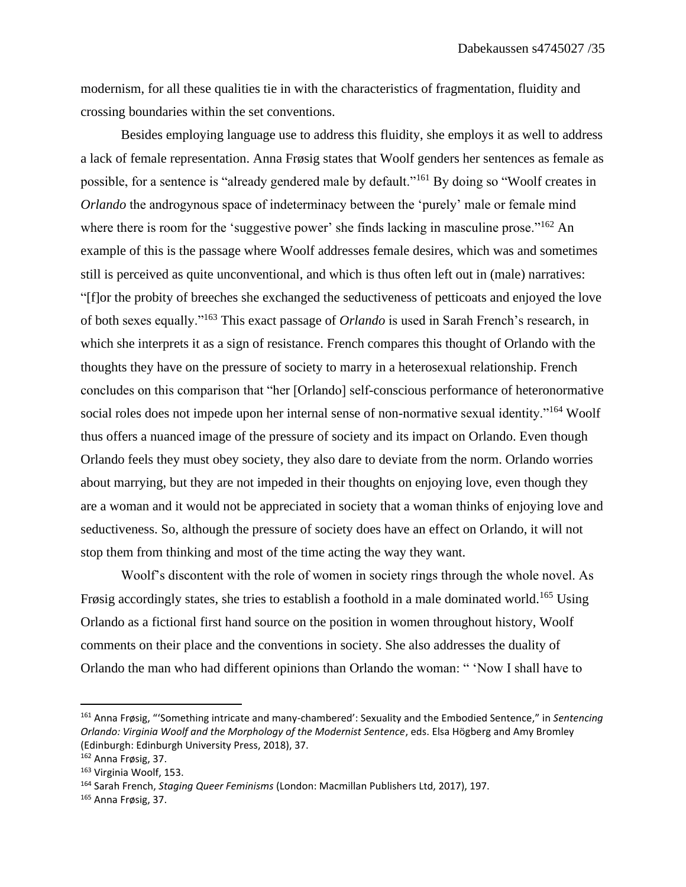modernism, for all these qualities tie in with the characteristics of fragmentation, fluidity and crossing boundaries within the set conventions.

Besides employing language use to address this fluidity, she employs it as well to address a lack of female representation. Anna Frøsig states that Woolf genders her sentences as female as possible, for a sentence is "already gendered male by default."[161] By doing so "Woolf creates in *Orlando* the androgynous space of indeterminacy between the 'purely' male or female mind where there is room for the 'suggestive power' she finds lacking in masculine prose."[162] An example of this is the passage where Woolf addresses female desires, which was and sometimes still is perceived as quite unconventional, and which is thus often left out in (male) narratives: "[f]or the probity of breeches she exchanged the seductiveness of petticoats and enjoyed the love of both sexes equally."[163] This exact passage of *Orlando* is used in Sarah French's research, in which she interprets it as a sign of resistance. French compares this thought of Orlando with the thoughts they have on the pressure of society to marry in a heterosexual relationship. French concludes on this comparison that "her [Orlando] self-conscious performance of heteronormative social roles does not impede upon her internal sense of non-normative sexual identity."[164] Woolf thus offers a nuanced image of the pressure of society and its impact on Orlando. Even though Orlando feels they must obey society, they also dare to deviate from the norm. Orlando worries about marrying, but they are not impeded in their thoughts on enjoying love, even though they are a woman and it would not be appreciated in society that a woman thinks of enjoying love and seductiveness. So, although the pressure of society does have an effect on Orlando, it will not stop them from thinking and most of the time acting the way they want.

Woolf's discontent with the role of women in society rings through the whole novel. As Frøsig accordingly states, she tries to establish a foothold in a male dominated world.[165] Using Orlando as a fictional first hand source on the position in women throughout history, Woolf comments on their place and the conventions in society. She also addresses the duality of Orlando the man who had different opinions than Orlando the woman: " 'Now I shall have to

---

[161] Anna Frøsig, "'Something intricate and many-chambered': Sexuality and the Embodied Sentence," in *Sentencing Orlando: Virginia Woolf and the Morphology of the Modernist Sentence*, eds. Elsa Högberg and Amy Bromley (Edinburgh: Edinburgh University Press, 2018), 37.

[162] Anna Frøsig, 37.

[163] Virginia Woolf, 153.

[164] Sarah French, *Staging Queer Feminisms* (London: Macmillan Publishers Ltd, 2017), 197.

[165] Anna Frøsig, 37.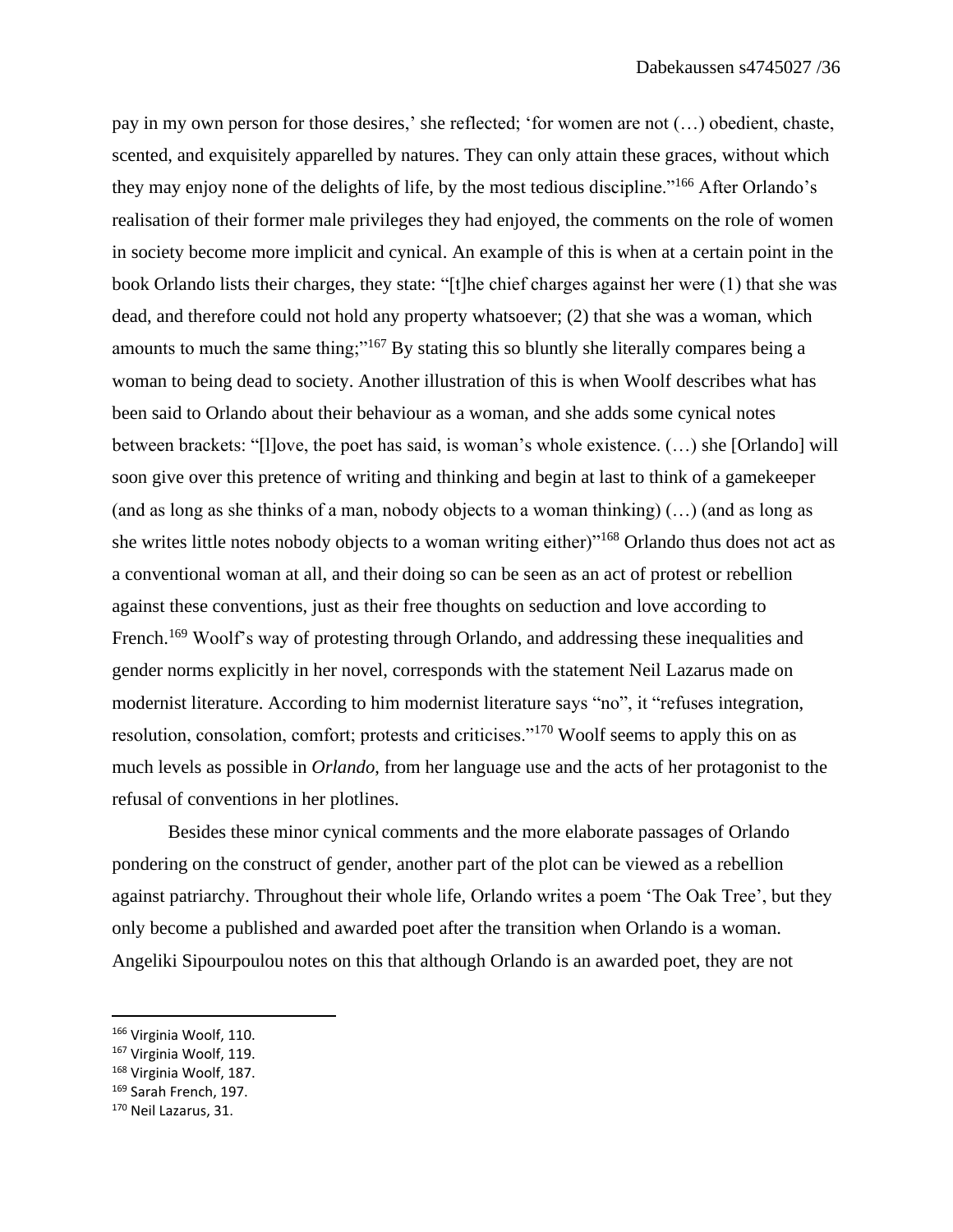pay in my own person for those desires,' she reflected; 'for women are not (…) obedient, chaste, scented, and exquisitely apparelled by natures. They can only attain these graces, without which they may enjoy none of the delights of life, by the most tedious discipline."[166] After Orlando's realisation of their former male privileges they had enjoyed, the comments on the role of women in society become more implicit and cynical. An example of this is when at a certain point in the book Orlando lists their charges, they state: "[t]he chief charges against her were (1) that she was dead, and therefore could not hold any property whatsoever; (2) that she was a woman, which amounts to much the same thing;"[167] By stating this so bluntly she literally compares being a woman to being dead to society. Another illustration of this is when Woolf describes what has been said to Orlando about their behaviour as a woman, and she adds some cynical notes between brackets: "[l]ove, the poet has said, is woman's whole existence. (…) she [Orlando] will soon give over this pretence of writing and thinking and begin at last to think of a gamekeeper (and as long as she thinks of a man, nobody objects to a woman thinking) (…) (and as long as she writes little notes nobody objects to a woman writing either)"[168] Orlando thus does not act as a conventional woman at all, and their doing so can be seen as an act of protest or rebellion against these conventions, just as their free thoughts on seduction and love according to French.[169] Woolf's way of protesting through Orlando, and addressing these inequalities and gender norms explicitly in her novel, corresponds with the statement Neil Lazarus made on modernist literature. According to him modernist literature says "no", it "refuses integration, resolution, consolation, comfort; protests and criticises."[170] Woolf seems to apply this on as much levels as possible in *Orlando*, from her language use and the acts of her protagonist to the refusal of conventions in her plotlines.

Besides these minor cynical comments and the more elaborate passages of Orlando pondering on the construct of gender, another part of the plot can be viewed as a rebellion against patriarchy. Throughout their whole life, Orlando writes a poem 'The Oak Tree', but they only become a published and awarded poet after the transition when Orlando is a woman. Angeliki Sipourpoulou notes on this that although Orlando is an awarded poet, they are not

---

[166] Virginia Woolf, 110.
[167] Virginia Woolf, 119.
[168] Virginia Woolf, 187.
[169] Sarah French, 197.
[170] Neil Lazarus, 31.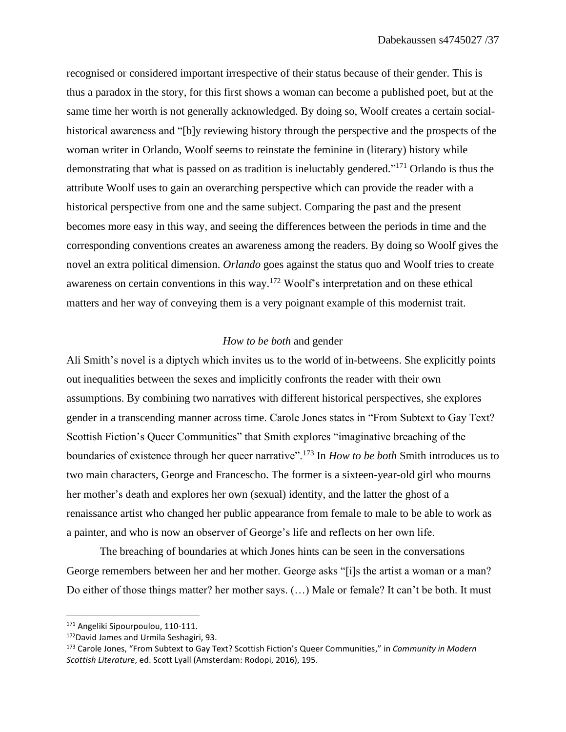recognised or considered important irrespective of their status because of their gender. This is thus a paradox in the story, for this first shows a woman can become a published poet, but at the same time her worth is not generally acknowledged. By doing so, Woolf creates a certain social-historical awareness and "[b]y reviewing history through the perspective and the prospects of the woman writer in Orlando, Woolf seems to reinstate the feminine in (literary) history while demonstrating that what is passed on as tradition is ineluctably gendered."[171] Orlando is thus the attribute Woolf uses to gain an overarching perspective which can provide the reader with a historical perspective from one and the same subject. Comparing the past and the present becomes more easy in this way, and seeing the differences between the periods in time and the corresponding conventions creates an awareness among the readers. By doing so Woolf gives the novel an extra political dimension. *Orlando* goes against the status quo and Woolf tries to create awareness on certain conventions in this way.[172] Woolf's interpretation and on these ethical matters and her way of conveying them is a very poignant example of this modernist trait.

### *How to be both* and gender

Ali Smith's novel is a diptych which invites us to the world of in-betweens. She explicitly points out inequalities between the sexes and implicitly confronts the reader with their own assumptions. By combining two narratives with different historical perspectives, she explores gender in a transcending manner across time. Carole Jones states in "From Subtext to Gay Text? Scottish Fiction's Queer Communities" that Smith explores "imaginative breaching of the boundaries of existence through her queer narrative".[173] In *How to be both* Smith introduces us to two main characters, George and Francescho. The former is a sixteen-year-old girl who mourns her mother's death and explores her own (sexual) identity, and the latter the ghost of a renaissance artist who changed her public appearance from female to male to be able to work as a painter, and who is now an observer of George's life and reflects on her own life.

The breaching of boundaries at which Jones hints can be seen in the conversations George remembers between her and her mother. George asks "[i]s the artist a woman or a man? Do either of those things matter? her mother says. (…) Male or female? It can't be both. It must

---

[171] Angeliki Sipourpoulou, 110-111.

[172] David James and Urmila Seshagiri, 93.

[173] Carole Jones, "From Subtext to Gay Text? Scottish Fiction's Queer Communities," in *Community in Modern Scottish Literature*, ed. Scott Lyall (Amsterdam: Rodopi, 2016), 195.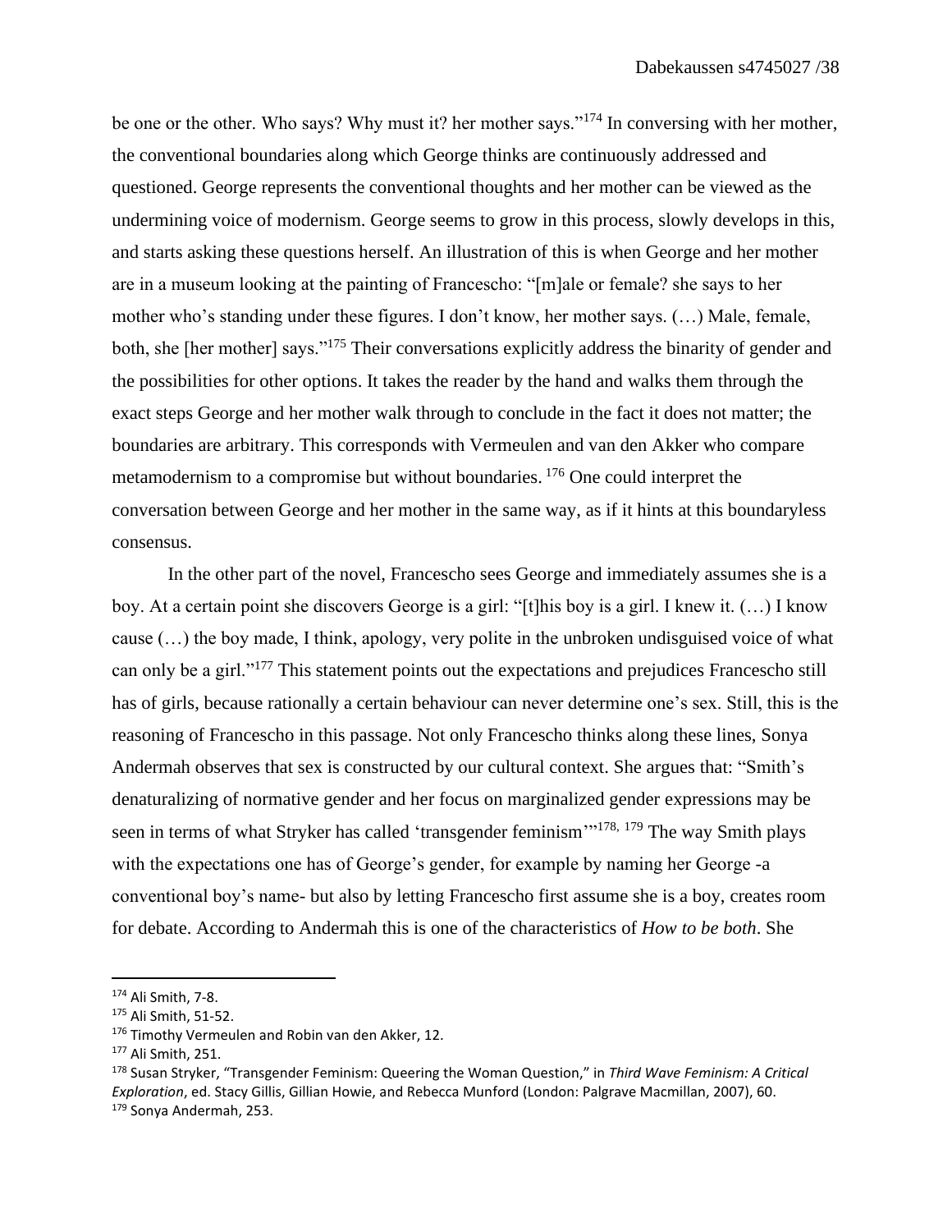be one or the other. Who says? Why must it? her mother says."[174] In conversing with her mother, the conventional boundaries along which George thinks are continuously addressed and questioned. George represents the conventional thoughts and her mother can be viewed as the undermining voice of modernism. George seems to grow in this process, slowly develops in this, and starts asking these questions herself. An illustration of this is when George and her mother are in a museum looking at the painting of Francescho: "[m]ale or female? she says to her mother who's standing under these figures. I don't know, her mother says. (…) Male, female, both, she [her mother] says."[175] Their conversations explicitly address the binarity of gender and the possibilities for other options. It takes the reader by the hand and walks them through the exact steps George and her mother walk through to conclude in the fact it does not matter; the boundaries are arbitrary. This corresponds with Vermeulen and van den Akker who compare metamodernism to a compromise but without boundaries.[176] One could interpret the conversation between George and her mother in the same way, as if it hints at this boundaryless consensus.

In the other part of the novel, Francescho sees George and immediately assumes she is a boy. At a certain point she discovers George is a girl: "[t]his boy is a girl. I knew it. (…) I know cause (…) the boy made, I think, apology, very polite in the unbroken undisguised voice of what can only be a girl."[177] This statement points out the expectations and prejudices Francescho still has of girls, because rationally a certain behaviour can never determine one's sex. Still, this is the reasoning of Francescho in this passage. Not only Francescho thinks along these lines, Sonya Andermah observes that sex is constructed by our cultural context. She argues that: "Smith's denaturalizing of normative gender and her focus on marginalized gender expressions may be seen in terms of what Stryker has called 'transgender feminism'"[178, 179] The way Smith plays with the expectations one has of George's gender, for example by naming her George -a conventional boy's name- but also by letting Francescho first assume she is a boy, creates room for debate. According to Andermah this is one of the characteristics of *How to be both*. She

---

[174] Ali Smith, 7-8.

[175] Ali Smith, 51-52.

[176] Timothy Vermeulen and Robin van den Akker, 12.

[177] Ali Smith, 251.

[178] Susan Stryker, "Transgender Feminism: Queering the Woman Question," in *Third Wave Feminism: A Critical Exploration*, ed. Stacy Gillis, Gillian Howie, and Rebecca Munford (London: Palgrave Macmillan, 2007), 60.

[179] Sonya Andermah, 253.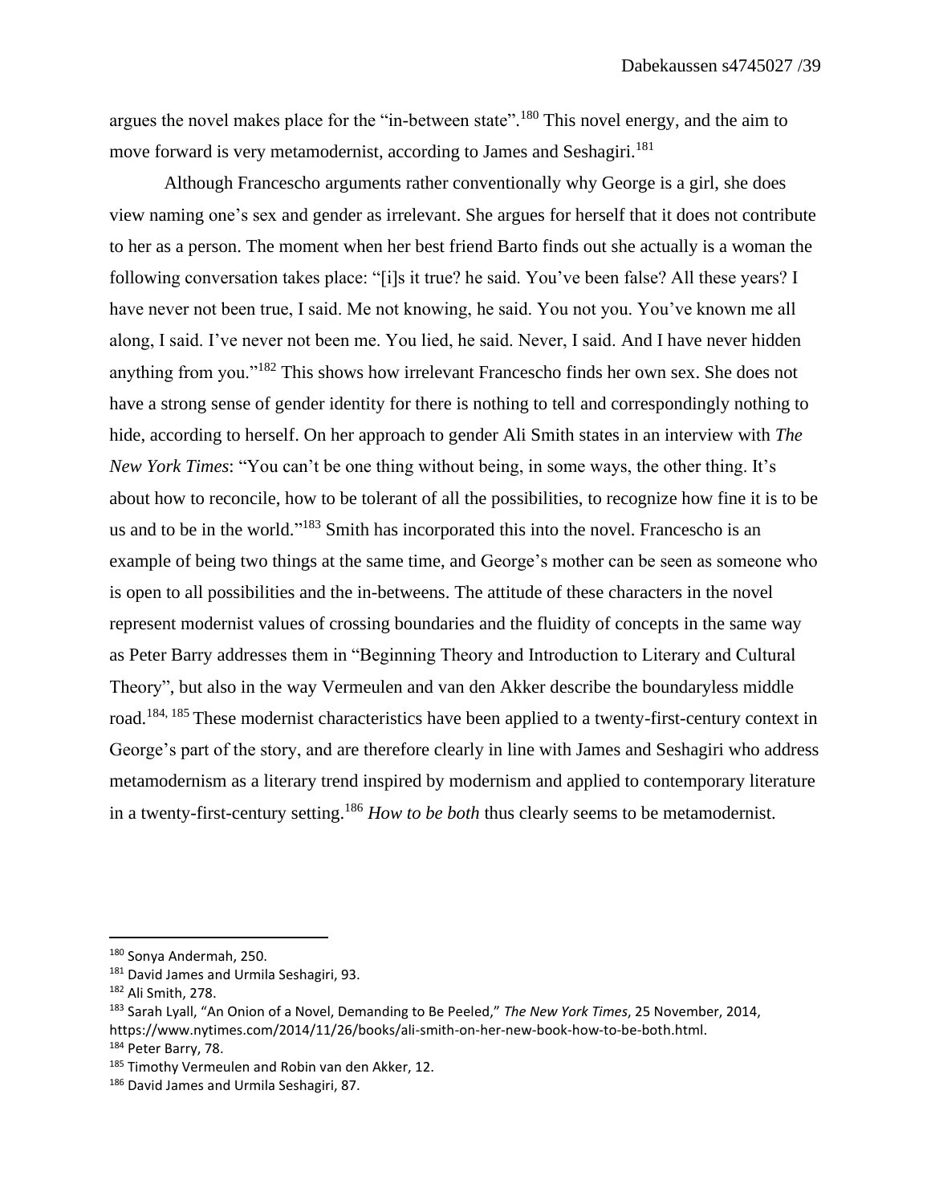argues the novel makes place for the "in-between state".[180] This novel energy, and the aim to move forward is very metamodernist, according to James and Seshagiri.[181]

Although Francescho arguments rather conventionally why George is a girl, she does view naming one's sex and gender as irrelevant. She argues for herself that it does not contribute to her as a person. The moment when her best friend Barto finds out she actually is a woman the following conversation takes place: "[i]s it true? he said. You've been false? All these years? I have never not been true, I said. Me not knowing, he said. You not you. You've known me all along, I said. I've never not been me. You lied, he said. Never, I said. And I have never hidden anything from you."[182] This shows how irrelevant Francescho finds her own sex. She does not have a strong sense of gender identity for there is nothing to tell and correspondingly nothing to hide, according to herself. On her approach to gender Ali Smith states in an interview with *The New York Times*: "You can't be one thing without being, in some ways, the other thing. It's about how to reconcile, how to be tolerant of all the possibilities, to recognize how fine it is to be us and to be in the world."[183] Smith has incorporated this into the novel. Francescho is an example of being two things at the same time, and George's mother can be seen as someone who is open to all possibilities and the in-betweens. The attitude of these characters in the novel represent modernist values of crossing boundaries and the fluidity of concepts in the same way as Peter Barry addresses them in "Beginning Theory and Introduction to Literary and Cultural Theory", but also in the way Vermeulen and van den Akker describe the boundaryless middle road.[184, 185] These modernist characteristics have been applied to a twenty-first-century context in George's part of the story, and are therefore clearly in line with James and Seshagiri who address metamodernism as a literary trend inspired by modernism and applied to contemporary literature in a twenty-first-century setting.[186] *How to be both* thus clearly seems to be metamodernist.

---

[180] Sonya Andermah, 250.

[181] David James and Urmila Seshagiri, 93.

[182] Ali Smith, 278.

[183] Sarah Lyall, "An Onion of a Novel, Demanding to Be Peeled," *The New York Times*, 25 November, 2014, https://www.nytimes.com/2014/11/26/books/ali-smith-on-her-new-book-how-to-be-both.html.

[184] Peter Barry, 78.

[185] Timothy Vermeulen and Robin van den Akker, 12.

[186] David James and Urmila Seshagiri, 87.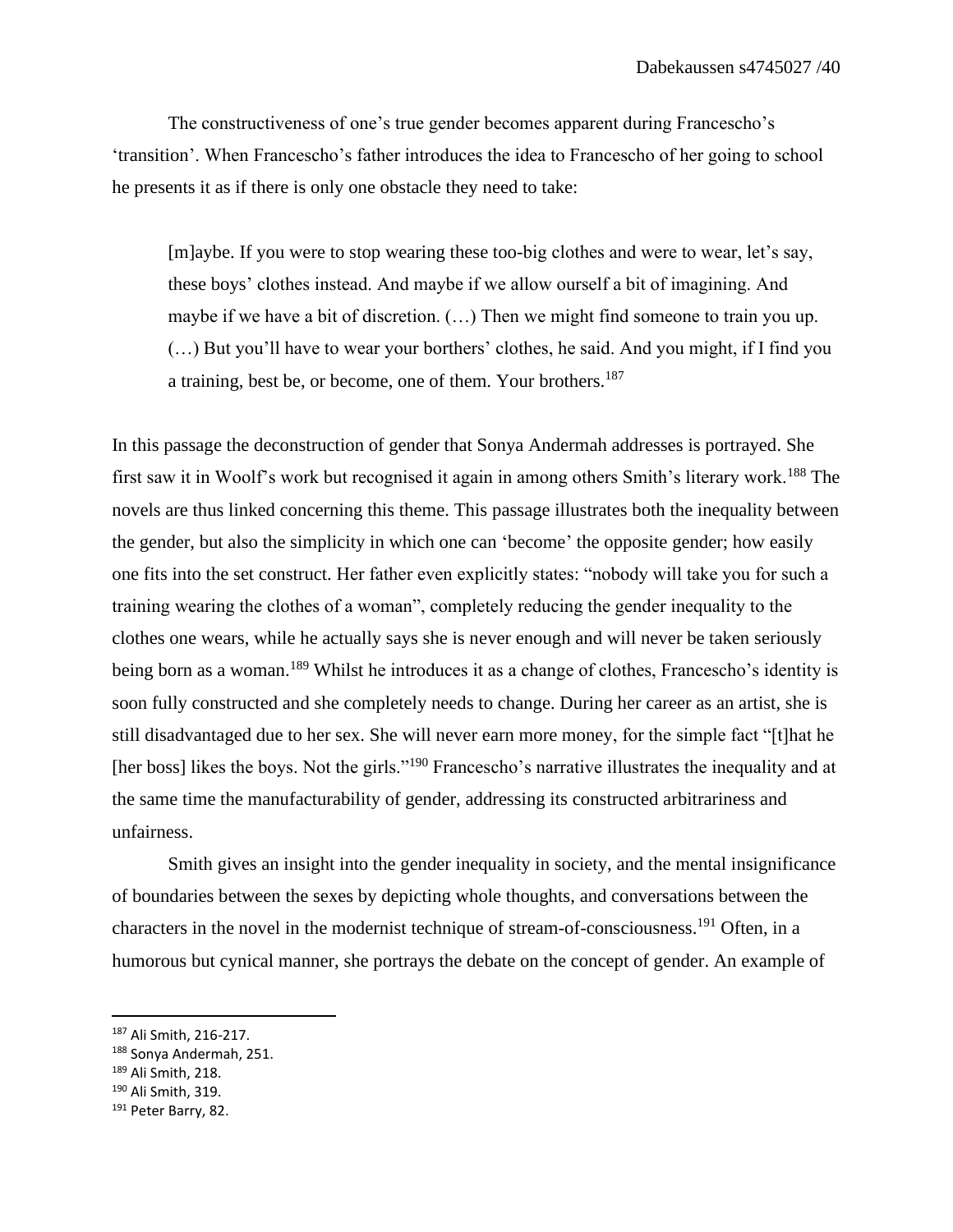The constructiveness of one's true gender becomes apparent during Francescho's 'transition'. When Francescho's father introduces the idea to Francescho of her going to school he presents it as if there is only one obstacle they need to take:

> [m]aybe. If you were to stop wearing these too-big clothes and were to wear, let's say, these boys' clothes instead. And maybe if we allow ourself a bit of imagining. And maybe if we have a bit of discretion. (…) Then we might find someone to train you up. (…) But you'll have to wear your borthers' clothes, he said. And you might, if I find you a training, best be, or become, one of them. Your brothers.[187]

In this passage the deconstruction of gender that Sonya Andermah addresses is portrayed. She first saw it in Woolf's work but recognised it again in among others Smith's literary work.[188] The novels are thus linked concerning this theme. This passage illustrates both the inequality between the gender, but also the simplicity in which one can 'become' the opposite gender; how easily one fits into the set construct. Her father even explicitly states: "nobody will take you for such a training wearing the clothes of a woman", completely reducing the gender inequality to the clothes one wears, while he actually says she is never enough and will never be taken seriously being born as a woman.[189] Whilst he introduces it as a change of clothes, Francescho's identity is soon fully constructed and she completely needs to change. During her career as an artist, she is still disadvantaged due to her sex. She will never earn more money, for the simple fact "[t]hat he [her boss] likes the boys. Not the girls."[190] Francescho's narrative illustrates the inequality and at the same time the manufacturability of gender, addressing its constructed arbitrariness and unfairness.

Smith gives an insight into the gender inequality in society, and the mental insignificance of boundaries between the sexes by depicting whole thoughts, and conversations between the characters in the novel in the modernist technique of stream-of-consciousness.[191] Often, in a humorous but cynical manner, she portrays the debate on the concept of gender. An example of

---

[187] Ali Smith, 216-217.
[188] Sonya Andermah, 251.
[189] Ali Smith, 218.
[190] Ali Smith, 319.
[191] Peter Barry, 82.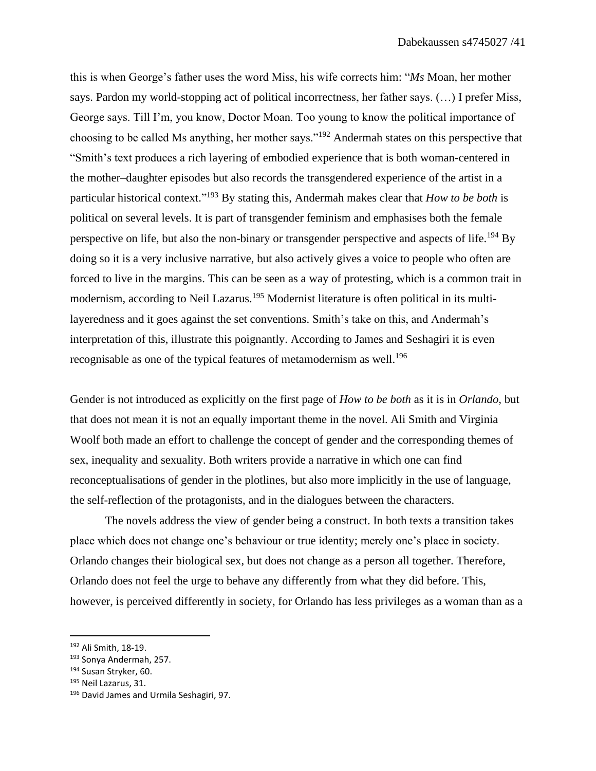this is when George's father uses the word Miss, his wife corrects him: "*Ms* Moan, her mother says. Pardon my world-stopping act of political incorrectness, her father says. (…) I prefer Miss, George says. Till I'm, you know, Doctor Moan. Too young to know the political importance of choosing to be called Ms anything, her mother says."[192] Andermah states on this perspective that "Smith's text produces a rich layering of embodied experience that is both woman-centered in the mother–daughter episodes but also records the transgendered experience of the artist in a particular historical context."[193] By stating this, Andermah makes clear that *How to be both* is political on several levels. It is part of transgender feminism and emphasises both the female perspective on life, but also the non-binary or transgender perspective and aspects of life.[194] By doing so it is a very inclusive narrative, but also actively gives a voice to people who often are forced to live in the margins. This can be seen as a way of protesting, which is a common trait in modernism, according to Neil Lazarus.[195] Modernist literature is often political in its multi-layeredness and it goes against the set conventions. Smith's take on this, and Andermah's interpretation of this, illustrate this poignantly. According to James and Seshagiri it is even recognisable as one of the typical features of metamodernism as well.[196]

Gender is not introduced as explicitly on the first page of *How to be both* as it is in *Orlando*, but that does not mean it is not an equally important theme in the novel. Ali Smith and Virginia Woolf both made an effort to challenge the concept of gender and the corresponding themes of sex, inequality and sexuality. Both writers provide a narrative in which one can find reconceptualisations of gender in the plotlines, but also more implicitly in the use of language, the self-reflection of the protagonists, and in the dialogues between the characters.

The novels address the view of gender being a construct. In both texts a transition takes place which does not change one's behaviour or true identity; merely one's place in society. Orlando changes their biological sex, but does not change as a person all together. Therefore, Orlando does not feel the urge to behave any differently from what they did before. This, however, is perceived differently in society, for Orlando has less privileges as a woman than as a

---

[192] Ali Smith, 18-19.
[193] Sonya Andermah, 257.
[194] Susan Stryker, 60.
[195] Neil Lazarus, 31.
[196] David James and Urmila Seshagiri, 97.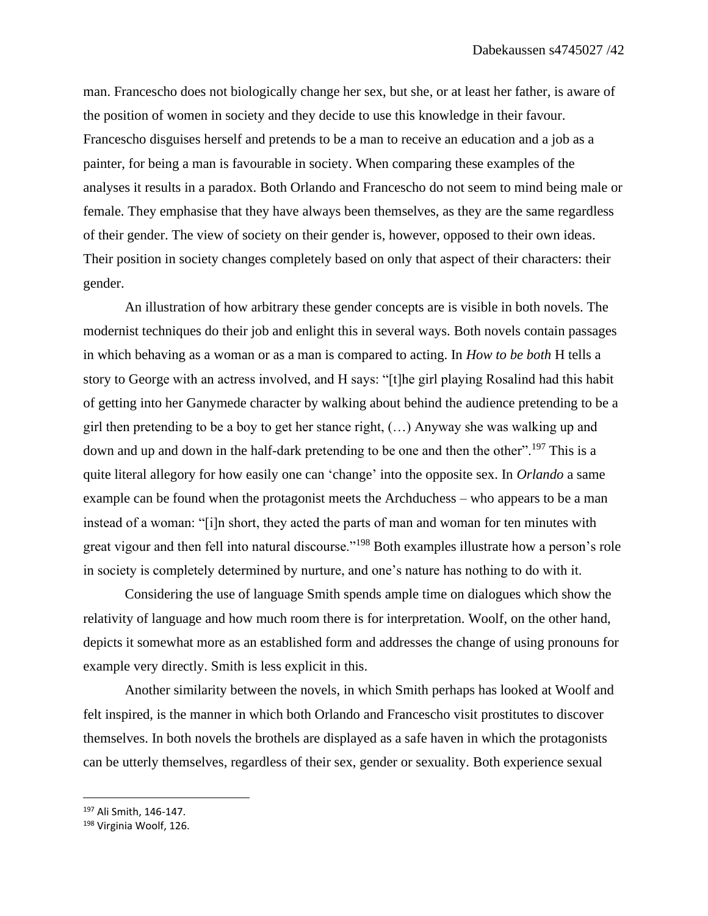man. Francescho does not biologically change her sex, but she, or at least her father, is aware of the position of women in society and they decide to use this knowledge in their favour. Francescho disguises herself and pretends to be a man to receive an education and a job as a painter, for being a man is favourable in society. When comparing these examples of the analyses it results in a paradox. Both Orlando and Francescho do not seem to mind being male or female. They emphasise that they have always been themselves, as they are the same regardless of their gender. The view of society on their gender is, however, opposed to their own ideas. Their position in society changes completely based on only that aspect of their characters: their gender.

An illustration of how arbitrary these gender concepts are is visible in both novels. The modernist techniques do their job and enlight this in several ways. Both novels contain passages in which behaving as a woman or as a man is compared to acting. In *How to be both* H tells a story to George with an actress involved, and H says: "[t]he girl playing Rosalind had this habit of getting into her Ganymede character by walking about behind the audience pretending to be a girl then pretending to be a boy to get her stance right, (…) Anyway she was walking up and down and up and down in the half-dark pretending to be one and then the other".[197] This is a quite literal allegory for how easily one can 'change' into the opposite sex. In *Orlando* a same example can be found when the protagonist meets the Archduchess – who appears to be a man instead of a woman: "[i]n short, they acted the parts of man and woman for ten minutes with great vigour and then fell into natural discourse."[198] Both examples illustrate how a person's role in society is completely determined by nurture, and one's nature has nothing to do with it.

Considering the use of language Smith spends ample time on dialogues which show the relativity of language and how much room there is for interpretation. Woolf, on the other hand, depicts it somewhat more as an established form and addresses the change of using pronouns for example very directly. Smith is less explicit in this.

Another similarity between the novels, in which Smith perhaps has looked at Woolf and felt inspired, is the manner in which both Orlando and Francescho visit prostitutes to discover themselves. In both novels the brothels are displayed as a safe haven in which the protagonists can be utterly themselves, regardless of their sex, gender or sexuality. Both experience sexual

---

[197] Ali Smith, 146-147.

[198] Virginia Woolf, 126.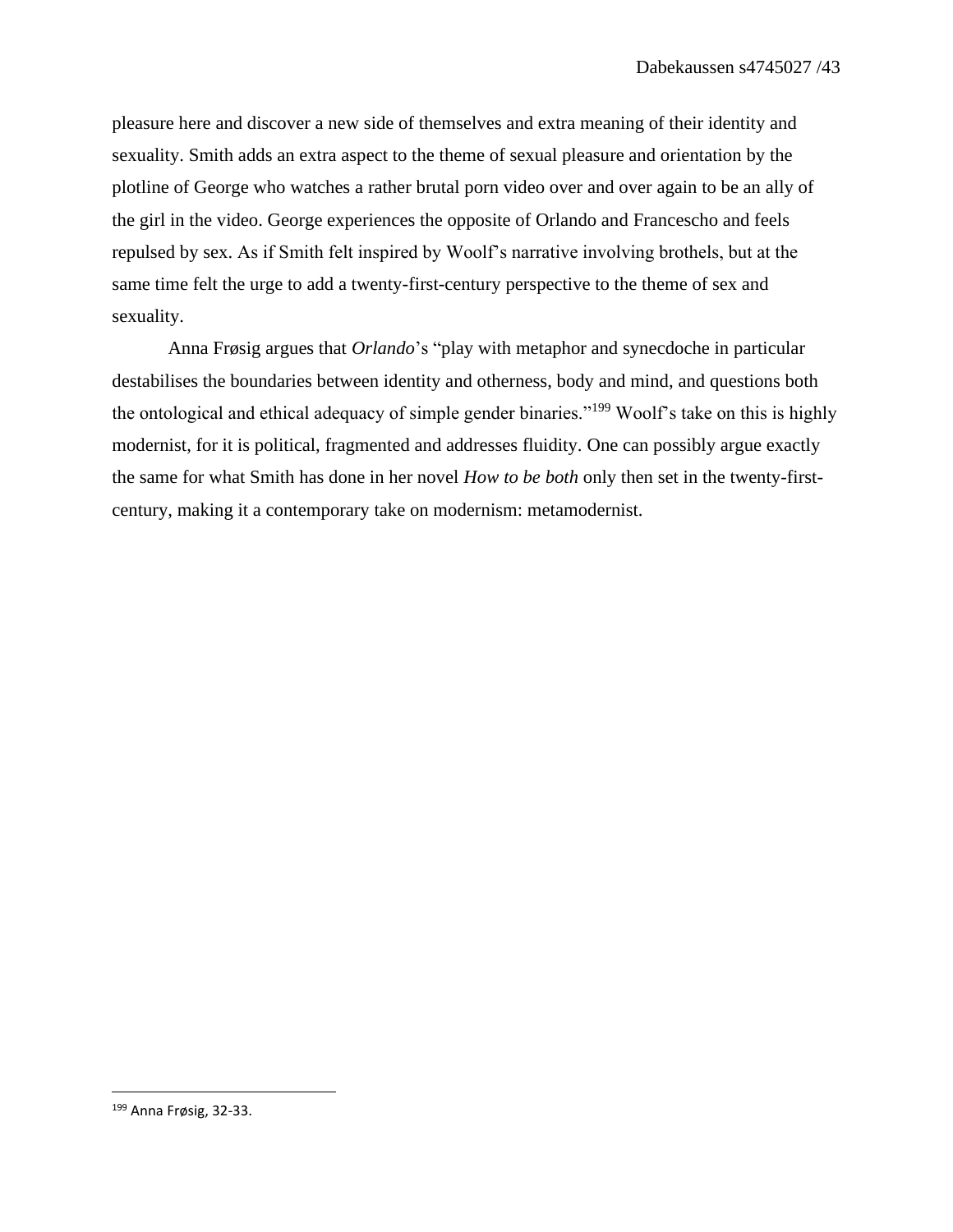pleasure here and discover a new side of themselves and extra meaning of their identity and sexuality. Smith adds an extra aspect to the theme of sexual pleasure and orientation by the plotline of George who watches a rather brutal porn video over and over again to be an ally of the girl in the video. George experiences the opposite of Orlando and Francescho and feels repulsed by sex. As if Smith felt inspired by Woolf's narrative involving brothels, but at the same time felt the urge to add a twenty-first-century perspective to the theme of sex and sexuality.

Anna Frøsig argues that *Orlando*'s "play with metaphor and synecdoche in particular destabilises the boundaries between identity and otherness, body and mind, and questions both the ontological and ethical adequacy of simple gender binaries."[199] Woolf's take on this is highly modernist, for it is political, fragmented and addresses fluidity. One can possibly argue exactly the same for what Smith has done in her novel *How to be both* only then set in the twenty-first-century, making it a contemporary take on modernism: metamodernist.

---

[199] Anna Frøsig, 32-33.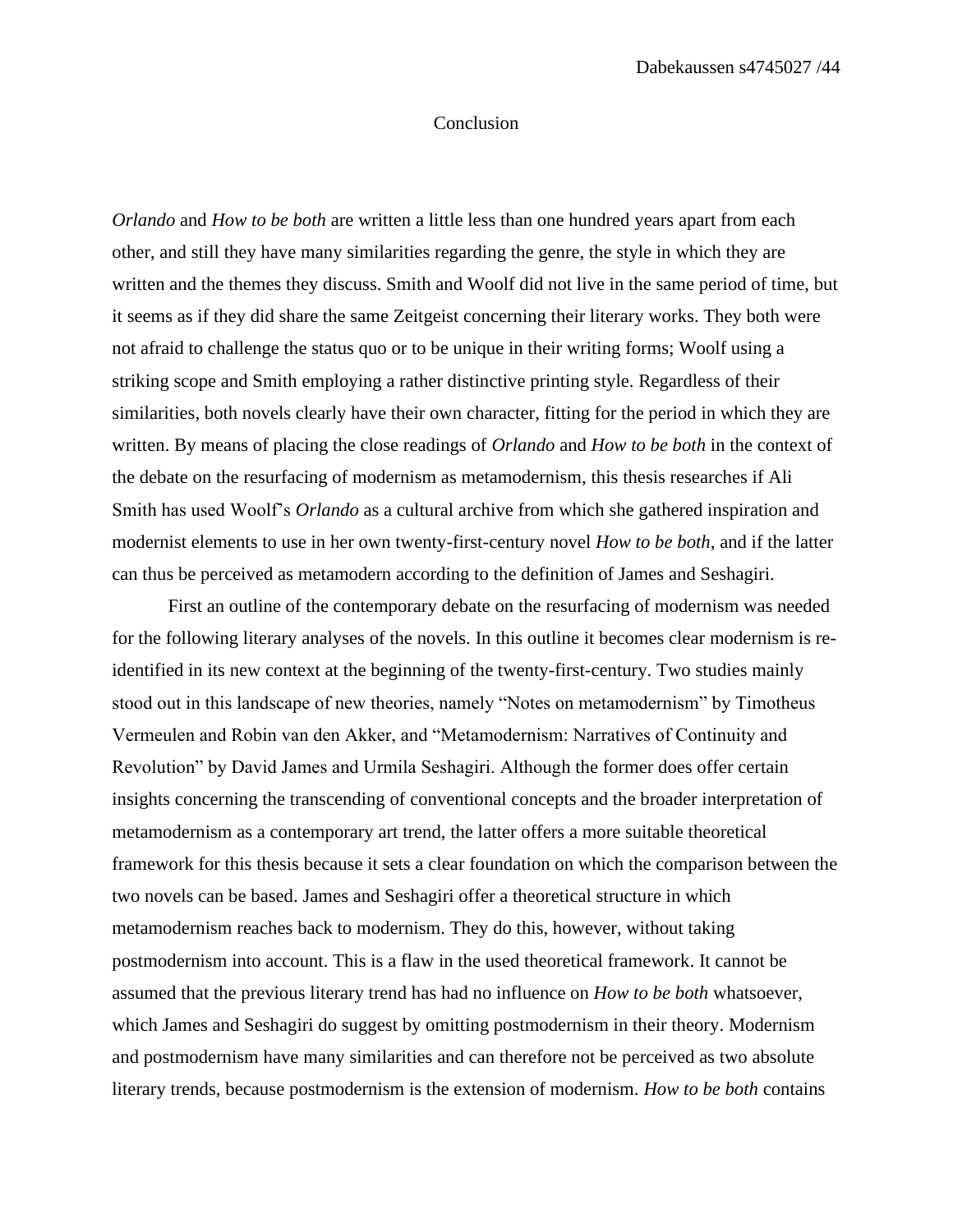## Conclusion

*Orlando* and *How to be both* are written a little less than one hundred years apart from each other, and still they have many similarities regarding the genre, the style in which they are written and the themes they discuss. Smith and Woolf did not live in the same period of time, but it seems as if they did share the same Zeitgeist concerning their literary works. They both were not afraid to challenge the status quo or to be unique in their writing forms; Woolf using a striking scope and Smith employing a rather distinctive printing style. Regardless of their similarities, both novels clearly have their own character, fitting for the period in which they are written. By means of placing the close readings of *Orlando* and *How to be both* in the context of the debate on the resurfacing of modernism as metamodernism, this thesis researches if Ali Smith has used Woolf's *Orlando* as a cultural archive from which she gathered inspiration and modernist elements to use in her own twenty-first-century novel *How to be both*, and if the latter can thus be perceived as metamodern according to the definition of James and Seshagiri.

First an outline of the contemporary debate on the resurfacing of modernism was needed for the following literary analyses of the novels. In this outline it becomes clear modernism is re-identified in its new context at the beginning of the twenty-first-century. Two studies mainly stood out in this landscape of new theories, namely "Notes on metamodernism" by Timotheus Vermeulen and Robin van den Akker, and "Metamodernism: Narratives of Continuity and Revolution" by David James and Urmila Seshagiri. Although the former does offer certain insights concerning the transcending of conventional concepts and the broader interpretation of metamodernism as a contemporary art trend, the latter offers a more suitable theoretical framework for this thesis because it sets a clear foundation on which the comparison between the two novels can be based. James and Seshagiri offer a theoretical structure in which metamodernism reaches back to modernism. They do this, however, without taking postmodernism into account. This is a flaw in the used theoretical framework. It cannot be assumed that the previous literary trend has had no influence on *How to be both* whatsoever, which James and Seshagiri do suggest by omitting postmodernism in their theory. Modernism and postmodernism have many similarities and can therefore not be perceived as two absolute literary trends, because postmodernism is the extension of modernism. *How to be both* contains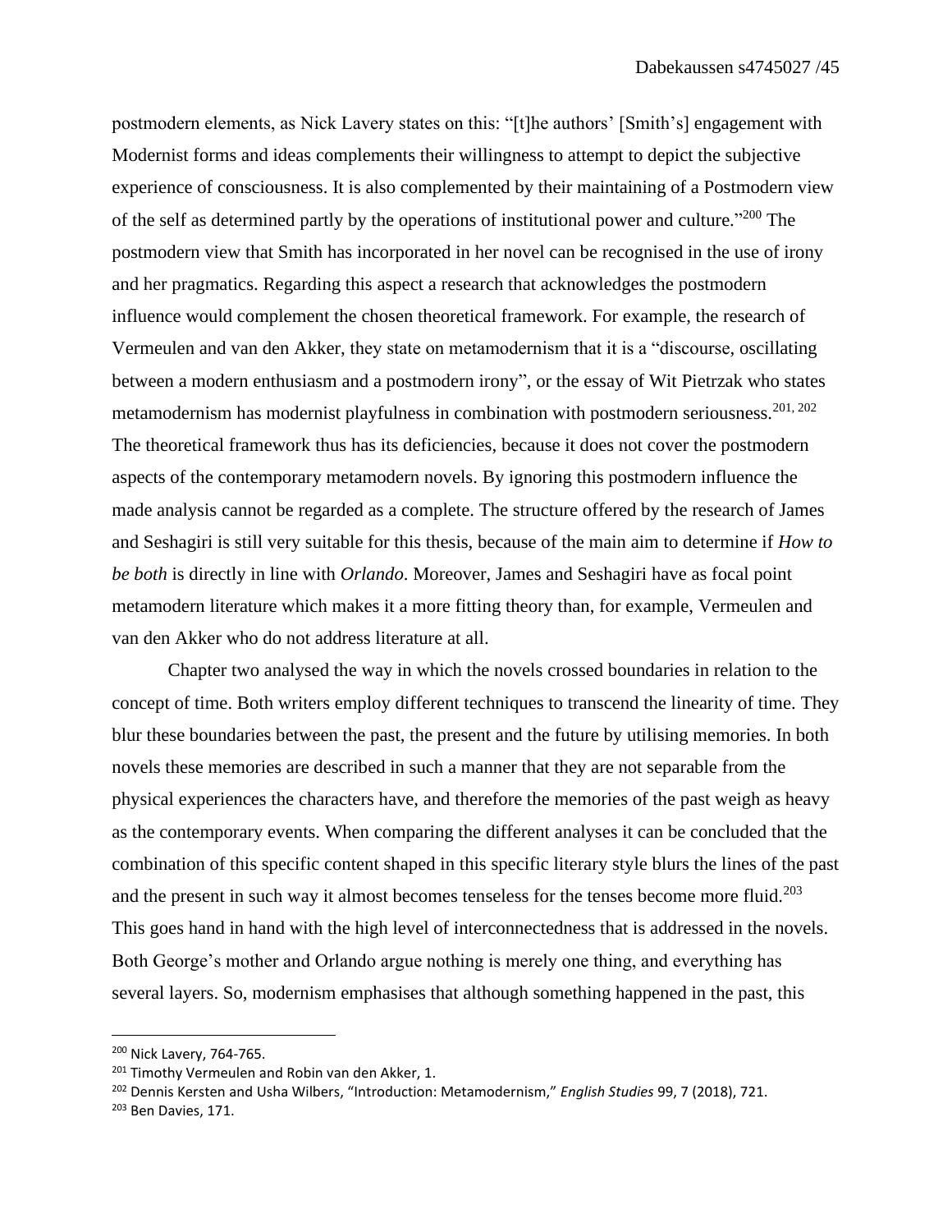postmodern elements, as Nick Lavery states on this: "[t]he authors' [Smith's] engagement with Modernist forms and ideas complements their willingness to attempt to depict the subjective experience of consciousness. It is also complemented by their maintaining of a Postmodern view of the self as determined partly by the operations of institutional power and culture."[200] The postmodern view that Smith has incorporated in her novel can be recognised in the use of irony and her pragmatics. Regarding this aspect a research that acknowledges the postmodern influence would complement the chosen theoretical framework. For example, the research of Vermeulen and van den Akker, they state on metamodernism that it is a "discourse, oscillating between a modern enthusiasm and a postmodern irony", or the essay of Wit Pietrzak who states metamodernism has modernist playfulness in combination with postmodern seriousness.[201, 202] The theoretical framework thus has its deficiencies, because it does not cover the postmodern aspects of the contemporary metamodern novels. By ignoring this postmodern influence the made analysis cannot be regarded as a complete. The structure offered by the research of James and Seshagiri is still very suitable for this thesis, because of the main aim to determine if *How to be both* is directly in line with *Orlando*. Moreover, James and Seshagiri have as focal point metamodern literature which makes it a more fitting theory than, for example, Vermeulen and van den Akker who do not address literature at all.

Chapter two analysed the way in which the novels crossed boundaries in relation to the concept of time. Both writers employ different techniques to transcend the linearity of time. They blur these boundaries between the past, the present and the future by utilising memories. In both novels these memories are described in such a manner that they are not separable from the physical experiences the characters have, and therefore the memories of the past weigh as heavy as the contemporary events. When comparing the different analyses it can be concluded that the combination of this specific content shaped in this specific literary style blurs the lines of the past and the present in such way it almost becomes tenseless for the tenses become more fluid.[203] This goes hand in hand with the high level of interconnectedness that is addressed in the novels. Both George's mother and Orlando argue nothing is merely one thing, and everything has several layers. So, modernism emphasises that although something happened in the past, this

---

[200] Nick Lavery, 764-765.

[201] Timothy Vermeulen and Robin van den Akker, 1.

[202] Dennis Kersten and Usha Wilbers, "Introduction: Metamodernism," *English Studies* 99, 7 (2018), 721.

[203] Ben Davies, 171.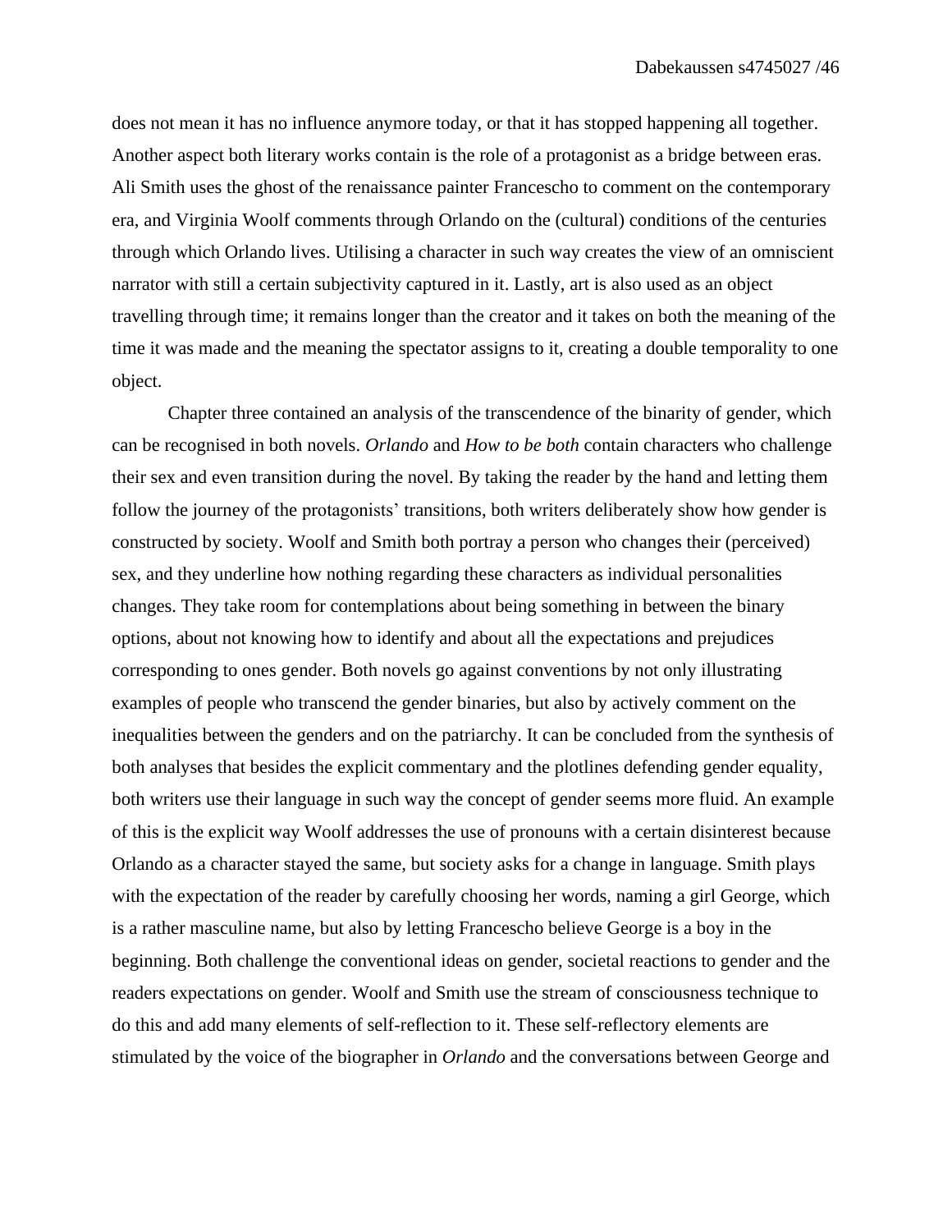does not mean it has no influence anymore today, or that it has stopped happening all together. Another aspect both literary works contain is the role of a protagonist as a bridge between eras. Ali Smith uses the ghost of the renaissance painter Francescho to comment on the contemporary era, and Virginia Woolf comments through Orlando on the (cultural) conditions of the centuries through which Orlando lives. Utilising a character in such way creates the view of an omniscient narrator with still a certain subjectivity captured in it. Lastly, art is also used as an object travelling through time; it remains longer than the creator and it takes on both the meaning of the time it was made and the meaning the spectator assigns to it, creating a double temporality to one object.

Chapter three contained an analysis of the transcendence of the binarity of gender, which can be recognised in both novels. *Orlando* and *How to be both* contain characters who challenge their sex and even transition during the novel. By taking the reader by the hand and letting them follow the journey of the protagonists' transitions, both writers deliberately show how gender is constructed by society. Woolf and Smith both portray a person who changes their (perceived) sex, and they underline how nothing regarding these characters as individual personalities changes. They take room for contemplations about being something in between the binary options, about not knowing how to identify and about all the expectations and prejudices corresponding to ones gender. Both novels go against conventions by not only illustrating examples of people who transcend the gender binaries, but also by actively comment on the inequalities between the genders and on the patriarchy. It can be concluded from the synthesis of both analyses that besides the explicit commentary and the plotlines defending gender equality, both writers use their language in such way the concept of gender seems more fluid. An example of this is the explicit way Woolf addresses the use of pronouns with a certain disinterest because Orlando as a character stayed the same, but society asks for a change in language. Smith plays with the expectation of the reader by carefully choosing her words, naming a girl George, which is a rather masculine name, but also by letting Francescho believe George is a boy in the beginning. Both challenge the conventional ideas on gender, societal reactions to gender and the readers expectations on gender. Woolf and Smith use the stream of consciousness technique to do this and add many elements of self-reflection to it. These self-reflectory elements are stimulated by the voice of the biographer in *Orlando* and the conversations between George and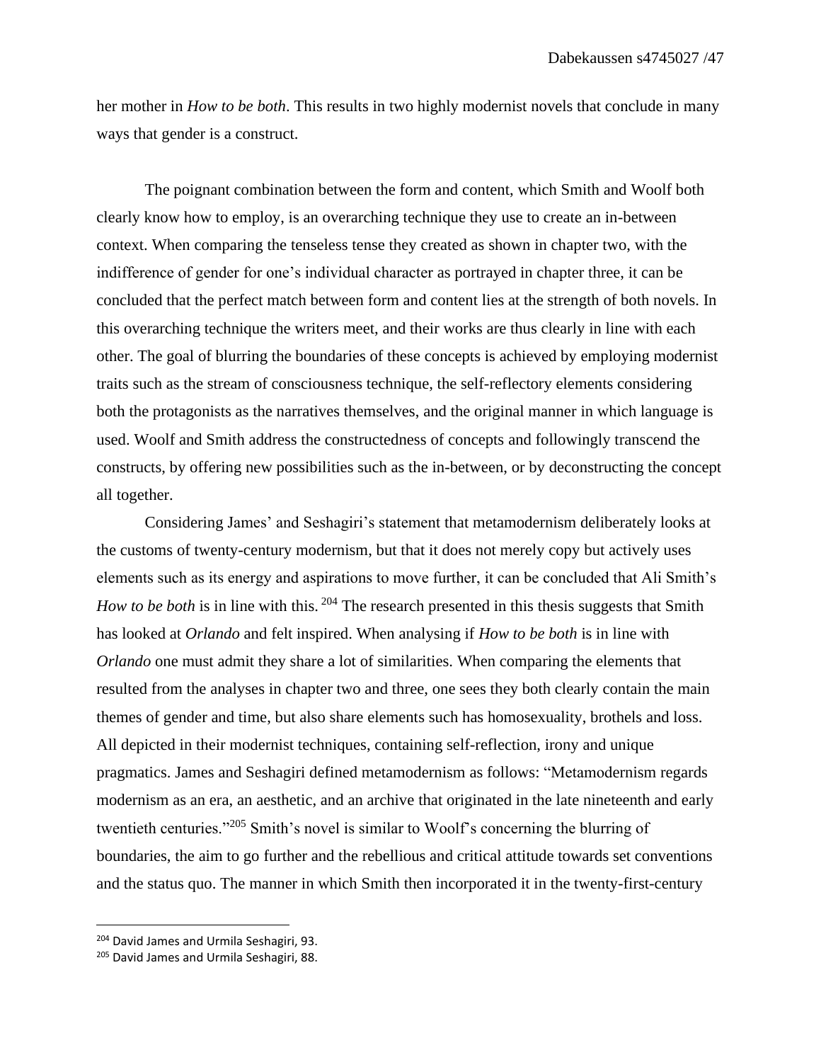her mother in *How to be both*. This results in two highly modernist novels that conclude in many ways that gender is a construct.

The poignant combination between the form and content, which Smith and Woolf both clearly know how to employ, is an overarching technique they use to create an in-between context. When comparing the tenseless tense they created as shown in chapter two, with the indifference of gender for one's individual character as portrayed in chapter three, it can be concluded that the perfect match between form and content lies at the strength of both novels. In this overarching technique the writers meet, and their works are thus clearly in line with each other. The goal of blurring the boundaries of these concepts is achieved by employing modernist traits such as the stream of consciousness technique, the self-reflectory elements considering both the protagonists as the narratives themselves, and the original manner in which language is used. Woolf and Smith address the constructedness of concepts and followingly transcend the constructs, by offering new possibilities such as the in-between, or by deconstructing the concept all together.

Considering James' and Seshagiri's statement that metamodernism deliberately looks at the customs of twenty-century modernism, but that it does not merely copy but actively uses elements such as its energy and aspirations to move further, it can be concluded that Ali Smith's *How to be both* is in line with this. [204] The research presented in this thesis suggests that Smith has looked at *Orlando* and felt inspired. When analysing if *How to be both* is in line with *Orlando* one must admit they share a lot of similarities. When comparing the elements that resulted from the analyses in chapter two and three, one sees they both clearly contain the main themes of gender and time, but also share elements such has homosexuality, brothels and loss. All depicted in their modernist techniques, containing self-reflection, irony and unique pragmatics. James and Seshagiri defined metamodernism as follows: "Metamodernism regards modernism as an era, an aesthetic, and an archive that originated in the late nineteenth and early twentieth centuries."[205] Smith's novel is similar to Woolf's concerning the blurring of boundaries, the aim to go further and the rebellious and critical attitude towards set conventions and the status quo. The manner in which Smith then incorporated it in the twenty-first-century

---

[204] David James and Urmila Seshagiri, 93.

[205] David James and Urmila Seshagiri, 88.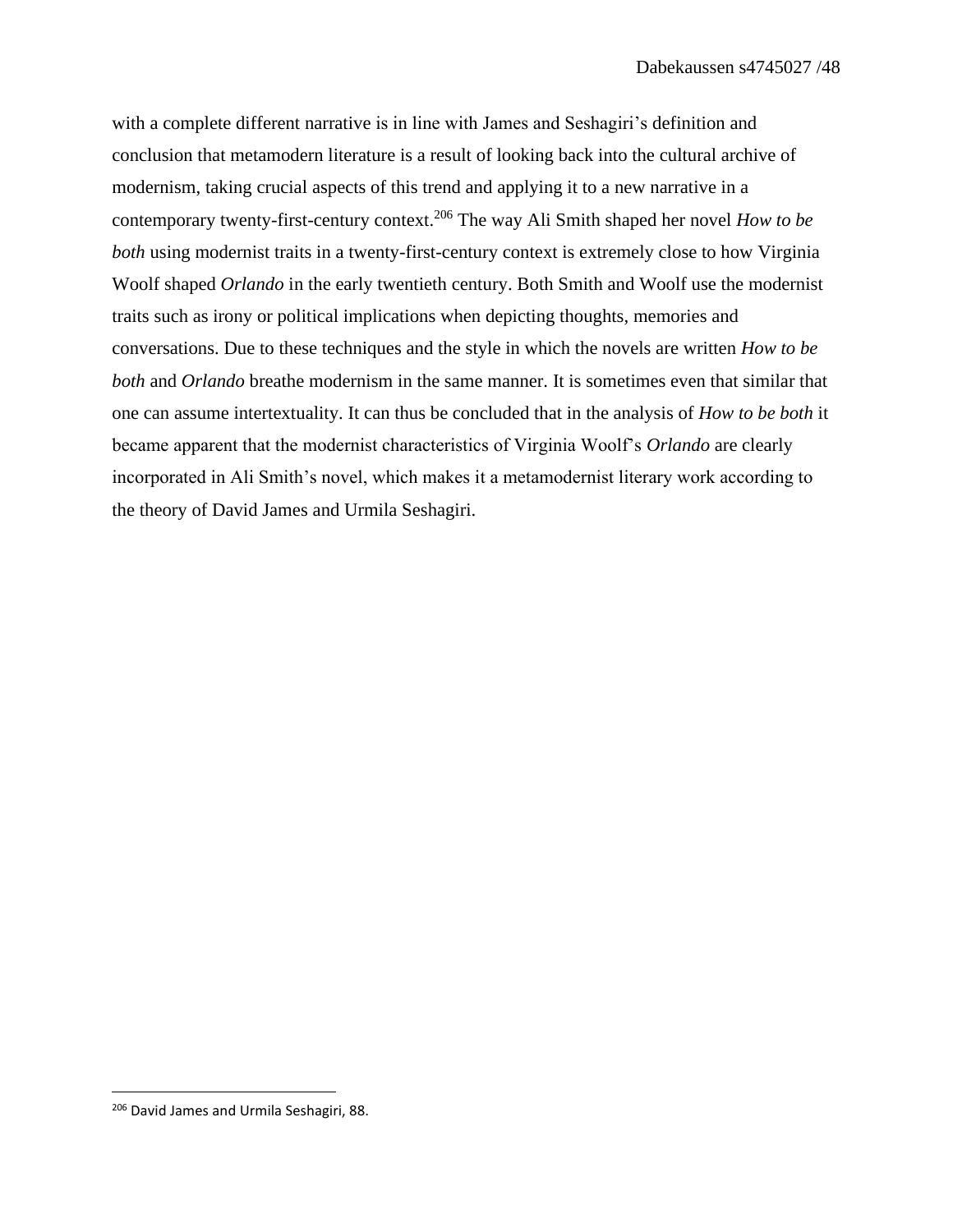with a complete different narrative is in line with James and Seshagiri's definition and conclusion that metamodern literature is a result of looking back into the cultural archive of modernism, taking crucial aspects of this trend and applying it to a new narrative in a contemporary twenty-first-century context.[206] The way Ali Smith shaped her novel *How to be both* using modernist traits in a twenty-first-century context is extremely close to how Virginia Woolf shaped *Orlando* in the early twentieth century. Both Smith and Woolf use the modernist traits such as irony or political implications when depicting thoughts, memories and conversations. Due to these techniques and the style in which the novels are written *How to be both* and *Orlando* breathe modernism in the same manner. It is sometimes even that similar that one can assume intertextuality. It can thus be concluded that in the analysis of *How to be both* it became apparent that the modernist characteristics of Virginia Woolf's *Orlando* are clearly incorporated in Ali Smith's novel, which makes it a metamodernist literary work according to the theory of David James and Urmila Seshagiri.

---

[206] David James and Urmila Seshagiri, 88.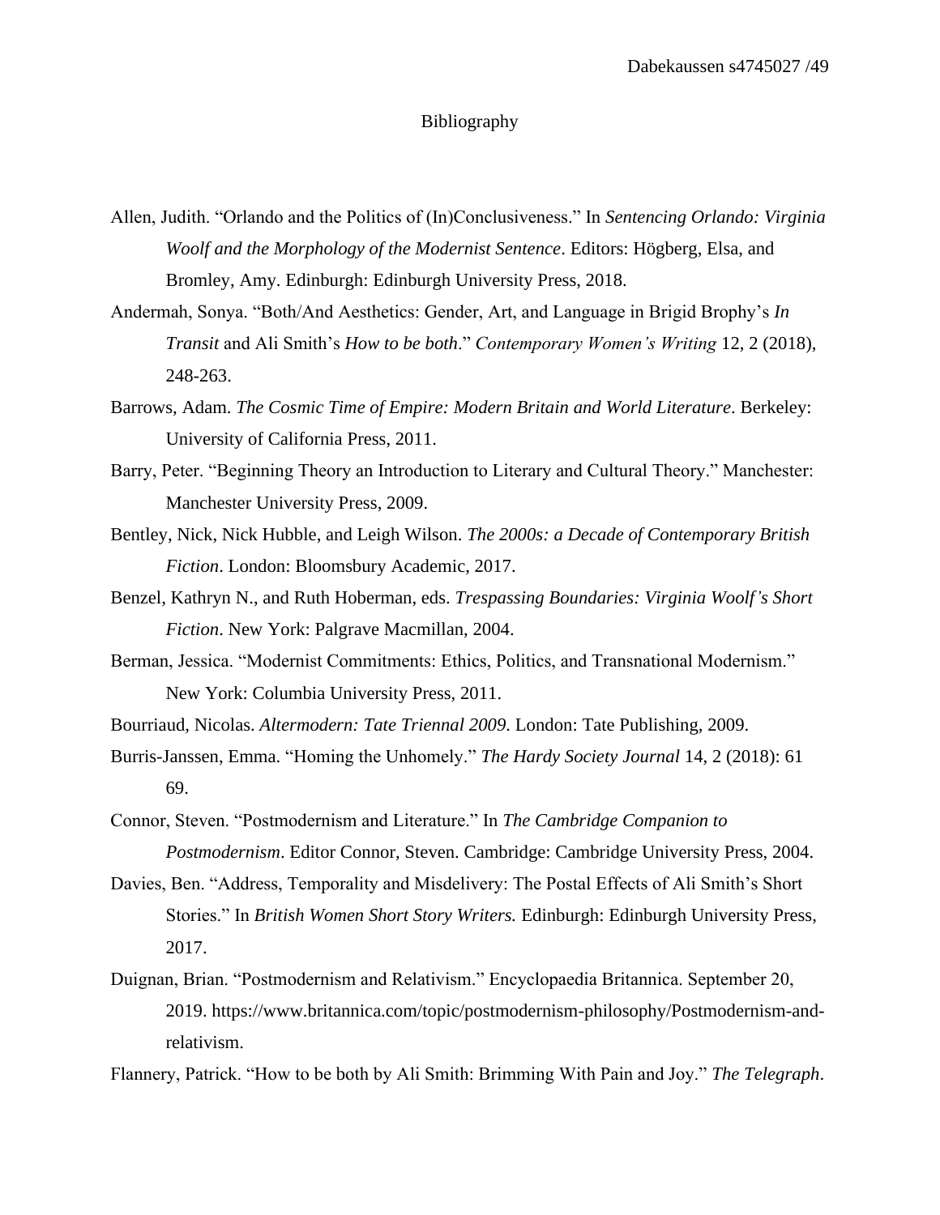# Bibliography

Allen, Judith. “Orlando and the Politics of (In)Conclusiveness.” In *Sentencing Orlando: Virginia Woolf and the Morphology of the Modernist Sentence*. Editors: Högberg, Elsa, and Bromley, Amy. Edinburgh: Edinburgh University Press, 2018.

Andermah, Sonya. “Both/And Aesthetics: Gender, Art, and Language in Brigid Brophy’s *In Transit* and Ali Smith’s *How to be both*.” *Contemporary Women’s Writing* 12, 2 (2018), 248-263.

Barrows, Adam. *The Cosmic Time of Empire: Modern Britain and World Literature*. Berkeley: University of California Press, 2011.

Barry, Peter. “Beginning Theory an Introduction to Literary and Cultural Theory.” Manchester: Manchester University Press, 2009.

Bentley, Nick, Nick Hubble, and Leigh Wilson. *The 2000s: a Decade of Contemporary British Fiction*. London: Bloomsbury Academic, 2017.

Benzel, Kathryn N., and Ruth Hoberman, eds. *Trespassing Boundaries: Virginia Woolf’s Short Fiction*. New York: Palgrave Macmillan, 2004.

Berman, Jessica. “Modernist Commitments: Ethics, Politics, and Transnational Modernism.” New York: Columbia University Press, 2011.

Bourriaud, Nicolas. *Altermodern: Tate Triennal 2009*. London: Tate Publishing, 2009.

Burris-Janssen, Emma. “Homing the Unhomely.” *The Hardy Society Journal* 14, 2 (2018): 61 69.

Connor, Steven. “Postmodernism and Literature.” In *The Cambridge Companion to Postmodernism*. Editor Connor, Steven. Cambridge: Cambridge University Press, 2004.

Davies, Ben. “Address, Temporality and Misdelivery: The Postal Effects of Ali Smith’s Short Stories.” In *British Women Short Story Writers.* Edinburgh: Edinburgh University Press, 2017.

Duignan, Brian. “Postmodernism and Relativism.” Encyclopaedia Britannica. September 20, 2019. https://www.britannica.com/topic/postmodernism-philosophy/Postmodernism-and-relativism.

Flannery, Patrick. “How to be both by Ali Smith: Brimming With Pain and Joy.” *The Telegraph*.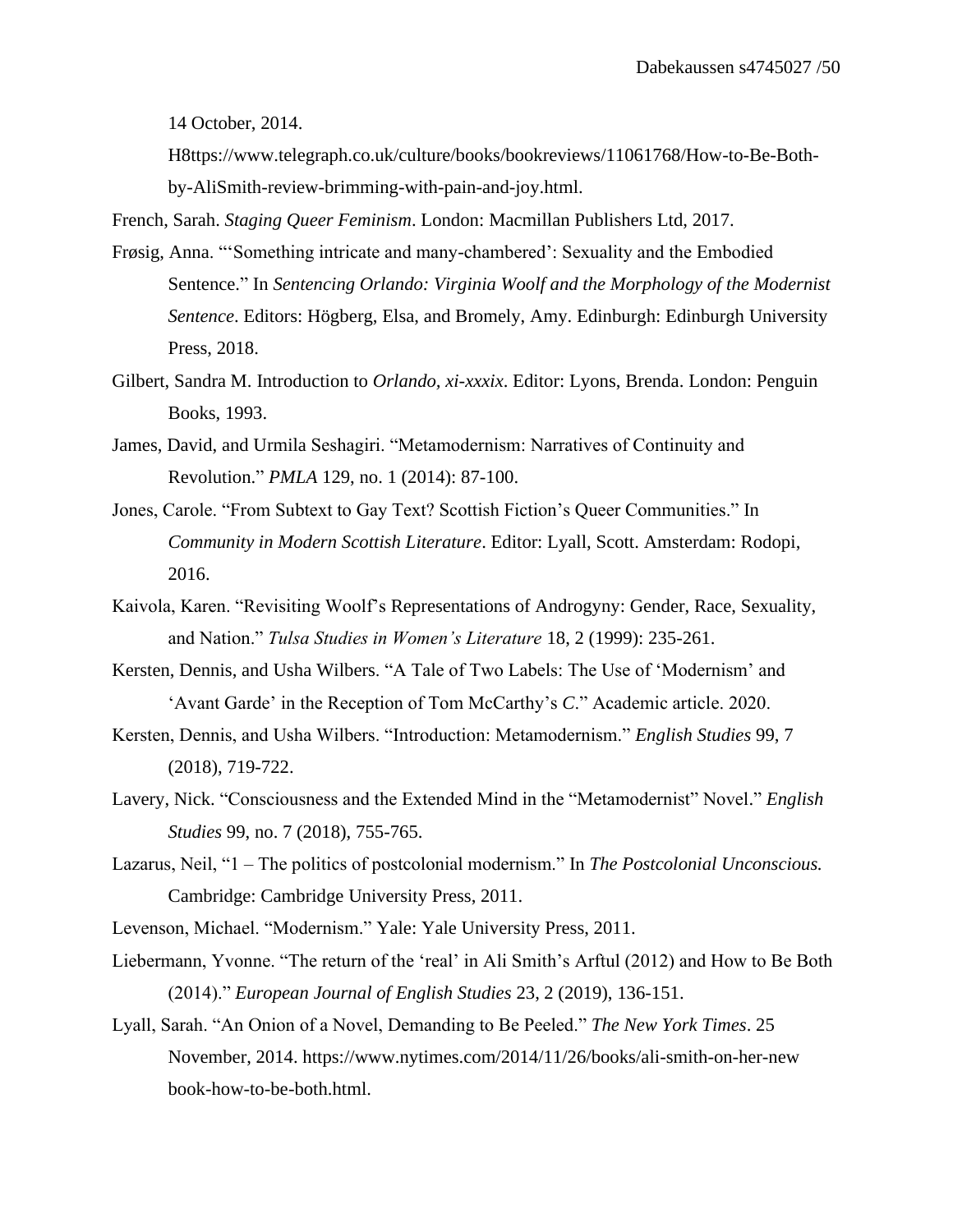14 October, 2014. H8ttps://www.telegraph.co.uk/culture/books/bookreviews/11061768/How-to-Be-Both-by-AliSmith-review-brimming-with-pain-and-joy.html.

French, Sarah. *Staging Queer Feminism*. London: Macmillan Publishers Ltd, 2017.

Frøsig, Anna. "'Something intricate and many-chambered': Sexuality and the Embodied Sentence." In *Sentencing Orlando: Virginia Woolf and the Morphology of the Modernist Sentence*. Editors: Högberg, Elsa, and Bromely, Amy. Edinburgh: Edinburgh University Press, 2018.

Gilbert, Sandra M. Introduction to *Orlando, xi-xxxix*. Editor: Lyons, Brenda. London: Penguin Books, 1993.

James, David, and Urmila Seshagiri. "Metamodernism: Narratives of Continuity and Revolution." *PMLA* 129, no. 1 (2014): 87-100.

Jones, Carole. "From Subtext to Gay Text? Scottish Fiction's Queer Communities." In *Community in Modern Scottish Literature*. Editor: Lyall, Scott. Amsterdam: Rodopi, 2016.

Kaivola, Karen. "Revisiting Woolf's Representations of Androgyny: Gender, Race, Sexuality, and Nation." *Tulsa Studies in Women's Literature* 18, 2 (1999): 235-261.

Kersten, Dennis, and Usha Wilbers. "A Tale of Two Labels: The Use of 'Modernism' and 'Avant Garde' in the Reception of Tom McCarthy's *C*." Academic article. 2020.

Kersten, Dennis, and Usha Wilbers. "Introduction: Metamodernism." *English Studies* 99, 7 (2018), 719-722.

Lavery, Nick. "Consciousness and the Extended Mind in the "Metamodernist" Novel." *English Studies* 99, no. 7 (2018), 755-765.

Lazarus, Neil, "1 – The politics of postcolonial modernism." In *The Postcolonial Unconscious.* Cambridge: Cambridge University Press, 2011.

Levenson, Michael. "Modernism." Yale: Yale University Press, 2011.

Liebermann, Yvonne. "The return of the 'real' in Ali Smith's Arftul (2012) and How to Be Both (2014)." *European Journal of English Studies* 23, 2 (2019), 136-151.

Lyall, Sarah. "An Onion of a Novel, Demanding to Be Peeled." *The New York Times*. 25 November, 2014. https://www.nytimes.com/2014/11/26/books/ali-smith-on-her-new book-how-to-be-both.html.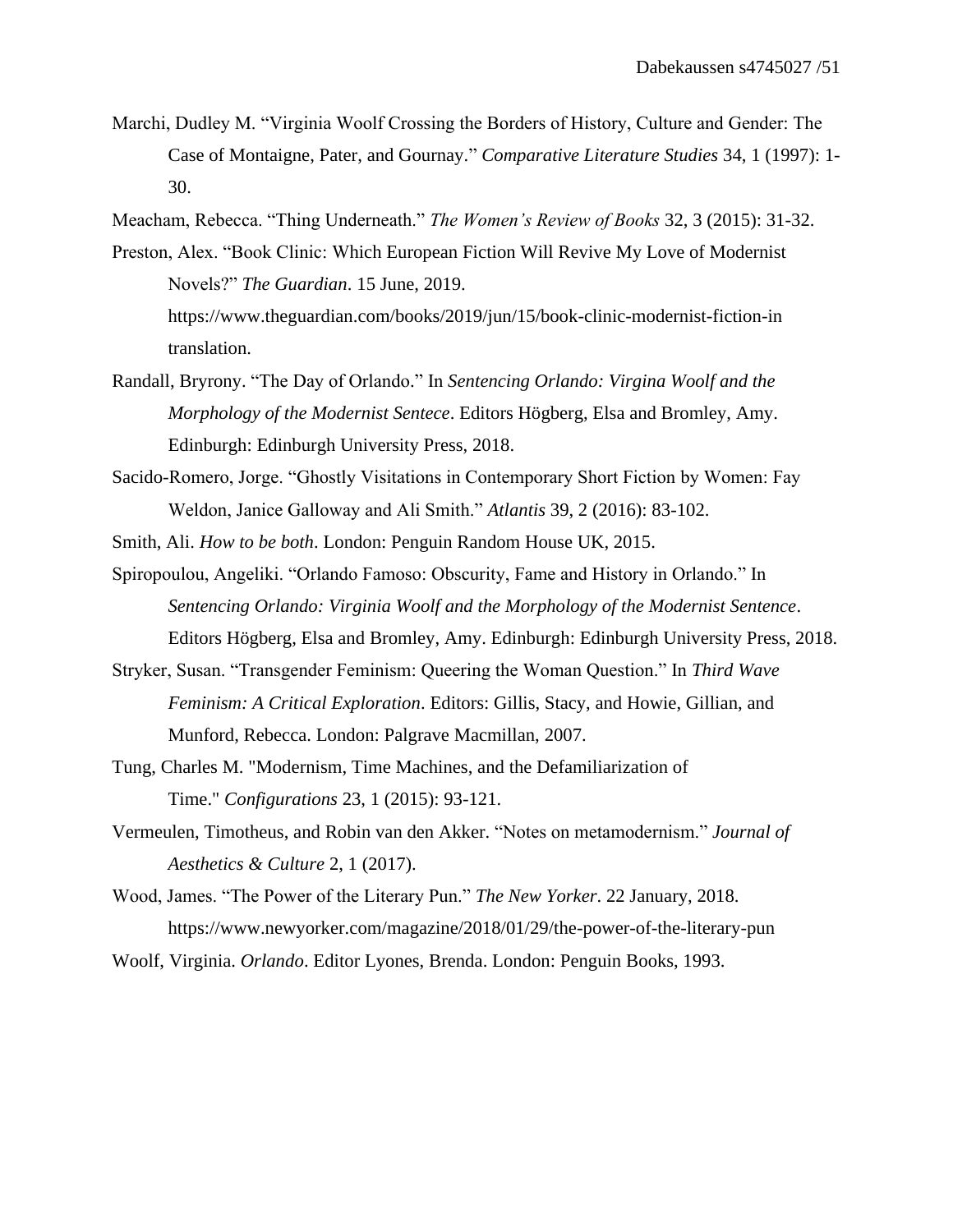Marchi, Dudley M. "Virginia Woolf Crossing the Borders of History, Culture and Gender: The Case of Montaigne, Pater, and Gournay." *Comparative Literature Studies* 34, 1 (1997): 1-30.

Meacham, Rebecca. "Thing Underneath." *The Women's Review of Books* 32, 3 (2015): 31-32.

Preston, Alex. "Book Clinic: Which European Fiction Will Revive My Love of Modernist Novels?" *The Guardian*. 15 June, 2019. https://www.theguardian.com/books/2019/jun/15/book-clinic-modernist-fiction-in translation.

Randall, Bryrony. "The Day of Orlando." In *Sentencing Orlando: Virgina Woolf and the Morphology of the Modernist Sentece*. Editors Högberg, Elsa and Bromley, Amy. Edinburgh: Edinburgh University Press, 2018.

Sacido-Romero, Jorge. "Ghostly Visitations in Contemporary Short Fiction by Women: Fay Weldon, Janice Galloway and Ali Smith." *Atlantis* 39, 2 (2016): 83-102.

Smith, Ali. *How to be both*. London: Penguin Random House UK, 2015.

Spiropoulou, Angeliki. "Orlando Famoso: Obscurity, Fame and History in Orlando." In *Sentencing Orlando: Virginia Woolf and the Morphology of the Modernist Sentence*. Editors Högberg, Elsa and Bromley, Amy. Edinburgh: Edinburgh University Press, 2018.

Stryker, Susan. "Transgender Feminism: Queering the Woman Question." In *Third Wave Feminism: A Critical Exploration*. Editors: Gillis, Stacy, and Howie, Gillian, and Munford, Rebecca. London: Palgrave Macmillan, 2007.

Tung, Charles M. "Modernism, Time Machines, and the Defamiliarization of Time." *Configurations* 23, 1 (2015): 93-121.

Vermeulen, Timotheus, and Robin van den Akker. "Notes on metamodernism." *Journal of Aesthetics & Culture* 2, 1 (2017).

Wood, James. "The Power of the Literary Pun." *The New Yorker*. 22 January, 2018. https://www.newyorker.com/magazine/2018/01/29/the-power-of-the-literary-pun

Woolf, Virginia. *Orlando*. Editor Lyones, Brenda. London: Penguin Books, 1993.